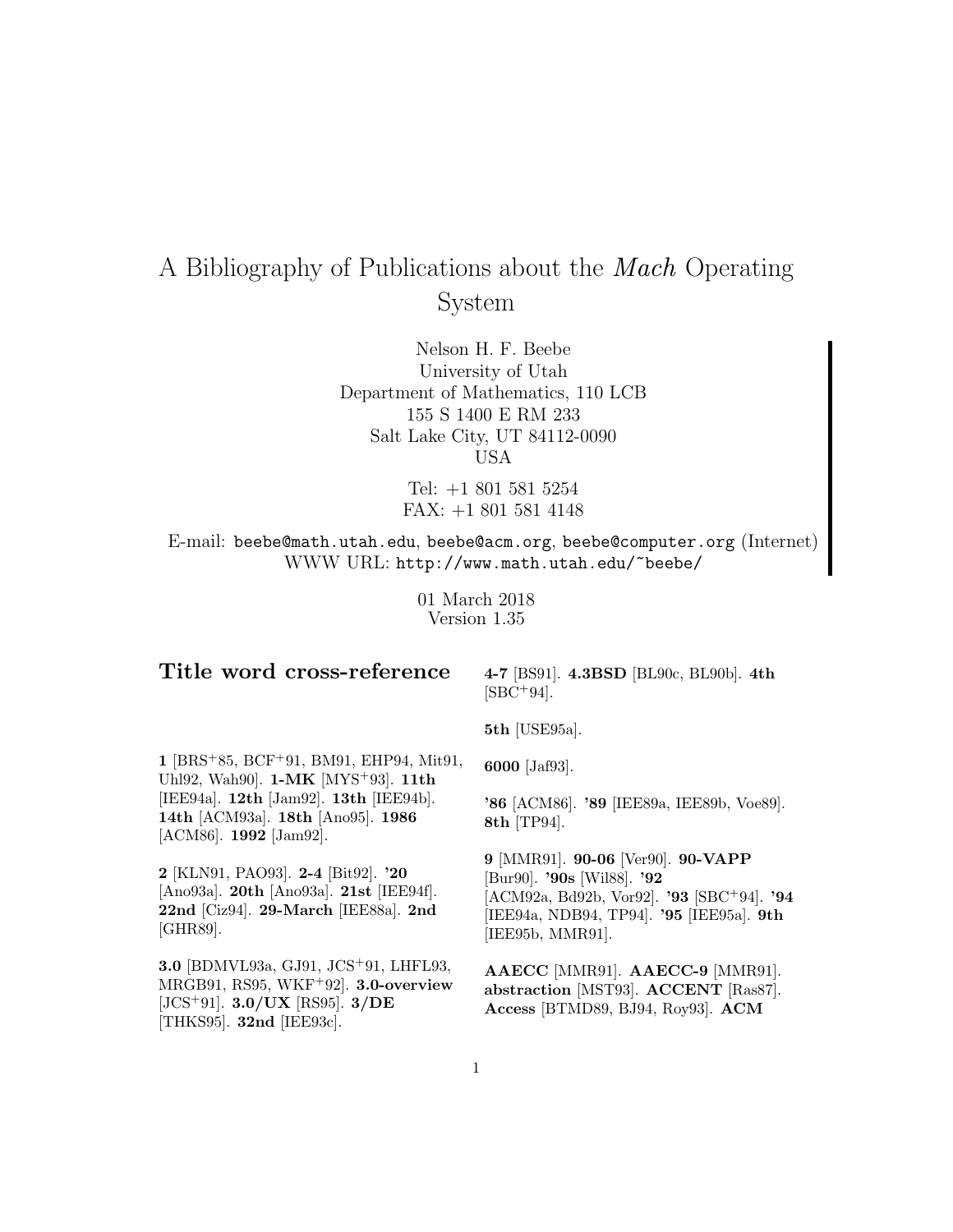# A Bibliography of Publications about the *Mach* Operating System

Nelson H. F. Beebe
University of Utah
Department of Mathematics, 110 LCB
155 S 1400 E RM 233
Salt Lake City, UT 84112-0090
USA

Tel: +1 801 581 5254
FAX: +1 801 581 4148

E-mail: beebe@math.utah.edu, beebe@acm.org, beebe@computer.org (Internet)
WWW URL: http://www.math.utah.edu/~beebe/

01 March 2018
Version 1.35

## Title word cross-reference

**1** [BRS+85, BCF+91, BM91, EHP94, Mit91, Uhl92, Wah90]. **1-MK** [MYS+93]. **11th** [IEE94a]. **12th** [Jam92]. **13th** [IEE94b]. **14th** [ACM93a]. **18th** [Ano95]. **1986** [ACM86]. **1992** [Jam92].

**2** [KLN91, PAO93]. **2-4** [Bit92]. **'20** [Ano93a]. **20th** [Ano93a]. **21st** [IEE94f]. **22nd** [Ciz94]. **29-March** [IEE88a]. **2nd** [GHR89].

**3.0** [BDMVL93a, GJ91, JCS+91, LHFL93, MRGB91, RS95, WKF+92]. **3.0-overview** [JCS+91]. **3.0/UX** [RS95]. **3/DE** [THKS95]. **32nd** [IEE93c].

**4-7** [BS91]. **4.3BSD** [BL90c, BL90b]. **4th** [SBC+94].

**5th** [USE95a].

**6000** [Jaf93].

**'86** [ACM86]. **'89** [IEE89a, IEE89b, Voe89]. **8th** [TP94].

**9** [MMR91]. **90-06** [Ver90]. **90-VAPP** [Bur90]. **'90s** [Wil88]. **'92** [ACM92a, Bd92b, Vor92]. **'93** [SBC+94]. **'94** [IEE94a, NDB94, TP94]. **'95** [IEE95a]. **9th** [IEE95b, MMR91].

**AAECC** [MMR91]. **AAECC-9** [MMR91]. **abstraction** [MST93]. **ACCENT** [Ras87]. **Access** [BTMD89, BJ94, Roy93]. **ACM**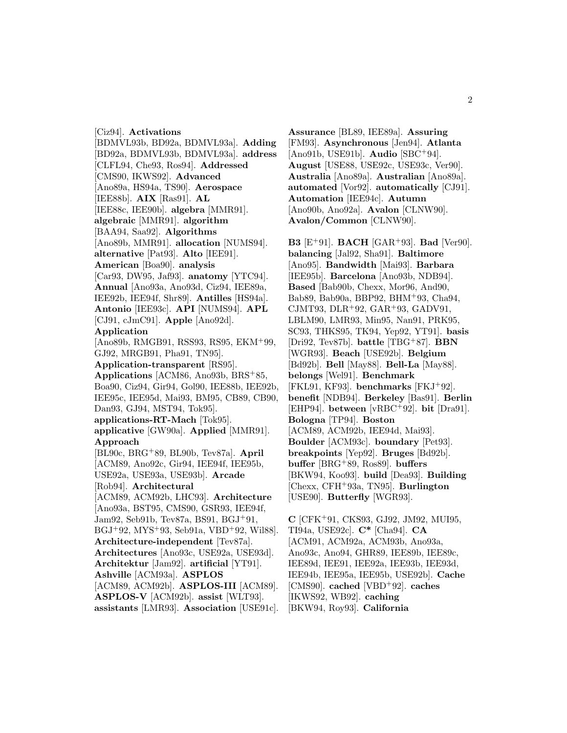[Ciz94]. **Activations** [BDMVL93b, BD92a, BDMVL93a]. **Adding** [BD92a, BDMVL93b, BDMVL93a]. **address** [CLFL94, Che93, Ros94]. **Addressed** [CMS90, IKWS92]. **Advanced** [Ano89a, HS94a, TS90]. **Aerospace** [IEE88b]. **AIX** [Ras91]. **AL** [IEE88c, IEE90b]. **algebra** [MMR91]. **algebraic** [MMR91]. **algorithm** [BAA94, Saa92]. **Algorithms** [Ano89b, MMR91]. **allocation** [NUMS94]. **alternative** [Pat93]. **Alto** [IEE91]. **American** [Boa90]. **analysis** [Car93, DW95, Jaf93]. **anatomy** [YTC94]. **Annual** [Ano93a, Ano93d, Ciz94, IEE89a, IEE92b, IEE94f, Shr89]. **Antilles** [HS94a]. **Antonio** [IEE93c]. **API** [NUMS94]. **APL** [CJ91, cJmC91]. **Apple** [Ano92d]. **Application** [Ano89b, RMGB91, RSS93, RS95, EKM+99, GJ92, MRGB91, Pha91, TN95]. **Application-transparent** [RS95]. **Applications** [ACM86, Ano93b, BRS+85, Boa90, Ciz94, Gir94, IEE88b, IEE92b, IEE95c, IEE95d, Mai93, BM95, CB89, CB90, Dan93, GJ94, MST94, Tok95]. **applications-RT-Mach** [Tok95]. **applicative** [GW90a]. **Applied** [MMR91]. **Approach** [BL90c, BRG+89, BL90b, Tev87a]. **April** [ACM89, Ano92c, Gir94, IEE94f, IEE95b, USE92a, USE93a, USE93b]. **Arcade** [Rob94]. **Architectural** [ACM89, ACM92b, LHC93]. **Architecture** [Ano93a, BST95, CMS90, GSR93, IEE94f, Jam92, Seb91b, Tev87a, BS91, BGJ+91, BGJ+92, MYS+93, Seb91a, VBD+92, Wil88]. **Architecture-independent** [Tev87a]. **Architectures** [Ano93c, USE92a, USE93d]. **Architektur** [Jam92]. **artificial** [YT91]. **Ashville** [ACM93a]. **ASPLOS** [ACM89, ACM92b]. **ASPLOS-III** [ACM89]. **ASPLOS-V** [ACM92b]. **assist** [WLT93]. **assistants** [LMR93]. **Association** [USE91c]. **Assurance** [BL89, IEE89a]. **Assuring** [FM93]. **Asynchronous** [Jen94]. **Atlanta** [Ano91b, USE91b]. **Audio** [SBC+94]. **August** [USE88, USE92c, USE93c, Ver90]. **Australia** [Ano89a]. **Australian** [Ano89a]. **automated** [Vor92]. **automatically** [CJ91]. **Automation** [IEE94c]. **Autumn** [Ano90b, Ano92a]. **Avalon** [CLNW90]. **Avalon/Common** [CLNW90].

**B3** [E+91]. **BACH** [GAR+93]. **Bad** [Ver90]. **balancing** [Jal92, Sha91]. **Baltimore** [Ano95]. **Bandwidth** [Mai93]. **Barbara** [IEE95b]. **Barcelona** [Ano93b, NDB94]. **Based** [Bab90b, Chexx, Mor96, And90, Bab89, Bab90a, BBP92, BHM+93, Cha94, CJMT93, DLR+92, GAR+93, GADV91, LBLM90, LMR93, Min95, Nan91, PRK95, SC93, THKS95, TK94, Yep92, YT91]. **basis** [Dri92, Tev87b]. **battle** [TBG+87]. **BBN** [WGR93]. **Beach** [USE92b]. **Belgium** [Bd92b]. **Bell** [May88]. **Bell-La** [May88]. **belongs** [Wel91]. **Benchmark** [FKL91, KF93]. **benchmarks** [FKJ+92]. **benefit** [NDB94]. **Berkeley** [Bas91]. **Berlin** [EHP94]. **between** [vRBC+92]. **bit** [Dra91]. **Bologna** [TP94]. **Boston** [ACM89, ACM92b, IEE94d, Mai93]. **Boulder** [ACM93c]. **boundary** [Pet93]. **breakpoints** [Yep92]. **Bruges** [Bd92b]. **buffer** [BRG+89, Ros89]. **buffers** [BKW94, Koo93]. **build** [Dea93]. **Building** [Chexx, CFH+93a, TN95]. **Burlington** [USE90]. **Butterfly** [WGR93].

**C** [CFK+91, CKS93, GJ92, JM92, MUI95, TI94a, USE92c]. **C*** [Cha94]. **CA** [ACM91, ACM92a, ACM93b, Ano93a, Ano93c, Ano94, GHR89, IEE89b, IEE89c, IEE89d, IEE91, IEE92a, IEE93b, IEE93d, IEE94b, IEE95a, IEE95b, USE92b]. **Cache** [CMS90]. **cached** [VBD+92]. **caches** [IKWS92, WB92]. **caching** [BKW94, Roy93]. **California**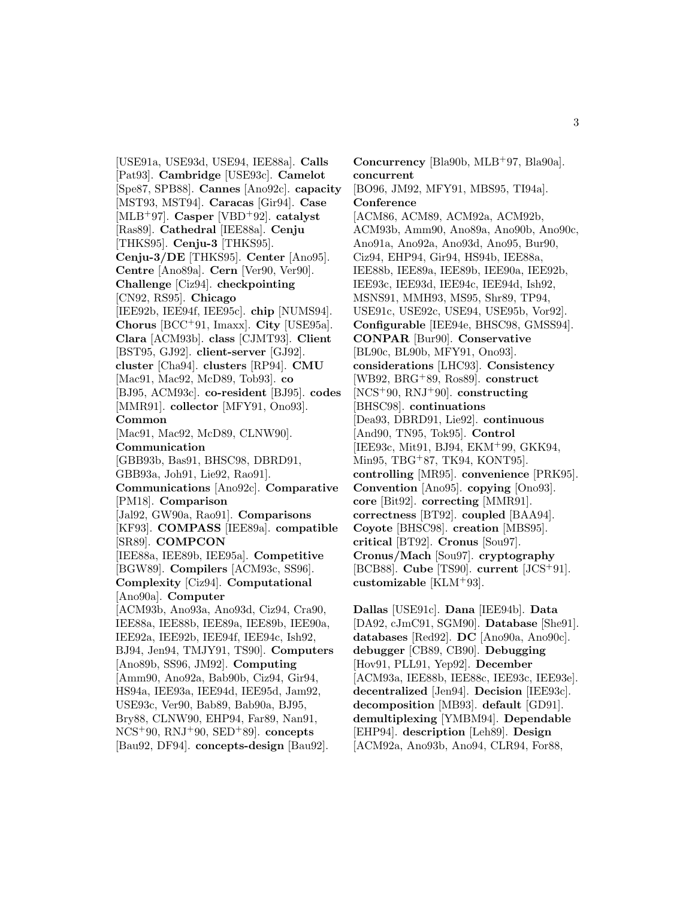[USE91a, USE93d, USE94, IEE88a]. **Calls** [Pat93]. **Cambridge** [USE93c]. **Camelot** [Spe87, SPB88]. **Cannes** [Ano92c]. **capacity** [MST93, MST94]. **Caracas** [Gir94]. **Case** [MLB+97]. **Casper** [VBD+92]. **catalyst** [Ras89]. **Cathedral** [IEE88a]. **Cenju** [THKS95]. **Cenju-3** [THKS95]. **Cenju-3/DE** [THKS95]. **Center** [Ano95]. **Centre** [Ano89a]. **Cern** [Ver90, Ver90]. **Challenge** [Ciz94]. **checkpointing** [CN92, RS95]. **Chicago** [IEE92b, IEE94f, IEE95c]. **chip** [NUMS94]. **Chorus** [BCC+91, Imaxx]. **City** [USE95a]. **Clara** [ACM93b]. **class** [CJMT93]. **Client** [BST95, GJ92]. **client-server** [GJ92]. **cluster** [Cha94]. **clusters** [RP94]. **CMU** [Mac91, Mac92, McD89, Tob93]. **co** [BJ95, ACM93c]. **co-resident** [BJ95]. **codes** [MMR91]. **collector** [MFY91, Ono93]. **Common** [Mac91, Mac92, McD89, CLNW90]. **Communication** [GBB93b, Bas91, BHSC98, DBRD91, GBB93a, Joh91, Lie92, Rao91]. **Communications** [Ano92c]. **Comparative** [PM18]. **Comparison** [Jal92, GW90a, Rao91]. **Comparisons** [KF93]. **COMPASS** [IEE89a]. **compatible** [SR89]. **COMPCON** [IEE88a, IEE89b, IEE95a]. **Competitive** [BGW89]. **Compilers** [ACM93c, SS96]. **Complexity** [Ciz94]. **Computational** [Ano90a]. **Computer** [ACM93b, Ano93a, Ano93d, Ciz94, Cra90, IEE88a, IEE88b, IEE89a, IEE89b, IEE90a, IEE92a, IEE92b, IEE94f, IEE94c, Ish92, BJ94, Jen94, TMJY91, TS90]. **Computers** [Ano89b, SS96, JM92]. **Computing** [Amm90, Ano92a, Bab90b, Ciz94, Gir94, HS94a, IEE93a, IEE94d, IEE95d, Jam92, USE93c, Ver90, Bab89, Bab90a, BJ95, Bry88, CLNW90, EHP94, Far89, Nan91, NCS+90, RNJ+90, SED+89]. **concepts** [Bau92, DF94]. **concepts-design** [Bau92].

**Concurrency** [Bla90b, MLB+97, Bla90a]. **concurrent** [BO96, JM92, MFY91, MBS95, TI94a]. **Conference** [ACM86, ACM89, ACM92a, ACM92b, ACM93b, Amm90, Ano89a, Ano90b, Ano90c, Ano91a, Ano92a, Ano93d, Ano95, Bur90, Ciz94, EHP94, Gir94, HS94b, IEE88a, IEE88b, IEE89a, IEE89b, IEE90a, IEE92b, IEE93c, IEE93d, IEE94c, IEE94d, Ish92, MSNS91, MMH93, MS95, Shr89, TP94, USE91c, USE92c, USE94, USE95b, Vor92]. **Configurable** [IEE94e, BHSC98, GMSS94]. **CONPAR** [Bur90]. **Conservative** [BL90c, BL90b, MFY91, Ono93]. **considerations** [LHC93]. **Consistency** [WB92, BRG+89, Ros89]. **construct** [NCS+90, RNJ+90]. **constructing** [BHSC98]. **continuations** [Dea93, DBRD91, Lie92]. **continuous** [And90, TN95, Tok95]. **Control** [IEE93c, Mit91, BJ94, EKM+99, GKK94, Min95, TBG+87, TK94, KONT95]. **controlling** [MR95]. **convenience** [PRK95]. **Convention** [Ano95]. **copying** [Ono93]. **core** [Bit92]. **correcting** [MMR91]. **correctness** [BT92]. **coupled** [BAA94]. **Coyote** [BHSC98]. **creation** [MBS95]. **critical** [BT92]. **Cronus** [Sou97]. **Cronus/Mach** [Sou97]. **cryptography** [BCB88]. **Cube** [TS90]. **current** [JCS+91]. **customizable** [KLM+93].

**Dallas** [USE91c]. **Dana** [IEE94b]. **Data** [DA92, cJmC91, SGM90]. **Database** [She91]. **databases** [Red92]. **DC** [Ano90a, Ano90c]. **debugger** [CB89, CB90]. **Debugging** [Hov91, PLL91, Yep92]. **December** [ACM93a, IEE88b, IEE88c, IEE93c, IEE93e]. **decentralized** [Jen94]. **Decision** [IEE93c]. **decomposition** [MB93]. **default** [GD91]. **demultiplexing** [YMBM94]. **Dependable** [EHP94]. **description** [Leh89]. **Design** [ACM92a, Ano93b, Ano94, CLR94, For88,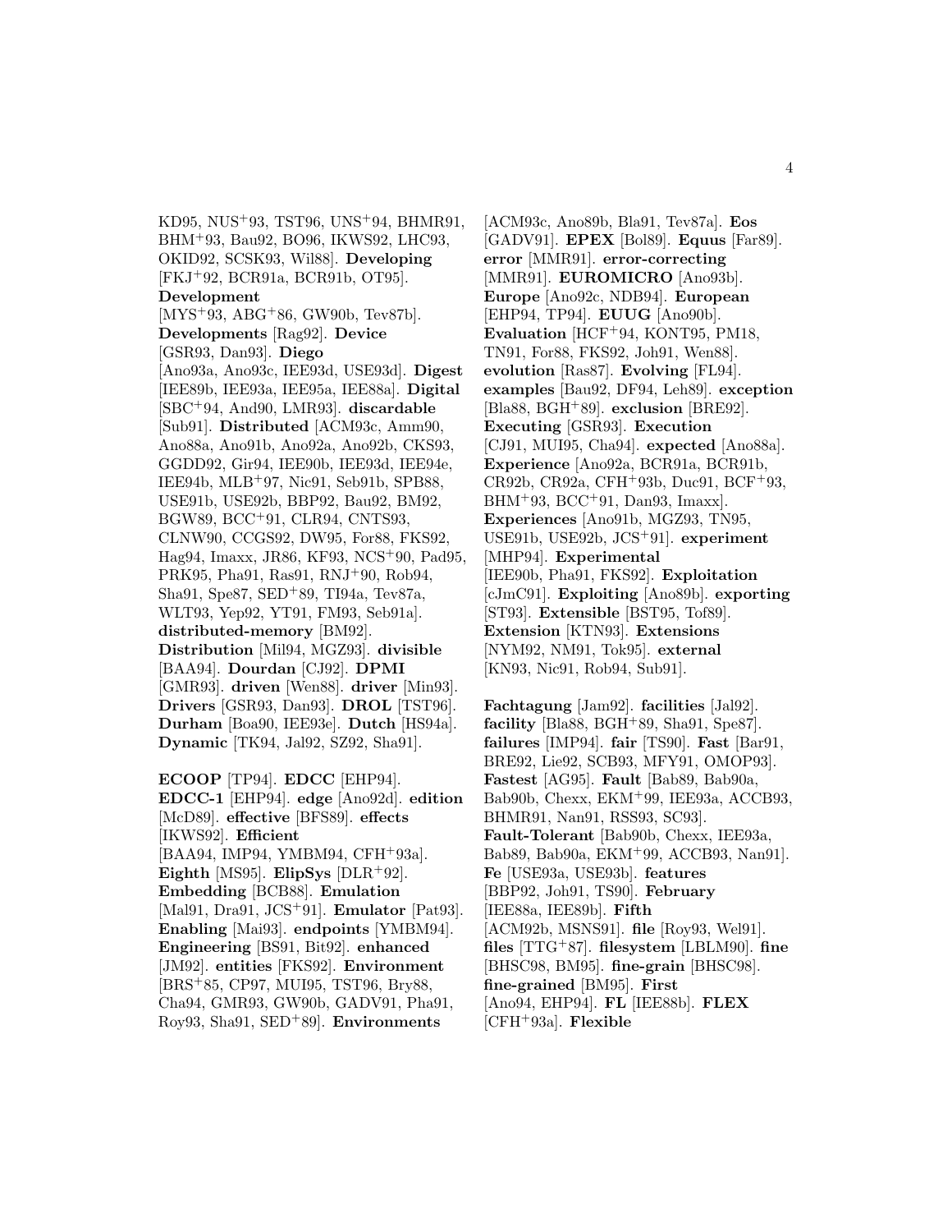KD95, NUS[+]93, TST96, UNS[+]94, BHMR91, BHM[+]93, Bau92, BO96, IKWS92, LHC93, OKID92, SCSK93, Wil88]. **Developing** [FKJ[+]92, BCR91a, BCR91b, OT95]. **Development** [MYS[+]93, ABG[+]86, GW90b, Tev87b]. **Developments** [Rag92]. **Device** [GSR93, Dan93]. **Diego** [Ano93a, Ano93c, IEE93d, USE93d]. **Digest** [IEE89b, IEE93a, IEE95a, IEE88a]. **Digital** [SBC[+]94, And90, LMR93]. **discardable** [Sub91]. **Distributed** [ACM93c, Amm90, Ano88a, Ano91b, Ano92a, Ano92b, CKS93, GGDD92, Gir94, IEE90b, IEE93d, IEE94e, IEE94b, MLB[+]97, Nic91, Seb91b, SPB88, USE91b, USE92b, BBP92, Bau92, BM92, BGW89, BCC[+]91, CLR94, CNTS93, CLNW90, CCGS92, DW95, For88, FKS92, Hag94, Imaxx, JR86, KF93, NCS[+]90, Pad95, PRK95, Pha91, Ras91, RNJ[+]90, Rob94, Sha91, Spe87, SED[+]89, TI94a, Tev87a, WLT93, Yep92, YT91, FM93, Seb91a]. **distributed-memory** [BM92]. **Distribution** [Mil94, MGZ93]. **divisible** [BAA94]. **Dourdan** [CJ92]. **DPMI** [GMR93]. **driven** [Wen88]. **driver** [Min93]. **Drivers** [GSR93, Dan93]. **DROL** [TST96]. **Durham** [Boa90, IEE93e]. **Dutch** [HS94a]. **Dynamic** [TK94, Jal92, SZ92, Sha91].

**ECOOP** [TP94]. **EDCC** [EHP94]. **EDCC-1** [EHP94]. **edge** [Ano92d]. **edition** [McD89]. **effective** [BFS89]. **effects** [IKWS92]. **Efficient** [BAA94, IMP94, YMBM94, CFH[+]93a]. **Eighth** [MS95]. **ElipSys** [DLR[+]92]. **Embedding** [BCB88]. **Emulation** [Mal91, Dra91, JCS[+]91]. **Emulator** [Pat93]. **Enabling** [Mai93]. **endpoints** [YMBM94]. **Engineering** [BS91, Bit92]. **enhanced** [JM92]. **entities** [FKS92]. **Environment** [BRS[+]85, CP97, MUI95, TST96, Bry88, Cha94, GMR93, GW90b, GADV91, Pha91, Roy93, Sha91, SED[+]89]. **Environments** [ACM93c, Ano89b, Bla91, Tev87a]. **Eos** [GADV91]. **EPEX** [Bol89]. **Equus** [Far89]. **error** [MMR91]. **error-correcting** [MMR91]. **EUROMICRO** [Ano93b]. **Europe** [Ano92c, NDB94]. **European** [EHP94, TP94]. **EUUG** [Ano90b]. **Evaluation** [HCF[+]94, KONT95, PM18, TN91, For88, FKS92, Joh91, Wen88]. **evolution** [Ras87]. **Evolving** [FL94]. **examples** [Bau92, DF94, Leh89]. **exception** [Bla88, BGH[+]89]. **exclusion** [BRE92]. **Executing** [GSR93]. **Execution** [CJ91, MUI95, Cha94]. **expected** [Ano88a]. **Experience** [Ano92a, BCR91a, BCR91b, CR92b, CR92a, CFH[+]93b, Duc91, BCF[+]93, BHM[+]93, BCC[+]91, Dan93, Imaxx]. **Experiences** [Ano91b, MGZ93, TN95, USE91b, USE92b, JCS[+]91]. **experiment** [MHP94]. **Experimental** [IEE90b, Pha91, FKS92]. **Exploitation** [cJmC91]. **Exploiting** [Ano89b]. **exporting** [ST93]. **Extensible** [BST95, Tof89]. **Extension** [KTN93]. **Extensions** [NYM92, NM91, Tok95]. **external** [KN93, Nic91, Rob94, Sub91].

**Fachtagung** [Jam92]. **facilities** [Jal92]. **facility** [Bla88, BGH[+]89, Sha91, Spe87]. **failures** [IMP94]. **fair** [TS90]. **Fast** [Bar91, BRE92, Lie92, SCB93, MFY91, OMOP93]. **Fastest** [AG95]. **Fault** [Bab89, Bab90a, Bab90b, Chexx, EKM[+]99, IEE93a, ACCB93, BHMR91, Nan91, RSS93, SC93]. **Fault-Tolerant** [Bab90b, Chexx, IEE93a, Bab89, Bab90a, EKM[+]99, ACCB93, Nan91]. **Fe** [USE93a, USE93b]. **features** [BBP92, Joh91, TS90]. **February** [IEE88a, IEE89b]. **Fifth** [ACM92b, MSNS91]. **file** [Roy93, Wel91]. **files** [TTG[+]87]. **filesystem** [LBLM90]. **fine** [BHSC98, BM95]. **fine-grain** [BHSC98]. **fine-grained** [BM95]. **First** [Ano94, EHP94]. **FL** [IEE88b]. **FLEX** [CFH[+]93a]. **Flexible**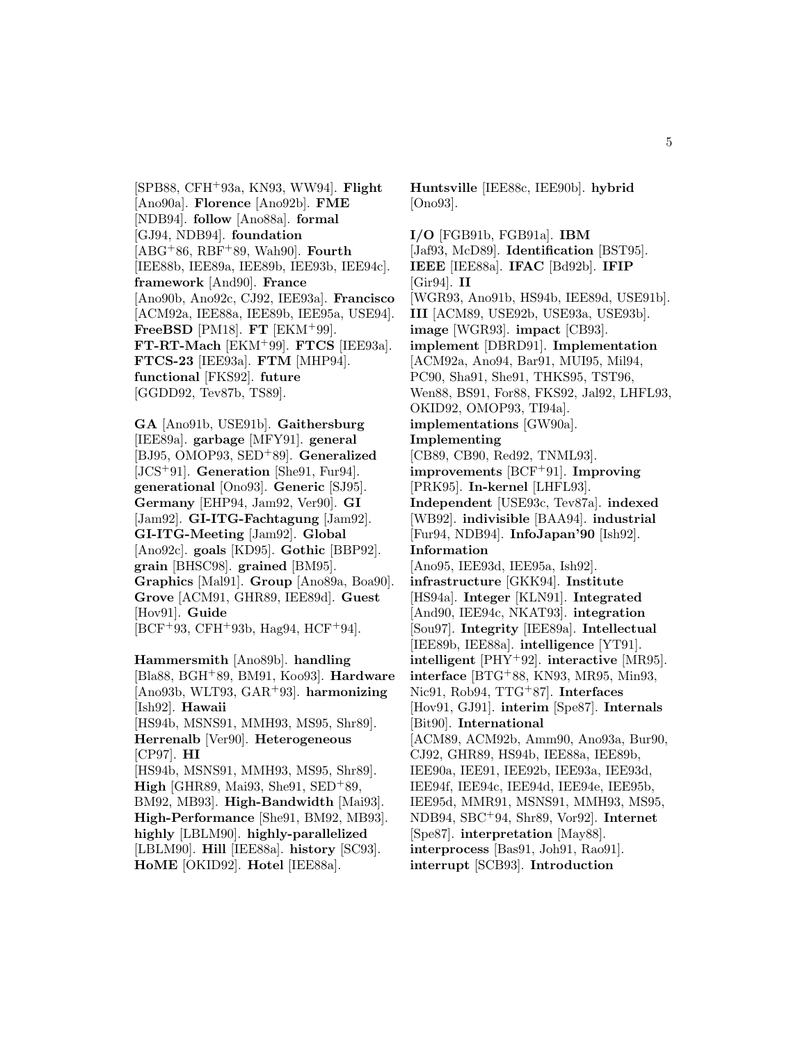[SPB88, CFH+93a, KN93, WW94]. **Flight** [Ano90a]. **Florence** [Ano92b]. **FME** [NDB94]. **follow** [Ano88a]. **formal** [GJ94, NDB94]. **foundation** [ABG+86, RBF+89, Wah90]. **Fourth** [IEE88b, IEE89a, IEE89b, IEE93b, IEE94c]. **framework** [And90]. **France** [Ano90b, Ano92c, CJ92, IEE93a]. **Francisco** [ACM92a, IEE88a, IEE89b, IEE95a, USE94]. **FreeBSD** [PM18]. **FT** [EKM+99]. **FT-RT-Mach** [EKM+99]. **FTCS** [IEE93a]. **FTCS-23** [IEE93a]. **FTM** [MHP94]. **functional** [FKS92]. **future** [GGDD92, Tev87b, TS89].

**GA** [Ano91b, USE91b]. **Gaithersburg** [IEE89a]. **garbage** [MFY91]. **general** [BJ95, OMOP93, SED+89]. **Generalized** [JCS+91]. **Generation** [She91, Fur94]. **generational** [Ono93]. **Generic** [SJ95]. **Germany** [EHP94, Jam92, Ver90]. **GI** [Jam92]. **GI-ITG-Fachtagung** [Jam92]. **GI-ITG-Meeting** [Jam92]. **Global** [Ano92c]. **goals** [KD95]. **Gothic** [BBP92]. **grain** [BHSC98]. **grained** [BM95]. **Graphics** [Mal91]. **Group** [Ano89a, Boa90]. **Grove** [ACM91, GHR89, IEE89d]. **Guest** [Hov91]. **Guide** [BCF+93, CFH+93b, Hag94, HCF+94].

**Hammersmith** [Ano89b]. **handling** [Bla88, BGH+89, BM91, Koo93]. **Hardware** [Ano93b, WLT93, GAR+93]. **harmonizing** [Ish92]. **Hawaii** [HS94b, MSNS91, MMH93, MS95, Shr89]. **Herrenalb** [Ver90]. **Heterogeneous** [CP97]. **HI** [HS94b, MSNS91, MMH93, MS95, Shr89]. **High** [GHR89, Mai93, She91, SED+89, BM92, MB92]. **High-Bandwidth** [Mai93]. **High-Performance** [She91, BM92, MB93]. **highly** [LBLM90]. **highly-parallelized** [LBLM90]. **Hill** [IEE88a]. **history** [SC93]. **HoME** [OKID92]. **Hotel** [IEE88a]. **Huntsville** [IEE88c, IEE90b]. **hybrid** [Ono93].

**I/O** [FGB91b, FGB91a]. **IBM** [Jaf93, McD89]. **Identification** [BST95]. **IEEE** [IEE88a]. **IFAC** [Bd92b]. **IFIP** [Gir94]. **II** [WGR93, Ano91b, HS94b, IEE89d, USE91b]. **III** [ACM89, USE92b, USE93a, USE93b]. **image** [WGR93]. **impact** [CB93]. **implement** [DBRD91]. **Implementation** [ACM92a, Ano94, Bar91, MUI95, Mil94, PC90, Sha91, She91, THKS95, TST96, Wen88, BS91, For88, FKS92, Jal92, LHFL93, OKID92, OMOP93, TI94a]. **implementations** [GW90a]. **Implementing** [CB89, CB90, Red92, TNML93]. **improvements** [BCF+91]. **Improving** [PRK95]. **In-kernel** [LHFL93]. **Independent** [USE93c, Tev87a]. **indexed** [WB92]. **indivisible** [BAA94]. **industrial** [Fur94, NDB94]. **InfoJapan'90** [Ish92]. **Information** [Ano95, IEE93d, IEE95a, Ish92]. **infrastructure** [GKK94]. **Institute** [HS94a]. **Integer** [KLN91]. **Integrated** [And90, IEE94c, NKAT93]. **integration** [Sou97]. **Integrity** [IEE89a]. **Intellectual** [IEE89b, IEE88a]. **intelligence** [YT91]. **intelligent** [PHY+92]. **interactive** [MR95]. **interface** [BTG+88, KN93, MR95, Min93, Nic91, Rob94, TTG+87]. **Interfaces** [Hov91, GJ91]. **interim** [Spe87]. **Internals** [Bit90]. **International** [ACM89, ACM92b, Amm90, Ano93a, Bur90, CJ92, GHR89, HS94b, IEE88a, IEE89b, IEE90a, IEE91, IEE92b, IEE93a, IEE93d, IEE94f, IEE94c, IEE94d, IEE94e, IEE95b, IEE95d, MMR91, MSNS91, MMH93, MS95, NDB94, SBC+94, Shr89, Vor92]. **Internet** [Spe87]. **interpretation** [May88]. **interprocess** [Bas91, Joh91, Rao91]. **interrupt** [SCB93]. **Introduction**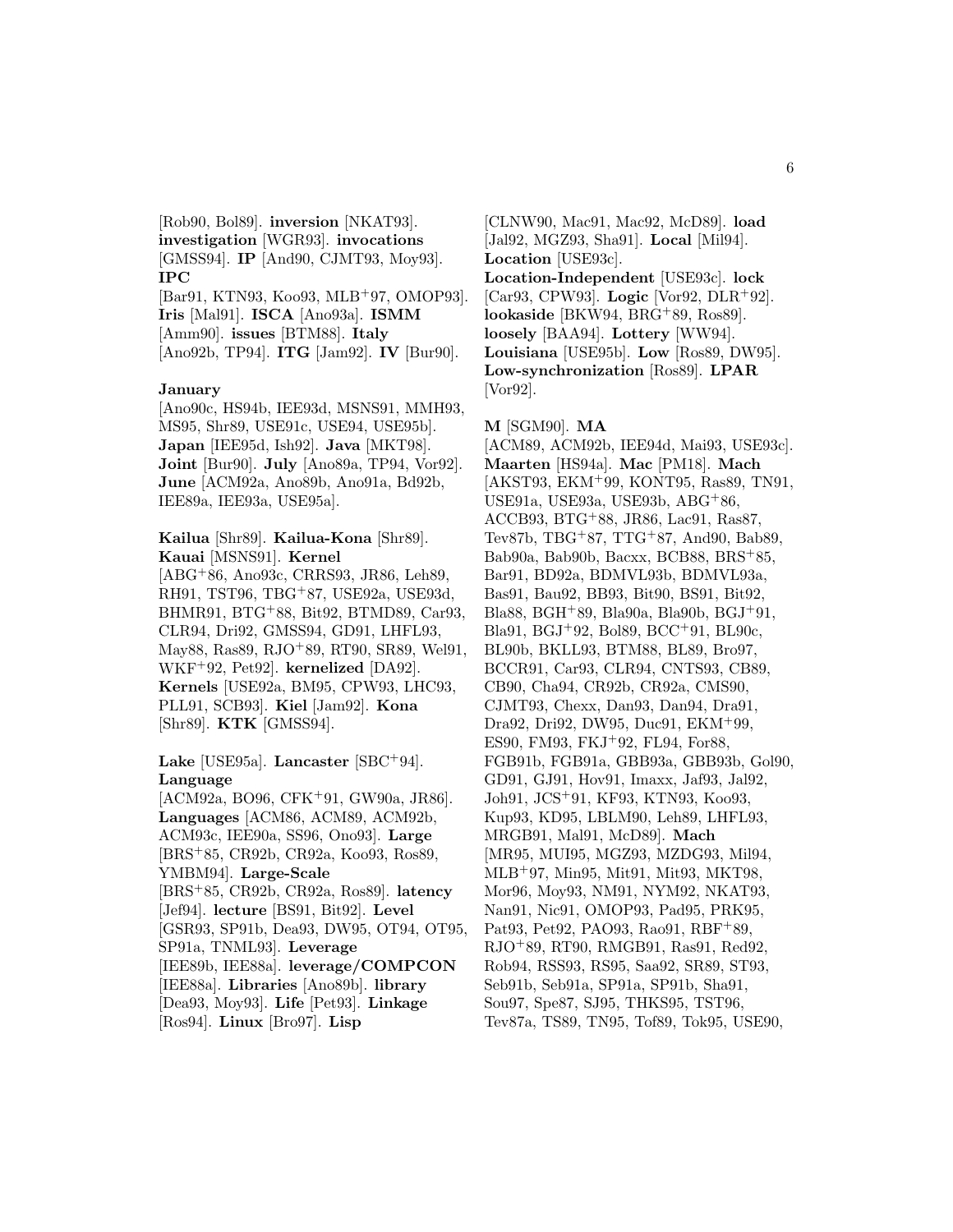[Rob90, Bol89]. **inversion** [NKAT93]. **investigation** [WGR93]. **invocations** [GMSS94]. **IP** [And90, CJMT93, Moy93]. **IPC** [Bar91, KTN93, Koo93, MLB+97, OMOP93]. **Iris** [Mal91]. **ISCA** [Ano93a]. **ISMM** [Amm90]. **issues** [BTM88]. **Italy** [Ano92b, TP94]. **ITG** [Jam92]. **IV** [Bur90].

**January** [Ano90c, HS94b, IEE93d, MSNS91, MMH93, MS95, Shr89, USE91c, USE94, USE95b]. **Japan** [IEE95d, Ish92]. **Java** [MKT98]. **Joint** [Bur90]. **July** [Ano89a, TP94, Vor92]. **June** [ACM92a, Ano89b, Ano91a, Bd92b, IEE89a, IEE93a, USE95a].

**Kailua** [Shr89]. **Kailua-Kona** [Shr89]. **Kauai** [MSNS91]. **Kernel** [ABG+86, Ano93c, CRRS93, JR86, Leh89, RH91, TST96, TBG+87, USE92a, USE93d, BHMR91, BTG+88, Bit92, BTMD89, Car93, CLR94, Dri92, GMSS94, GD91, LHFL93, May88, Ras89, RJO+89, RT90, SR89, Wel91, WKF+92, Pet92]. **kernelized** [DA92]. **Kernels** [USE92a, BM95, CPW93, LHC93, PLL91, SCB93]. **Kiel** [Jam92]. **Kona** [Shr89]. **KTK** [GMSS94].

**Lake** [USE95a]. **Lancaster** [SBC+94]. **Language** [ACM92a, BO96, CFK+91, GW90a, JR86]. **Languages** [ACM86, ACM89, ACM92b, ACM93c, IEE90a, SS96, Ono93]. **Large** [BRS+85, CR92b, CR92a, Koo93, Ros89, YMBM94]. **Large-Scale** [BRS+85, CR92b, CR92a, Ros89]. **latency** [Jef94]. **lecture** [BS91, Bit92]. **Level** [GSR93, SP91b, Dea93, DW95, OT94, OT95, SP91a, TNML93]. **Leverage** [IEE89b, IEE88a]. **leverage/COMPCON** [IEE88a]. **Libraries** [Ano89b]. **library** [Dea93, Moy93]. **Life** [Pet93]. **Linkage** [Ros94]. **Linux** [Bro97]. **Lisp** [CLNW90, Mac91, Mac92, McD89]. **load** [Jal92, MGZ93, Sha91]. **Local** [Mil94]. **Location** [USE93c]. **Location-Independent** [USE93c]. **lock** [Car93, CPW93]. **Logic** [Vor92, DLR+92]. **lookaside** [BKW94, BRG+89, Ros89]. **loosely** [BAA94]. **Lottery** [WW94]. **Louisiana** [USE95b]. **Low** [Ros89, DW95]. **Low-synchronization** [Ros89]. **LPAR** [Vor92].

**M** [SGM90]. **MA** [ACM89, ACM92b, IEE94d, Mai93, USE93c]. **Maarten** [HS94a]. **Mac** [PM18]. **Mach** [AKST93, EKM+99, KONT95, Ras89, TN91, USE91a, USE93a, USE93b, ABG+86, ACCB93, BTG+88, JR86, Lac91, Ras87, Tev87b, TBG+87, TTG+87, And90, Bab89, Bab90a, Bab90b, Bacxx, BCB88, BRS+85, Bar91, BD92a, BDMVL93b, BDMVL93a, Bas91, Bau92, BB93, Bit90, BS91, Bit92, Bla88, BGH+89, Bla90a, Bla90b, BGJ+91, Bla91, BGJ+92, Bol89, BCC+91, BL90c, BL90b, BKLL93, BTM88, BL89, Bro97, BCCR91, Car93, CLR94, CNTS93, CB89, CB90, Cha94, CR92b, CR92a, CMS90, CJMT93, Chexx, Dan93, Dan94, Dra91, Dra92, Dri92, DW95, Duc91, EKM+99, ES90, FM93, FKJ+92, FL94, For88, FGB91b, FGB91a, GBB93a, GBB93b, Gol90, GD91, GJ91, Hov91, Imaxx, Jaf93, Jal92, Joh91, JCS+91, KF93, KTN93, Koo93, Kup93, KD95, LBLM90, Leh89, LHFL93, MRGB91, Mal91, McD89]. **Mach** [MR95, MUI95, MGZ93, MZDG93, Mil94, MLB+97, Min95, Mit91, Mit93, MKT98, Mor96, Moy93, NM91, NYM92, NKAT93, Nan91, Nic91, OMOP93, Pad95, PRK95, Pat93, Pet92, PAO93, Rao91, RBF+89, RJO+89, RT90, RMGB91, Ras91, Red92, Rob94, RSS93, RS95, Saa92, SR89, ST93, Seb91b, Seb91a, SP91a, SP91b, Sha91, Sou97, Spe87, SJ95, THKS95, TST96, Tev87a, TS89, TN95, Tof89, Tok95, USE90,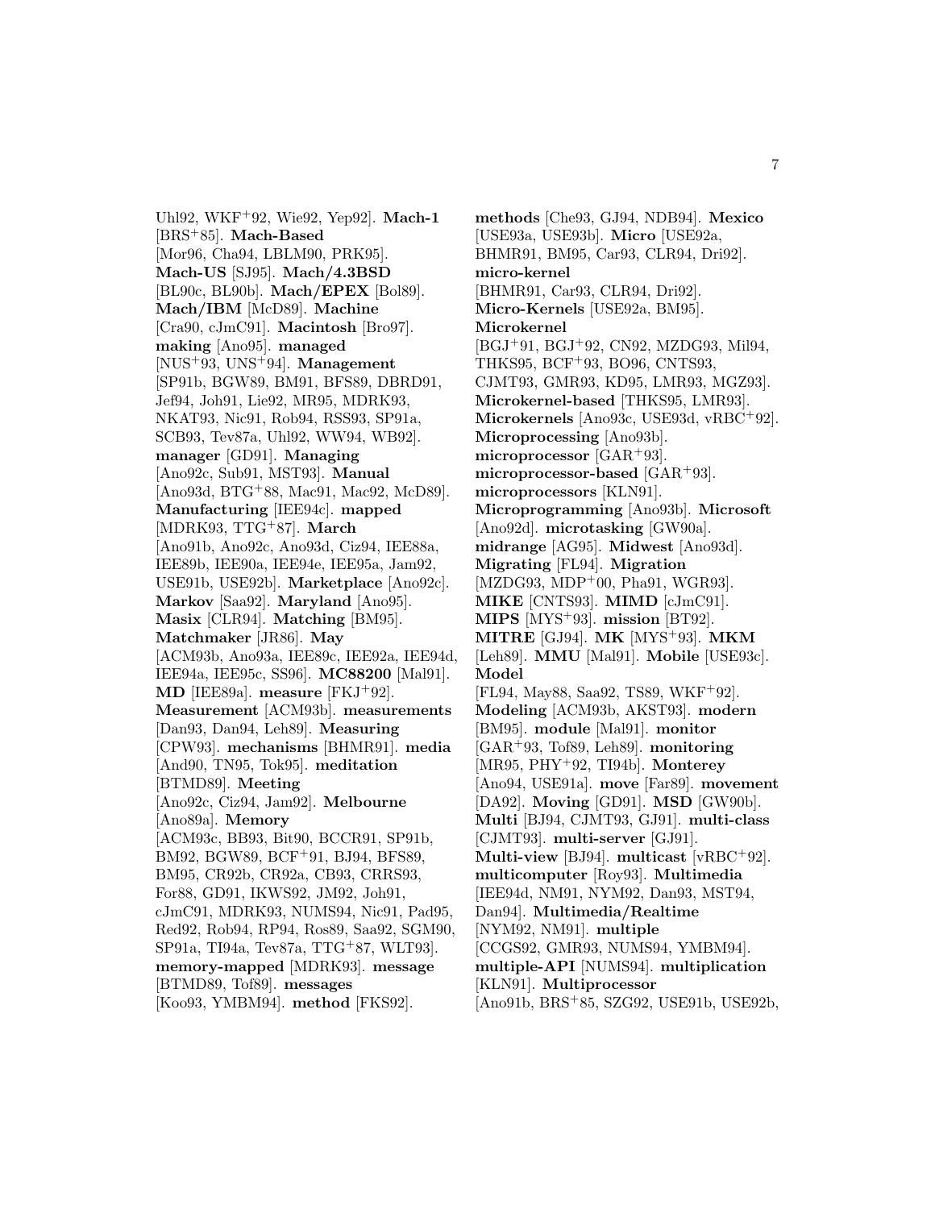Uhl92, WKF[+]92, Wie92, Yep92]. **Mach-1** [BRS[+]85]. **Mach-Based** [Mor96, Cha94, LBLM90, PRK95]. **Mach-US** [SJ95]. **Mach/4.3BSD** [BL90c, BL90b]. **Mach/EPEX** [Bol89]. **Mach/IBM** [McD89]. **Machine** [Cra90, cJmC91]. **Macintosh** [Bro97]. **making** [Ano95]. **managed** [NUS[+]93, UNS[+]94]. **Management** [SP91b, BGW89, BM91, BFS89, DBRD91, Jef94, Joh91, Lie92, MR95, MDRK93, NKAT93, Nic91, Rob94, RSS93, SP91a, SCB93, Tev87a, Uhl92, WW94, WB92]. **manager** [GD91]. **Managing** [Ano92c, Sub91, MST93]. **Manual** [Ano93d, BTG[+]88, Mac91, Mac92, McD89]. **Manufacturing** [IEE94c]. **mapped** [MDRK93, TTG[+]87]. **March** [Ano91b, Ano92c, Ano93d, Ciz94, IEE88a, IEE89b, IEE90a, IEE94e, IEE95a, Jam92, USE91b, USE92b]. **Marketplace** [Ano92c]. **Markov** [Saa92]. **Maryland** [Ano95]. **Masix** [CLR94]. **Matching** [BM95]. **Matchmaker** [JR86]. **May** [ACM93b, Ano93a, IEE89c, IEE92a, IEE94d, IEE94a, IEE95c, SS96]. **MC88200** [Mal91]. **MD** [IEE89a]. **measure** [FKJ[+]92]. **Measurement** [ACM93b]. **measurements** [Dan93, Dan94, Leh89]. **Measuring** [CPW93]. **mechanisms** [BHMR91]. **media** [And90, TN95, Tok95]. **meditation** [BTMD89]. **Meeting** [Ano92c, Ciz94, Jam92]. **Melbourne** [Ano89a]. **Memory** [ACM93c, BB93, Bit90, BCCR91, SP91b, BM92, BGW89, BCF[+]91, BJ94, BFS89, BM95, CR92b, CR92a, CB93, CRRS93, For88, GD91, IKWS92, JM92, Joh91, cJmC91, MDRK93, NUMS94, Nic91, Pad95, Red92, Rob94, RP94, Ros89, Saa92, SGM90, SP91a, TI94a, Tev87a, TTG[+]87, WLT93]. **memory-mapped** [MDRK93]. **message** [BTMD89, Tof89]. **messages** [Koo93, YMBM94]. **method** [FKS92]. **methods** [Che93, GJ94, NDB94]. **Mexico** [USE93a, USE93b]. **Micro** [USE92a, BHMR91, BM95, Car93, CLR94, Dri92]. **micro-kernel** [BHMR91, Car93, CLR94, Dri92]. **Micro-Kernels** [USE92a, BM95]. **Microkernel** [BGJ[+]91, BGJ[+]92, CN92, MZDG93, Mil94, THKS95, BCF[+]93, BO96, CNTS93, CJMT93, GMR93, KD95, LMR93, MGZ93]. **Microkernel-based** [THKS95, LMR93]. **Microkernels** [Ano93c, USE93d, vRBC[+]92]. **Microprocessing** [Ano93b]. **microprocessor** [GAR[+]93]. **microprocessor-based** [GAR[+]93]. **microprocessors** [KLN91]. **Microprogramming** [Ano93b]. **Microsoft** [Ano92d]. **microtasking** [GW90a]. **midrange** [AG95]. **Midwest** [Ano93d]. **Migrating** [FL94]. **Migration** [MZDG93, MDP[+]00, Pha91, WGR93]. **MIKE** [CNTS93]. **MIMD** [cJmC91]. **MIPS** [MYS[+]93]. **mission** [BT92]. **MITRE** [GJ94]. **MK** [MYS[+]93]. **MKM** [Leh89]. **MMU** [Mal91]. **Mobile** [USE93c]. **Model** [FL94, May88, Saa92, TS89, WKF[+]92]. **Modeling** [ACM93b, AKST93]. **modern** [BM95]. **module** [Mal91]. **monitor** [GAR[+]93, Tof89, Leh89]. **monitoring** [MR95, PHY[+]92, TI94b]. **Monterey** [Ano94, USE91a]. **move** [Far89]. **movement** [DA92]. **Moving** [GD91]. **MSD** [GW90b]. **Multi** [BJ94, CJMT93, GJ91]. **multi-class** [CJMT93]. **multi-server** [GJ91]. **Multi-view** [BJ94]. **multicast** [vRBC[+]92]. **multicomputer** [Roy93]. **Multimedia** [IEE94d, NM91, NYM92, Dan93, MST94, Dan94]. **Multimedia/Realtime** [NYM92, NM91]. **multiple** [CCGS92, GMR93, NUMS94, YMBM94]. **multiple-API** [NUMS94]. **multiplication** [KLN91]. **Multiprocessor** [Ano91b, BRS[+]85, SZG92, USE91b, USE92b,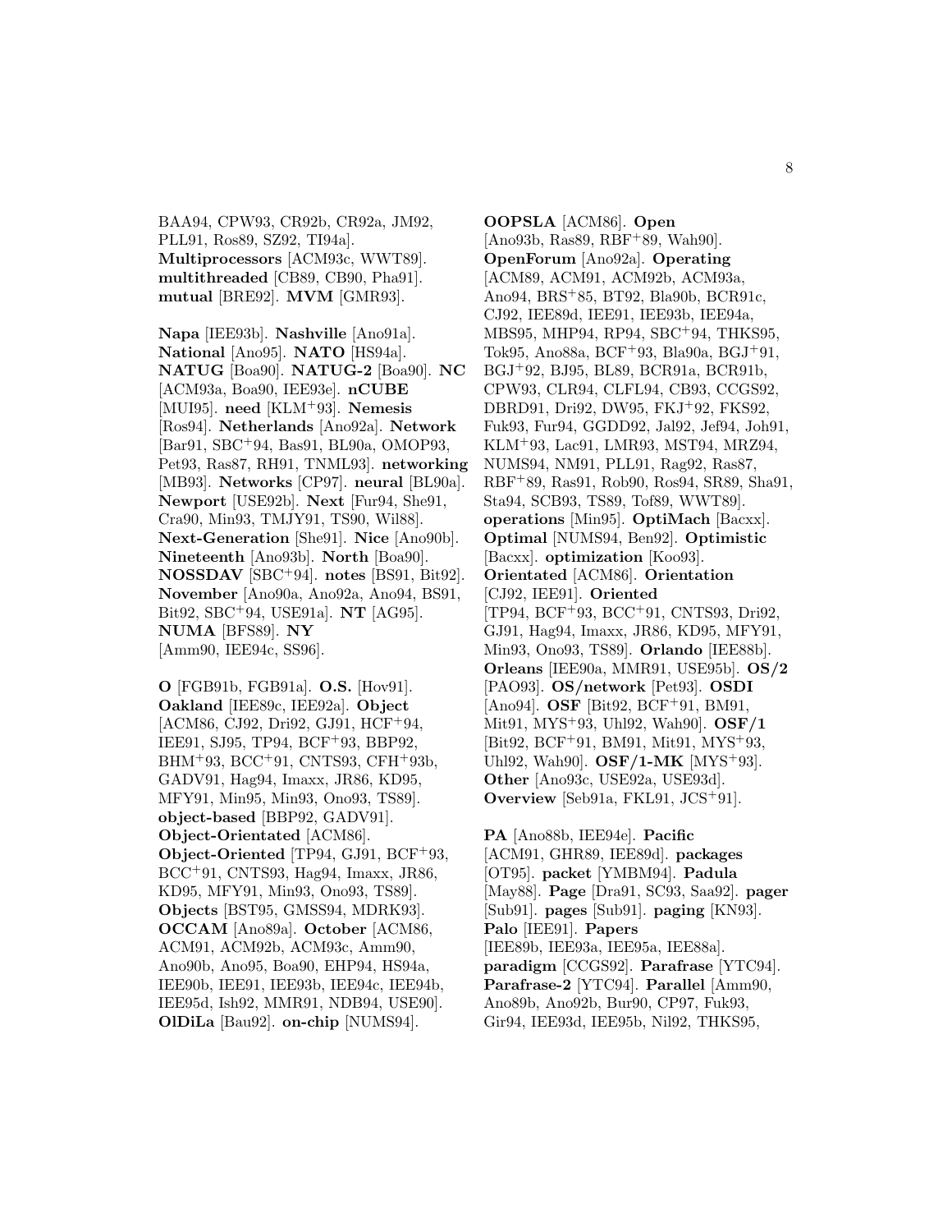BAA94, CPW93, CR92b, CR92a, JM92, PLL91, Ros89, SZ92, TI94a]. **Multiprocessors** [ACM93c, WWT89]. **multithreaded** [CB89, CB90, Pha91]. **mutual** [BRE92]. **MVM** [GMR93].

**Napa** [IEE93b]. **Nashville** [Ano91a]. **National** [Ano95]. **NATO** [HS94a]. **NATUG** [Boa90]. **NATUG-2** [Boa90]. **NC** [ACM93a, Boa90, IEE93e]. **nCUBE** [MUI95]. **need** [KLM+93]. **Nemesis** [Ros94]. **Netherlands** [Ano92a]. **Network** [Bar91, SBC+94, Bas91, BL90a, OMOP93, Pet93, Ras87, RH91, TNML93]. **networking** [MB93]. **Networks** [CP97]. **neural** [BL90a]. **Newport** [USE92b]. **Next** [Fur94, She91, Cra90, Min93, TMJY91, TS90, Wil88]. **Next-Generation** [She91]. **Nice** [Ano90b]. **Nineteenth** [Ano93b]. **North** [Boa90]. **NOSSDAV** [SBC+94]. **notes** [BS91, Bit92]. **November** [Ano90a, Ano92a, Ano94, BS91, Bit92, SBC+94, USE91a]. **NT** [AG95]. **NUMA** [BFS89]. **NY** [Amm90, IEE94c, SS96].

**O** [FGB91b, FGB91a]. **O.S.** [Hov91]. **Oakland** [IEE89c, IEE92a]. **Object** [ACM86, CJ92, Dri92, GJ91, HCF+94, IEE91, SJ95, TP94, BCF+93, BBP92, BHM+93, BCC+91, CNTS93, CFH+93b, GADV91, Hag94, Imaxx, JR86, KD95, MFY91, Min95, Min93, Ono93, TS89]. **object-based** [BBP92, GADV91]. **Object-Orientated** [ACM86]. **Object-Oriented** [TP94, GJ91, BCF+93, BCC+91, CNTS93, Hag94, Imaxx, JR86, KD95, MFY91, Min93, Ono93, TS89]. **Objects** [BST95, GMSS94, MDRK93]. **OCCAM** [Ano89a]. **October** [ACM86, ACM91, ACM92b, ACM93c, Amm90, Ano90b, Ano95, Boa90, EHP94, HS94a, IEE90b, IEE91, IEE93b, IEE94c, IEE94b, IEE95d, Ish92, MMR91, NDB94, USE90]. **OlDiLa** [Bau92]. **on-chip** [NUMS94].

**OOPSLA** [ACM86]. **Open** [Ano93b, Ras89, RBF+89, Wah90]. **OpenForum** [Ano92a]. **Operating** [ACM89, ACM91, ACM92b, ACM93a, Ano94, BRS+85, BT92, Bla90b, BCR91c, CJ92, IEE89d, IEE91, IEE93b, IEE94a, MBS95, MHP94, RP94, SBC+94, THKS95, Tok95, Ano88a, BCF+93, Bla90a, BGJ+91, BGJ+92, BJ95, BL89, BCR91a, BCR91b, CPW93, CLR94, CLFL94, CB93, CCGS92, DBRD91, Dri92, DW95, FKJ+92, FKS92, Fuk93, Fur94, GGDD92, Jal92, Jef94, Joh91, KLM+93, Lac91, LMR93, MST94, MRZ94, NUMS94, NM91, PLL91, Rag92, Ras87, RBF+89, Ras91, Rob90, Ros94, SR89, Sha91, Sta94, SCB93, TS89, Tof89, WWT89]. **operations** [Min95]. **OptiMach** [Bacxx]. **Optimal** [NUMS94, Ben92]. **Optimistic** [Bacxx]. **optimization** [Koo93]. **Orientated** [ACM86]. **Orientation** [CJ92, IEE91]. **Oriented** [TP94, BCF+93, BCC+91, CNTS93, Dri92, GJ91, Hag94, Imaxx, JR86, KD95, MFY91, Min93, Ono93, TS89]. **Orlando** [IEE88b]. **Orleans** [IEE90a, MMR91, USE95b]. **OS/2** [PAO93]. **OS/network** [Pet93]. **OSDI** [Ano94]. **OSF** [Bit92, BCF+91, BM91, Mit91, MYS+93, Uhl92, Wah90]. **OSF/1** [Bit92, BCF+91, BM91, Mit91, MYS+93, Uhl92, Wah90]. **OSF/1-MK** [MYS+93]. **Other** [Ano93c, USE92a, USE93d]. **Overview** [Seb91a, FKL91, JCS+91].

**PA** [Ano88b, IEE94e]. **Pacific** [ACM91, GHR89, IEE89d]. **packages** [OT95]. **packet** [YMBM94]. **Padula** [May88]. **Page** [Dra91, SC93, Saa92]. **pager** [Sub91]. **pages** [Sub91]. **paging** [KN93]. **Palo** [IEE91]. **Papers** [IEE89b, IEE93a, IEE95a, IEE88a]. **paradigm** [CCGS92]. **Parafrase** [YTC94]. **Parafrase-2** [YTC94]. **Parallel** [Amm90, Ano89b, Ano92b, Bur90, CP97, Fuk93, Gir94, IEE93d, IEE95b, Nil92, THKS95,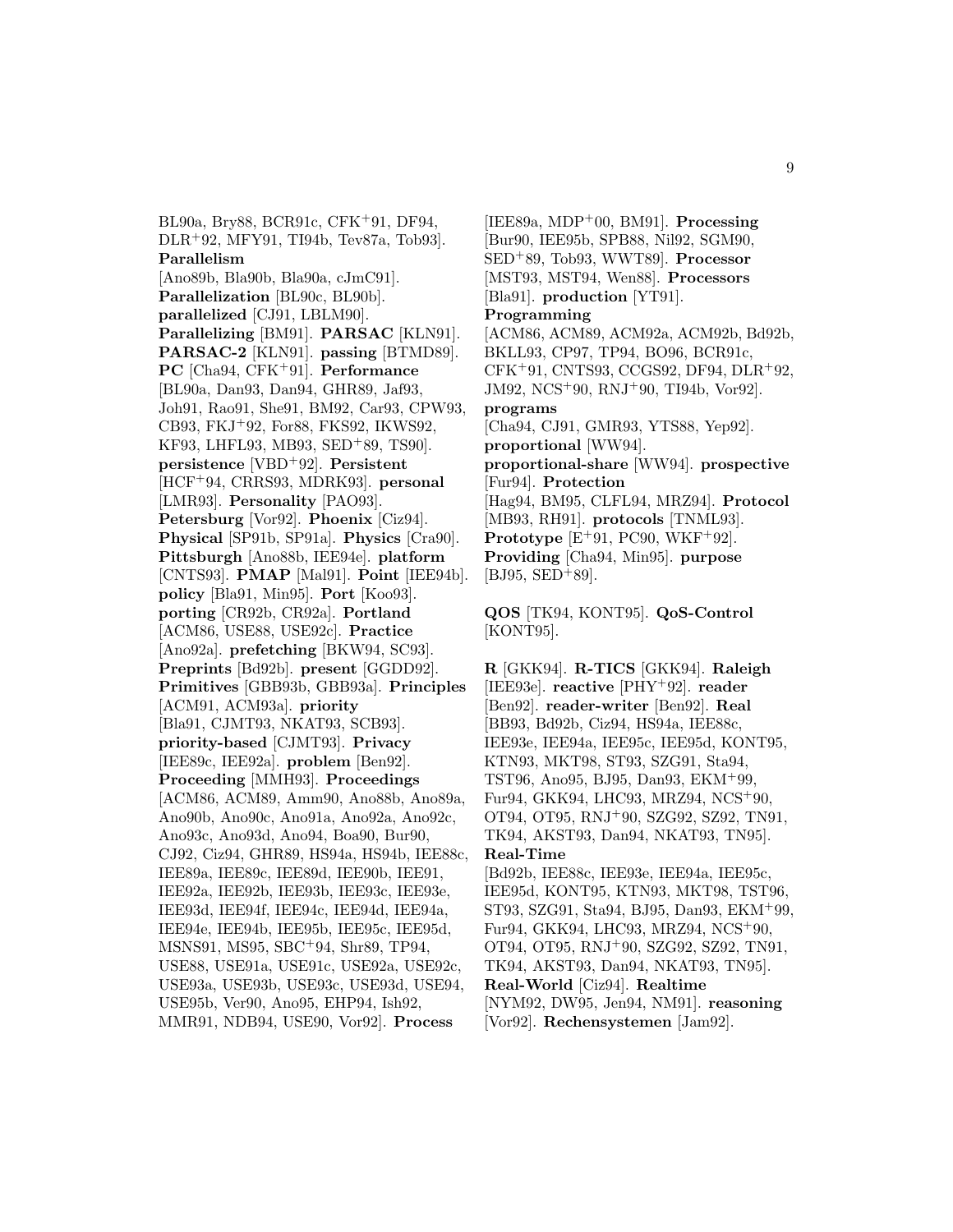BL90a, Bry88, BCR91c, CFK+91, DF94, DLR+92, MFY91, TI94b, Tev87a, Tob93]. **Parallelism** [Ano89b, Bla90b, Bla90a, cJmC91]. **Parallelization** [BL90c, BL90b]. **parallelized** [CJ91, LBLM90]. **Parallelizing** [BM91]. **PARSAC** [KLN91]. **PARSAC-2** [KLN91]. **passing** [BTMD89]. **PC** [Cha94, CFK+91]. **Performance** [BL90a, Dan93, Dan94, GHR89, Jaf93, Joh91, Rao91, She91, BM92, Car93, CPW93, CB93, FKJ+92, For88, FKS92, IKWS92, KF93, LHFL93, MB93, SED+89, TS90]. **persistence** [VBD+92]. **Persistent** [HCF+94, CRRS93, MDRK93]. **personal** [LMR93]. **Personality** [PAO93]. **Petersburg** [Vor92]. **Phoenix** [Ciz94]. **Physical** [SP91b, SP91a]. **Physics** [Cra90]. **Pittsburgh** [Ano88b, IEE94e]. **platform** [CNTS93]. **PMAP** [Mal91]. **Point** [IEE94b]. **policy** [Bla91, Min95]. **Port** [Koo93]. **porting** [CR92b, CR92a]. **Portland** [ACM86, USE88, USE92c]. **Practice** [Ano92a]. **prefetching** [BKW94, SC93]. **Preprints** [Bd92b]. **present** [GGDD92]. **Primitives** [GBB93b, GBB93a]. **Principles** [ACM91, ACM93a]. **priority** [Bla91, CJMT93, NKAT93, SCB93]. **priority-based** [CJMT93]. **Privacy** [IEE89c, IEE92a]. **problem** [Ben92]. **Proceeding** [MMH93]. **Proceedings** [ACM86, ACM89, Amm90, Ano88b, Ano89a, Ano90b, Ano90c, Ano91a, Ano92a, Ano92c, Ano93c, Ano93d, Ano94, Boa90, Bur90, CJ92, Ciz94, GHR89, HS94a, HS94b, IEE88c, IEE89a, IEE89c, IEE89d, IEE90b, IEE91, IEE92a, IEE92b, IEE93b, IEE93c, IEE93e, IEE93d, IEE94f, IEE94c, IEE94d, IEE94a, IEE94e, IEE94b, IEE95b, IEE95c, IEE95d, MSNS91, MS95, SBC+94, Shr89, TP94, USE88, USE91a, USE91c, USE92a, USE92c, USE93a, USE93b, USE93c, USE93d, USE94, USE95b, Ver90, Ano95, EHP94, Ish92, MMR91, NDB94, USE90, Vor92]. **Process** [IEE89a, MDP+00, BM91]. **Processing** [Bur90, IEE95b, SPB88, Nil92, SGM90, SED+89, Tob93, WWT89]. **Processor** [MST93, MST94, Wen88]. **Processors** [Bla91]. **production** [YT91]. **Programming** [ACM86, ACM89, ACM92a, ACM92b, Bd92b, BKLL93, CP97, TP94, BO96, BCR91c, CFK+91, CNTS93, CCGS92, DF94, DLR+92, JM92, NCS+90, RNJ+90, TI94b, Vor92]. **programs** [Cha94, CJ91, GMR93, YTS88, Yep92]. **proportional** [WW94]. **proportional-share** [WW94]. **prospective** [Fur94]. **Protection** [Hag94, BM95, CLFL94, MRZ94]. **Protocol** [MB93, RH91]. **protocols** [TNML93]. **Prototype** [E+91, PC90, WKF+92]. **Providing** [Cha94, Min95]. **purpose** [BJ95, SED+89].

**QOS** [TK94, KONT95]. **QoS-Control** [KONT95].

**R** [GKK94]. **R-TICS** [GKK94]. **Raleigh** [IEE93e]. **reactive** [PHY+92]. **reader** [Ben92]. **reader-writer** [Ben92]. **Real** [BB93, Bd92b, Ciz94, HS94a, IEE88c, IEE93e, IEE94a, IEE95c, IEE95d, KONT95, KTN93, MKT98, ST93, SZG91, Sta94, TST96, Ano95, BJ95, Dan93, EKM+99, Fur94, GKK94, LHC93, MRZ94, NCS+90, OT94, OT95, RNJ+90, SZG92, SZ92, TN91, TK94, AKST93, Dan94, NKAT93, TN95]. **Real-Time** [Bd92b, IEE88c, IEE93e, IEE94a, IEE95c, IEE95d, KONT95, KTN93, MKT98, TST96, ST93, SZG91, Sta94, BJ95, Dan93, EKM+99, Fur94, GKK94, LHC93, MRZ94, NCS+90, OT94, OT95, RNJ+90, SZG92, SZ92, TN91, TK94, AKST93, Dan94, NKAT93, TN95]. **Real-World** [Ciz94]. **Realtime** [NYM92, DW95, Jen94, NM91]. **reasoning** [Vor92]. **Rechensystemen** [Jam92].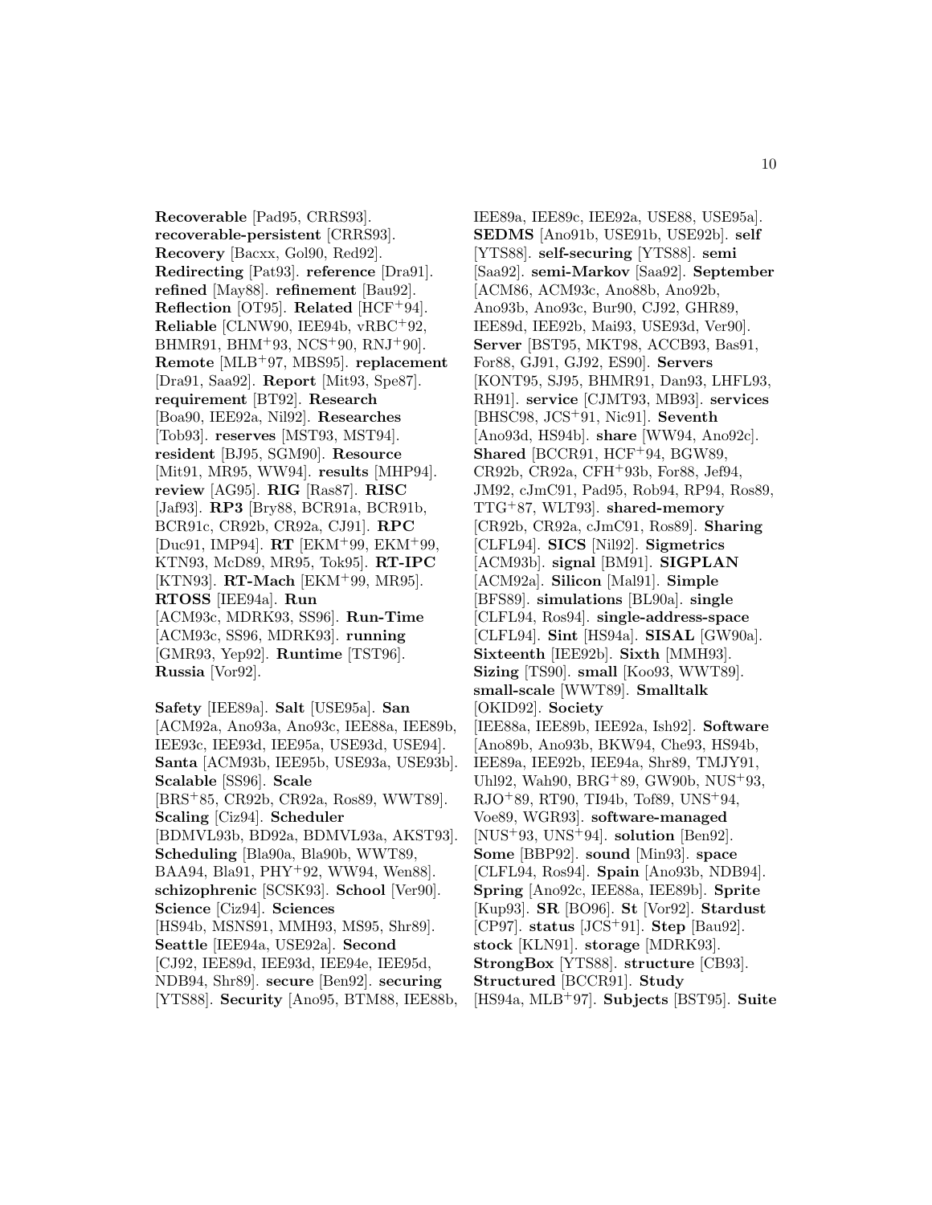**Recoverable** [Pad95, CRRS93]. **recoverable-persistent** [CRRS93]. **Recovery** [Bacxx, Gol90, Red92]. **Redirecting** [Pat93]. **reference** [Dra91]. **refined** [May88]. **refinement** [Bau92]. **Reflection** [OT95]. **Related** [HCF+94]. **Reliable** [CLNW90, IEE94b, vRBC+92, BHMR91, BHM+93, NCS+90, RNJ+90]. **Remote** [MLB+97, MBS95]. **replacement** [Dra91, Saa92]. **Report** [Mit93, Spe87]. **requirement** [BT92]. **Research** [Boa90, IEE92a, Nil92]. **Researches** [Tob93]. **reserves** [MST93, MST94]. **resident** [BJ95, SGM90]. **Resource** [Mit91, MR95, WW94]. **results** [MHP94]. **review** [AG95]. **RIG** [Ras87]. **RISC** [Jaf93]. **RP3** [Bry88, BCR91a, BCR91b, BCR91c, CR92b, CR92a, CJ91]. **RPC** [Duc91, IMP94]. **RT** [EKM+99, EKM+99, KTN93, McD89, MR95, Tok95]. **RT-IPC** [KTN93]. **RT-Mach** [EKM+99, MR95]. **RTOSS** [IEE94a]. **Run** [ACM93c, MDRK93, SS96]. **Run-Time** [ACM93c, SS96, MDRK93]. **running** [GMR93, Yep92]. **Runtime** [TST96]. **Russia** [Vor92].

**Safety** [IEE89a]. **Salt** [USE95a]. **San** [ACM92a, Ano93a, Ano93c, IEE88a, IEE89b, IEE93c, IEE93d, IEE95a, USE93d, USE94]. **Santa** [ACM93b, IEE95b, USE93a, USE93b]. **Scalable** [SS96]. **Scale** [BRS+85, CR92b, CR92a, Ros89, WWT89]. **Scaling** [Ciz94]. **Scheduler** [BDMVL93b, BD92a, BDMVL93a, AKST93]. **Scheduling** [Bla90a, Bla90b, WWT89, BAA94, Bla91, PHY+92, WW94, Wen88]. **schizophrenic** [SCSK93]. **School** [Ver90]. **Science** [Ciz94]. **Sciences** [HS94b, MSNS91, MMH93, MS95, Shr89]. **Seattle** [IEE94a, USE92a]. **Second** [CJ92, IEE89d, IEE93d, IEE94e, IEE95d, NDB94, Shr89]. **secure** [Ben92]. **securing** [YTS88]. **Security** [Ano95, BTM88, IEE88b, IEE89a, IEE89c, IEE92a, USE88, USE95a]. **SEDMS** [Ano91b, USE91b, USE92b]. **self** [YTS88]. **self-securing** [YTS88]. **semi** [Saa92]. **semi-Markov** [Saa92]. **September** [ACM86, ACM93c, Ano88b, Ano92b, Ano93b, Ano93c, Bur90, CJ92, GHR89, IEE89d, IEE92b, Mai93, USE93d, Ver90]. **Server** [BST95, MKT98, ACCB93, Bas91, For88, GJ91, GJ92, ES90]. **Servers** [KONT95, SJ95, BHMR91, Dan93, LHFL93, RH91]. **service** [CJMT93, MB93]. **services** [BHSC98, JCS+91, Nic91]. **Seventh** [Ano93d, HS94b]. **share** [WW94, Ano92c]. **Shared** [BCCR91, HCF+94, BGW89, CR92b, CR92a, CFH+93b, For88, Jef94, JM92, cJmC91, Pad95, Rob94, RP94, Ros89, TTG+87, WLT93]. **shared-memory** [CR92b, CR92a, cJmC91, Ros89]. **Sharing** [CLFL94]. **SICS** [Nil92]. **Sigmetrics** [ACM93b]. **signal** [BM91]. **SIGPLAN** [ACM92a]. **Silicon** [Mal91]. **Simple** [BFS89]. **simulations** [BL90a]. **single** [CLFL94, Ros94]. **single-address-space** [CLFL94]. **Sint** [HS94a]. **SISAL** [GW90a]. **Sixteenth** [IEE92b]. **Sixth** [MMH93]. **Sizing** [TS90]. **small** [Koo93, WWT89]. **small-scale** [WWT89]. **Smalltalk** [OKID92]. **Society** [IEE88a, IEE89b, IEE92a, Ish92]. **Software** [Ano89b, Ano93b, BKW94, Che93, HS94b, IEE89a, IEE92b, IEE94a, Shr89, TMJY91, Uhl92, Wah90, BRG+89, GW90b, NUS+93, RJO+89, RT90, TI94b, Tof89, UNS+94, Voe89, WGR93]. **software-managed** [NUS+93, UNS+94]. **solution** [Ben92]. **Some** [BBP92]. **sound** [Min93]. **space** [CLFL94, Ros94]. **Spain** [Ano93b, NDB94]. **Spring** [Ano92c, IEE88a, IEE89b]. **Sprite** [Kup93]. **SR** [BO96]. **St** [Vor92]. **Stardust** [CP97]. **status** [JCS+91]. **Step** [Bau92]. **stock** [KLN91]. **storage** [MDRK93]. **StrongBox** [YTS88]. **structure** [CB93]. **Structured** [BCCR91]. **Study** [HS94a, MLB+97]. **Subjects** [BST95]. **Suite**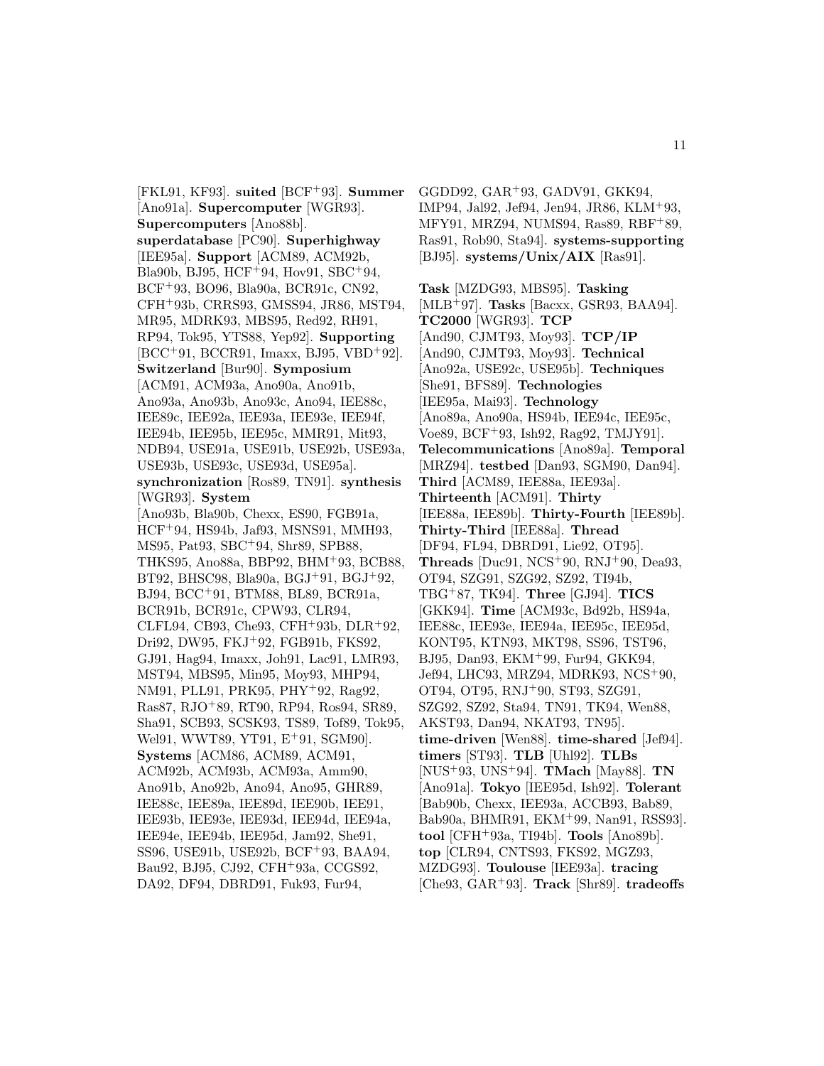[FKL91, KF93]. **suited** [BCF+93]. **Summer** [Ano91a]. **Supercomputer** [WGR93]. **Supercomputers** [Ano88b]. **superdatabase** [PC90]. **Superhighway** [IEE95a]. **Support** [ACM89, ACM92b, Bla90b, BJ95, HCF+94, Hov91, SBC+94, BCF+93, BO96, Bla90a, BCR91c, CN92, CFH+93b, CRRS93, GMSS94, JR86, MST94, MR95, MDRK93, MBS95, Red92, RH91, RP94, Tok95, YTS88, Yep92]. **Supporting** [BCC+91, BCCR91, Imaxx, BJ95, VBD+92]. **Switzerland** [Bur90]. **Symposium** [ACM91, ACM93a, Ano90a, Ano91b, Ano93a, Ano93b, Ano93c, Ano94, IEE88c, IEE89c, IEE92a, IEE93a, IEE93e, IEE94f, IEE94b, IEE95b, IEE95c, MMR91, Mit93, NDB94, USE91a, USE91b, USE92b, USE93a, USE93b, USE93c, USE93d, USE95a]. **synchronization** [Ros89, TN91]. **synthesis** [WGR93]. **System** [Ano93b, Bla90b, Chexx, ES90, FGB91a, HCF+94, HS94b, Jaf93, MSNS91, MMH93, MS95, Pat93, SBC+94, Shr89, SPB88, THKS95, Ano88a, BBP92, BHM+93, BCB88, BT92, BHSC98, Bla90a, BGJ+91, BGJ+92, BJ94, BCC+91, BTM88, BL89, BCR91a, BCR91b, BCR91c, CPW93, CLR94, CLFL94, CB93, Che93, CFH+93b, DLR+92, Dri92, DW95, FKJ+92, FGB91b, FKS92, GJ91, Hag94, Imaxx, Joh91, Lac91, LMR93, MST94, MBS95, Min95, Moy93, MHP94, NM91, PLL91, PRK95, PHY+92, Rag92, Ras87, RJO+89, RT90, RP94, Ros94, SR89, Sha91, SCB93, SCSK93, TS89, Tof89, Tok95, Wel91, WWT89, YT91, E+91, SGM90]. **Systems** [ACM86, ACM89, ACM91, ACM92b, ACM93b, ACM93a, Amm90, Ano91b, Ano92b, Ano94, Ano95, GHR89, IEE88c, IEE89a, IEE89d, IEE90b, IEE91, IEE93b, IEE93e, IEE93d, IEE94d, IEE94a, IEE94e, IEE94b, IEE95d, Jam92, She91, SS96, USE91b, USE92b, BCF+93, BAA94, Bau92, BJ95, CJ92, CFH+93a, CCGS92, DA92, DF94, DBRD91, Fuk93, Fur94, GGDD92, GAR+93, GADV91, GKK94, IMP94, Jal92, Jef94, Jen94, JR86, KLM+93, MFY91, MRZ94, NUMS94, Ras89, RBF+89, Ras91, Rob90, Sta94]. **systems-supporting** [BJ95]. **systems/Unix/AIX** [Ras91].

**Task** [MZDG93, MBS95]. **Tasking** [MLB+97]. **Tasks** [Bacxx, GSR93, BAA94]. **TC2000** [WGR93]. **TCP** [And90, CJMT93, Moy93]. **TCP/IP** [And90, CJMT93, Moy93]. **Technical** [Ano92a, USE92c, USE95b]. **Techniques** [She91, BFS89]. **Technologies** [IEE95a, Mai93]. **Technology** [Ano89a, Ano90a, HS94b, IEE94c, IEE95c, Voe89, BCF+93, Ish92, Rag92, TMJY91]. **Telecommunications** [Ano89a]. **Temporal** [MRZ94]. **testbed** [Dan93, SGM90, Dan94]. **Third** [ACM89, IEE88a, IEE93a]. **Thirteenth** [ACM91]. **Thirty** [IEE88a, IEE89b]. **Thirty-Fourth** [IEE89b]. **Thirty-Third** [IEE88a]. **Thread** [DF94, FL94, DBRD91, Lie92, OT95]. **Threads** [Duc91, NCS+90, RNJ+90, Dea93, OT94, SZG91, SZG92, SZ92, TI94b, TBG+87, TK94]. **Three** [GJ94]. **TICS** [GKK94]. **Time** [ACM93c, Bd92b, HS94a, IEE88c, IEE93e, IEE94a, IEE95c, IEE95d, KONT95, KTN93, MKT98, SS96, TST96, BJ95, Dan93, EKM+99, Fur94, GKK94, Jef94, LHC93, MRZ94, MDRK93, NCS+90, OT94, OT95, RNJ+90, ST93, SZG91, SZG92, SZ92, Sta94, TN91, TK94, Wen88, AKST93, Dan94, NKAT93, TN95]. **time-driven** [Wen88]. **time-shared** [Jef94]. **timers** [ST93]. **TLB** [Uhl92]. **TLBs** [NUS+93, UNS+94]. **TMach** [May88]. **TN** [Ano91a]. **Tokyo** [IEE95d, Ish92]. **Tolerant** [Bab90b, Chexx, IEE93a, ACCB93, Bab89, Bab90a, BHMR91, EKM+99, Nan91, RSS93]. **tool** [CFH+93a, TI94b]. **Tools** [Ano89b]. **top** [CLR94, CNTS93, FKS92, MGZ93, MZDG93]. **Toulouse** [IEE93a]. **tracing** [Che93, GAR+93]. **Track** [Shr89]. **tradeoffs**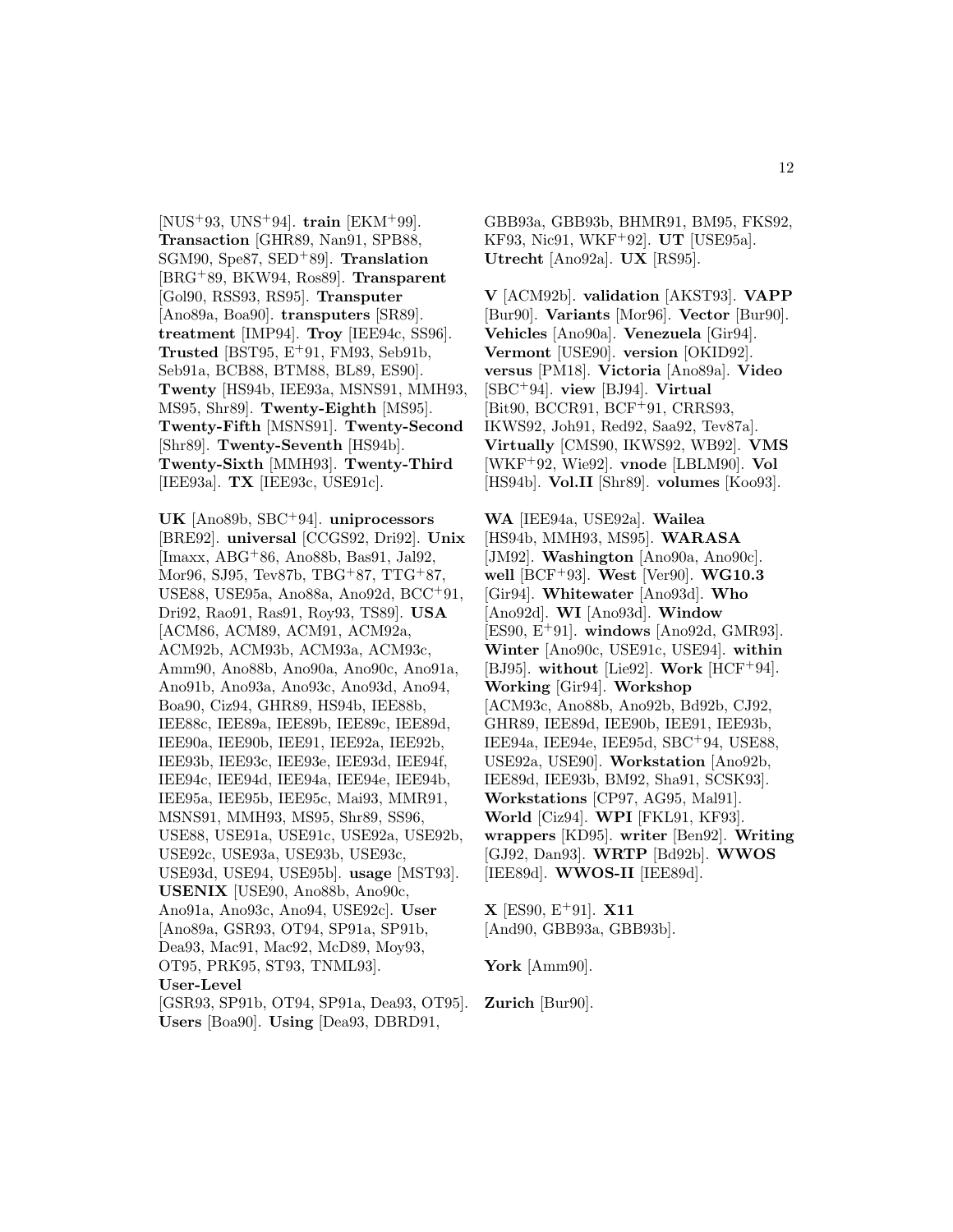[NUS[+]93, UNS[+]94]. **train** [EKM[+]99]. **Transaction** [GHR89, Nan91, SPB88, SGM90, Spe87, SED[+]89]. **Translation** [BRG[+]89, BKW94, Ros89]. **Transparent** [Gol90, RSS93, RS95]. **Transputer** [Ano89a, Boa90]. **transputers** [SR89]. **treatment** [IMP94]. **Troy** [IEE94c, SS96]. **Trusted** [BST95, E[+]91, FM93, Seb91b, Seb91a, BCB88, BTM88, BL89, ES90]. **Twenty** [HS94b, IEE93a, MSNS91, MMH93, MS95, Shr89]. **Twenty-Eighth** [MS95]. **Twenty-Fifth** [MSNS91]. **Twenty-Second** [Shr89]. **Twenty-Seventh** [HS94b]. **Twenty-Sixth** [MMH93]. **Twenty-Third** [IEE93a]. **TX** [IEE93c, USE91c].

**UK** [Ano89b, SBC[+]94]. **uniprocessors** [BRE92]. **universal** [CCGS92, Dri92]. **Unix** [Imaxx, ABG[+]86, Ano88b, Bas91, Jal92, Mor96, SJ95, Tev87b, TBG[+]87, TTG[+]87, USE88, USE95a, Ano88a, Ano92d, BCC[+]91, Dri92, Rao91, Ras91, Roy93, TS89]. **USA** [ACM86, ACM89, ACM91, ACM92a, ACM92b, ACM93b, ACM93a, ACM93c, Amm90, Ano88b, Ano90a, Ano90c, Ano91a, Ano91b, Ano93a, Ano93c, Ano93d, Ano94, Boa90, Ciz94, GHR89, HS94b, IEE88b, IEE88c, IEE89a, IEE89b, IEE89c, IEE89d, IEE90a, IEE90b, IEE91, IEE92a, IEE92b, IEE93b, IEE93c, IEE93e, IEE93d, IEE94f, IEE94c, IEE94d, IEE94a, IEE94e, IEE94b, IEE95a, IEE95b, IEE95c, Mai93, MMR91, MSNS91, MMH93, MS95, Shr89, SS96, USE88, USE91a, USE91c, USE92a, USE92b, USE92c, USE93a, USE93b, USE93c, USE93d, USE94, USE95b]. **usage** [MST93]. **USENIX** [USE90, Ano88b, Ano90c, Ano91a, Ano93c, Ano94, USE92c]. **User** [Ano89a, GSR93, OT94, SP91a, SP91b, Dea93, Mac91, Mac92, McD89, Moy93, OT95, PRK95, ST93, TNML93]. **User-Level** [GSR93, SP91b, OT94, SP91a, Dea93, OT95]. **Users** [Boa90]. **Using** [Dea93, DBRD91, GBB93a, GBB93b, BHMR91, BM95, FKS92, KF93, Nic91, WKF[+]92]. **UT** [USE95a]. **Utrecht** [Ano92a]. **UX** [RS95].

**V** [ACM92b]. **validation** [AKST93]. **VAPP** [Bur90]. **Variants** [Mor96]. **Vector** [Bur90]. **Vehicles** [Ano90a]. **Venezuela** [Gir94]. **Vermont** [USE90]. **version** [OKID92]. **versus** [PM18]. **Victoria** [Ano89a]. **Video** [SBC[+]94]. **view** [BJ94]. **Virtual** [Bit90, BCCR91, BCF[+]91, CRRS93, IKWS92, Joh91, Red92, Saa92, Tev87a]. **Virtually** [CMS90, IKWS92, WB92]. **VMS** [WKF[+]92, Wie92]. **vnode** [LBLM90]. **Vol** [HS94b]. **Vol.II** [Shr89]. **volumes** [Koo93].

**WA** [IEE94a, USE92a]. **Wailea** [HS94b, MMH93, MS95]. **WARASA** [JM92]. **Washington** [Ano90a, Ano90c]. **well** [BCF[+]93]. **West** [Ver90]. **WG10.3** [Gir94]. **Whitewater** [Ano93d]. **Who** [Ano92d]. **WI** [Ano93d]. **Window** [ES90, E[+]91]. **windows** [Ano92d, GMR93]. **Winter** [Ano90c, USE91c, USE94]. **within** [BJ95]. **without** [Lie92]. **Work** [HCF[+]94]. **Working** [Gir94]. **Workshop** [ACM93c, Ano88b, Ano92b, Bd92b, CJ92, GHR89, IEE89d, IEE90b, IEE91, IEE93b, IEE94a, IEE94e, IEE95d, SBC[+]94, USE88, USE92a, USE90]. **Workstation** [Ano92b, IEE89d, IEE93b, BM92, Sha91, SCSK93]. **Workstations** [CP97, AG95, Mal91]. **World** [Ciz94]. **WPI** [FKL91, KF93]. **wrappers** [KD95]. **writer** [Ben92]. **Writing** [GJ92, Dan93]. **WRTP** [Bd92b]. **WWOS** [IEE89d]. **WWOS-II** [IEE89d].

**X** [ES90, E[+]91]. **X11** [And90, GBB93a, GBB93b].

**York** [Amm90].

**Zurich** [Bur90].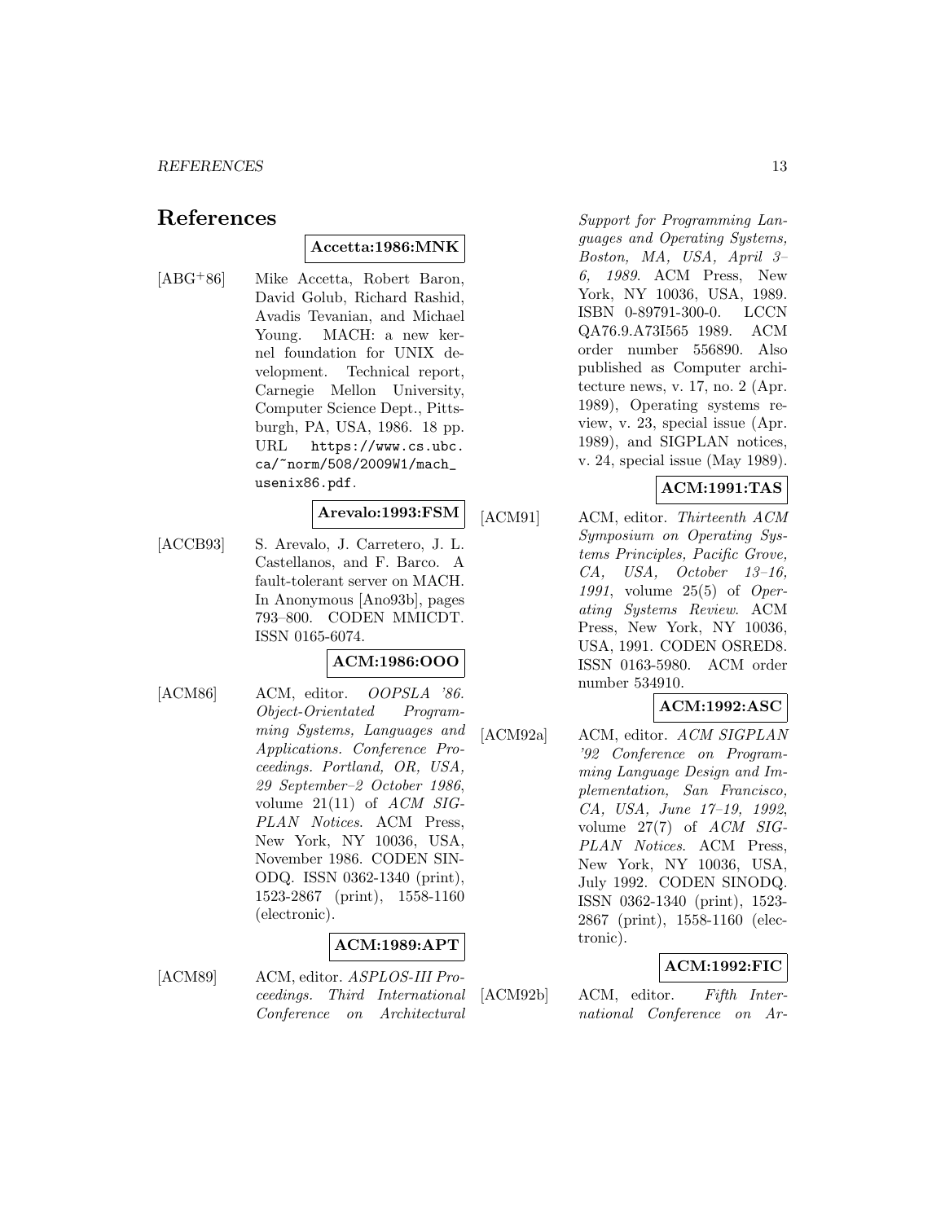# References

**Accetta:1986:MNK**

[ABG+86] Mike Accetta, Robert Baron, David Golub, Richard Rashid, Avadis Tevanian, and Michael Young. MACH: a new kernel foundation for UNIX development. Technical report, Carnegie Mellon University, Computer Science Dept., Pittsburgh, PA, USA, 1986. 18 pp. URL https://www.cs.ubc.ca/~norm/508/2009W1/mach_usenix86.pdf.

**Arevalo:1993:FSM**

[ACCB93] S. Arevalo, J. Carretero, J. L. Castellanos, and F. Barco. A fault-tolerant server on MACH. In Anonymous [Ano93b], pages 793–800. CODEN MMICDT. ISSN 0165-6074.

**ACM:1986:OOO**

[ACM86] ACM, editor. *OOPSLA '86. Object-Orientated Programming Systems, Languages and Applications. Conference Proceedings. Portland, OR, USA, 29 September–2 October 1986*, volume 21(11) of *ACM SIGPLAN Notices*. ACM Press, New York, NY 10036, USA, November 1986. CODEN SINODQ. ISSN 0362-1340 (print), 1523-2867 (print), 1558-1160 (electronic).

**ACM:1989:APT**

[ACM89] ACM, editor. *ASPLOS-III Proceedings. Third International Conference on Architectural Support for Programming Languages and Operating Systems, Boston, MA, USA, April 3–6, 1989*. ACM Press, New York, NY 10036, USA, 1989. ISBN 0-89791-300-0. LCCN QA76.9.A73I565 1989. ACM order number 556890. Also published as Computer architecture news, v. 17, no. 2 (Apr. 1989), Operating systems review, v. 23, special issue (Apr. 1989), and SIGPLAN notices, v. 24, special issue (May 1989).

**ACM:1991:TAS**

[ACM91] ACM, editor. *Thirteenth ACM Symposium on Operating Systems Principles, Pacific Grove, CA, USA, October 13–16, 1991*, volume 25(5) of *Operating Systems Review*. ACM Press, New York, NY 10036, USA, 1991. CODEN OSRED8. ISSN 0163-5980. ACM order number 534910.

**ACM:1992:ASC**

[ACM92a] ACM, editor. *ACM SIGPLAN '92 Conference on Programming Language Design and Implementation, San Francisco, CA, USA, June 17–19, 1992*, volume 27(7) of *ACM SIGPLAN Notices*. ACM Press, New York, NY 10036, USA, July 1992. CODEN SINODQ. ISSN 0362-1340 (print), 1523-2867 (print), 1558-1160 (electronic).

**ACM:1992:FIC**

[ACM92b] ACM, editor. *Fifth International Conference on Ar-*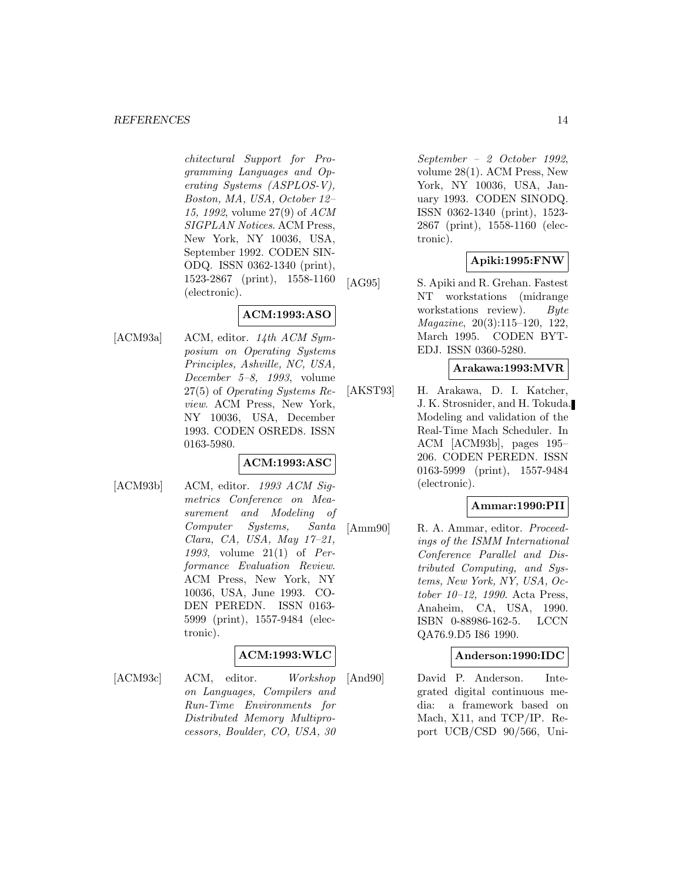chitectural Support for Programming Languages and Operating Systems (ASPLOS-V), Boston, MA, USA, October 12–15, 1992*, volume 27(9) of *ACM SIGPLAN Notices*. ACM Press, New York, NY 10036, USA, September 1992. CODEN SINODQ. ISSN 0362-1340 (print), 1523-2867 (print), 1558-1160 (electronic).

**ACM:1993:ASO**

[ACM93a] ACM, editor. *14th ACM Symposium on Operating Systems Principles, Ashville, NC, USA, December 5–8, 1993*, volume 27(5) of *Operating Systems Review*. ACM Press, New York, NY 10036, USA, December 1993. CODEN OSRED8. ISSN 0163-5980.

**ACM:1993:ASC**

[ACM93b] ACM, editor. *1993 ACM Sigmetrics Conference on Measurement and Modeling of Computer Systems, Santa Clara, CA, USA, May 17–21, 1993*, volume 21(1) of *Performance Evaluation Review*. ACM Press, New York, NY 10036, USA, June 1993. CODEN PEREDN. ISSN 0163-5999 (print), 1557-9484 (electronic).

**ACM:1993:WLC**

[ACM93c] ACM, editor. *Workshop on Languages, Compilers and Run-Time Environments for Distributed Memory Multiprocessors, Boulder, CO, USA, 30 September – 2 October 1992*, volume 28(1). ACM Press, New York, NY 10036, USA, January 1993. CODEN SINODQ. ISSN 0362-1340 (print), 1523-2867 (print), 1558-1160 (electronic).

**Apiki:1995:FNW**

[AG95] S. Apiki and R. Grehan. Fastest NT workstations (midrange workstations review). *Byte Magazine*, 20(3):115–120, 122, March 1995. CODEN BYTEDJ. ISSN 0360-5280.

**Arakawa:1993:MVR**

[AKST93] H. Arakawa, D. I. Katcher, J. K. Strosnider, and H. Tokuda. Modeling and validation of the Real-Time Mach Scheduler. In ACM [ACM93b], pages 195–206. CODEN PEREDN. ISSN 0163-5999 (print), 1557-9484 (electronic).

**Ammar:1990:PII**

[Amm90] R. A. Ammar, editor. *Proceedings of the ISMM International Conference Parallel and Distributed Computing, and Systems, New York, NY, USA, October 10–12, 1990*. Acta Press, Anaheim, CA, USA, 1990. ISBN 0-88986-162-5. LCCN QA76.9.D5 I86 1990.

**Anderson:1990:IDC**

[And90] David P. Anderson. Integrated digital continuous media: a framework based on Mach, X11, and TCP/IP. Report UCB/CSD 90/566, Uni-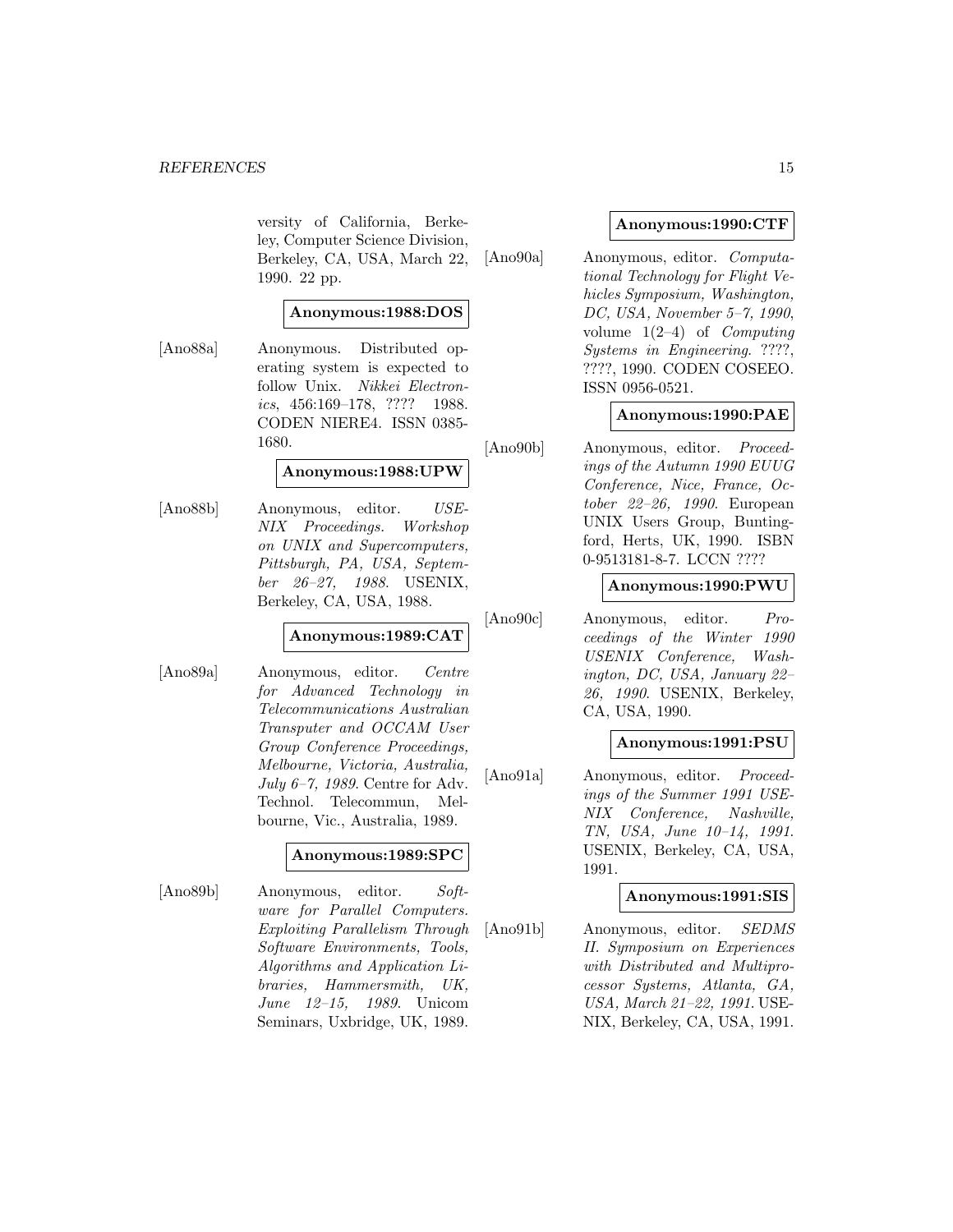versity of California, Berkeley, Computer Science Division, Berkeley, CA, USA, March 22, 1990. 22 pp.

**Anonymous:1988:DOS**

[Ano88a] Anonymous. Distributed operating system is expected to follow Unix. *Nikkei Electronics*, 456:169–178, ???? 1988. CODEN NIERE4. ISSN 0385-1680.

**Anonymous:1988:UPW**

[Ano88b] Anonymous, editor. *USENIX Proceedings. Workshop on UNIX and Supercomputers, Pittsburgh, PA, USA, September 26–27, 1988*. USENIX, Berkeley, CA, USA, 1988.

**Anonymous:1989:CAT**

[Ano89a] Anonymous, editor. *Centre for Advanced Technology in Telecommunications Australian Transputer and OCCAM User Group Conference Proceedings, Melbourne, Victoria, Australia, July 6–7, 1989*. Centre for Adv. Technol. Telecommun, Melbourne, Vic., Australia, 1989.

**Anonymous:1989:SPC**

[Ano89b] Anonymous, editor. *Software for Parallel Computers. Exploiting Parallelism Through Software Environments, Tools, Algorithms and Application Libraries, Hammersmith, UK, June 12–15, 1989*. Unicom Seminars, Uxbridge, UK, 1989.

**Anonymous:1990:CTF**

[Ano90a] Anonymous, editor. *Computational Technology for Flight Vehicles Symposium, Washington, DC, USA, November 5–7, 1990*, volume 1(2–4) of *Computing Systems in Engineering*. ????, ????, 1990. CODEN COSEEO. ISSN 0956-0521.

**Anonymous:1990:PAE**

[Ano90b] Anonymous, editor. *Proceedings of the Autumn 1990 EUUG Conference, Nice, France, October 22–26, 1990*. European UNIX Users Group, Buntingford, Herts, UK, 1990. ISBN 0-9513181-8-7. LCCN ????

**Anonymous:1990:PWU**

[Ano90c] Anonymous, editor. *Proceedings of the Winter 1990 USENIX Conference, Washington, DC, USA, January 22–26, 1990*. USENIX, Berkeley, CA, USA, 1990.

**Anonymous:1991:PSU**

[Ano91a] Anonymous, editor. *Proceedings of the Summer 1991 USENIX Conference, Nashville, TN, USA, June 10–14, 1991*. USENIX, Berkeley, CA, USA, 1991.

**Anonymous:1991:SIS**

[Ano91b] Anonymous, editor. *SEDMS II. Symposium on Experiences with Distributed and Multiprocessor Systems, Atlanta, GA, USA, March 21–22, 1991*. USENIX, Berkeley, CA, USA, 1991.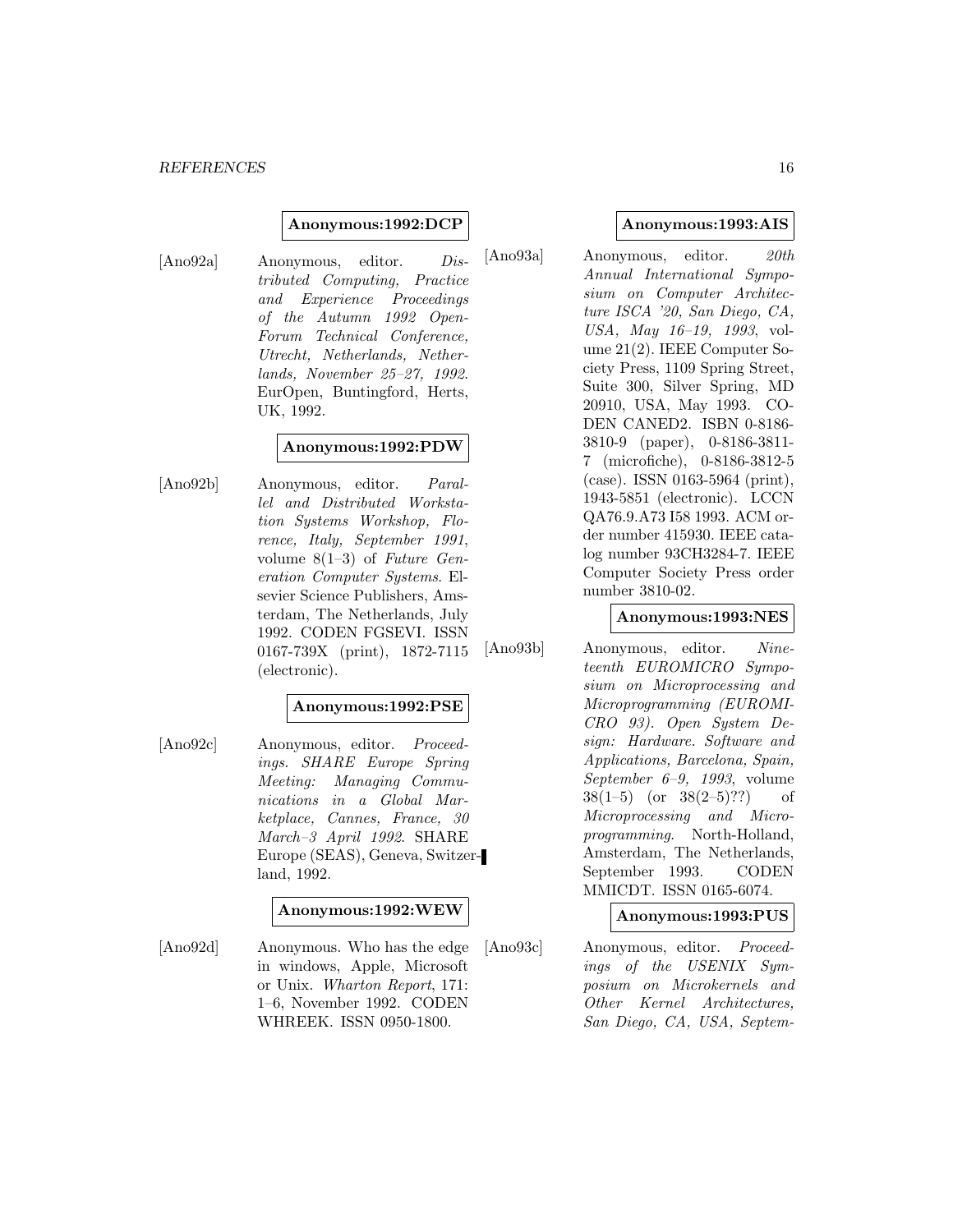**Anonymous:1992:DCP**

[Ano92a] Anonymous, editor. *Distributed Computing, Practice and Experience Proceedings of the Autumn 1992 OpenForum Technical Conference, Utrecht, Netherlands, Netherlands, November 25–27, 1992*. EurOpen, Buntingford, Herts, UK, 1992.

**Anonymous:1992:PDW**

[Ano92b] Anonymous, editor. *Parallel and Distributed Workstation Systems Workshop, Florence, Italy, September 1991*, volume 8(1–3) of *Future Generation Computer Systems*. Elsevier Science Publishers, Amsterdam, The Netherlands, July 1992. CODEN FGSEVI. ISSN 0167-739X (print), 1872-7115 (electronic).

**Anonymous:1992:PSE**

[Ano92c] Anonymous, editor. *Proceedings. SHARE Europe Spring Meeting: Managing Communications in a Global Marketplace, Cannes, France, 30 March–3 April 1992*. SHARE Europe (SEAS), Geneva, Switzerland, 1992.

**Anonymous:1992:WEW**

[Ano92d] Anonymous. Who has the edge in windows, Apple, Microsoft or Unix. *Wharton Report*, 171: 1–6, November 1992. CODEN WHREEK. ISSN 0950-1800.

**Anonymous:1993:AIS**

[Ano93a] Anonymous, editor. *20th Annual International Symposium on Computer Architecture ISCA '20, San Diego, CA, USA, May 16–19, 1993*, volume 21(2). IEEE Computer Society Press, 1109 Spring Street, Suite 300, Silver Spring, MD 20910, USA, May 1993. CODEN CANED2. ISBN 0-8186-3810-9 (paper), 0-8186-3811-7 (microfiche), 0-8186-3812-5 (case). ISSN 0163-5964 (print), 1943-5851 (electronic). LCCN QA76.9.A73 I58 1993. ACM order number 415930. IEEE catalog number 93CH3284-7. IEEE Computer Society Press order number 3810-02.

**Anonymous:1993:NES**

[Ano93b] Anonymous, editor. *Nineteenth EUROMICRO Symposium on Microprocessing and Microprogramming (EUROMICRO 93). Open System Design: Hardware. Software and Applications, Barcelona, Spain, September 6–9, 1993*, volume 38(1–5) (or 38(2–5)??) of *Microprocessing and Microprogramming*. North-Holland, Amsterdam, The Netherlands, September 1993. CODEN MMICDT. ISSN 0165-6074.

**Anonymous:1993:PUS**

[Ano93c] Anonymous, editor. *Proceedings of the USENIX Symposium on Microkernels and Other Kernel Architectures, San Diego, CA, USA, Septem-*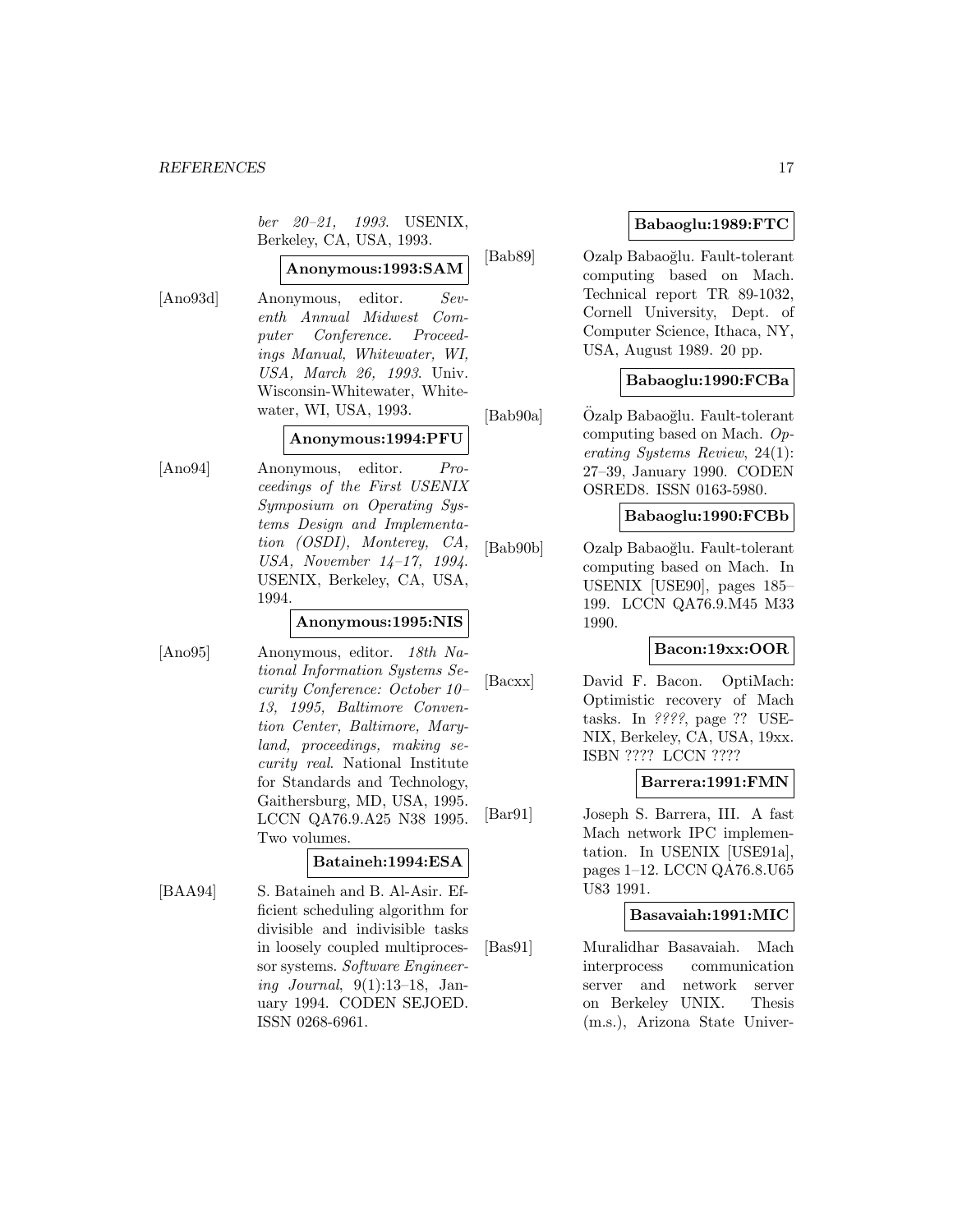*ber 20–21, 1993*. USENIX, Berkeley, CA, USA, 1993.

**Anonymous:1993:SAM**

[Ano93d] Anonymous, editor. *Seventh Annual Midwest Computer Conference. Proceedings Manual, Whitewater, WI, USA, March 26, 1993*. Univ. Wisconsin-Whitewater, Whitewater, WI, USA, 1993.

**Anonymous:1994:PFU**

[Ano94] Anonymous, editor. *Proceedings of the First USENIX Symposium on Operating Systems Design and Implementation (OSDI), Monterey, CA, USA, November 14–17, 1994*. USENIX, Berkeley, CA, USA, 1994.

**Anonymous:1995:NIS**

[Ano95] Anonymous, editor. *18th National Information Systems Security Conference: October 10–13, 1995, Baltimore Convention Center, Baltimore, Maryland, proceedings, making security real*. National Institute for Standards and Technology, Gaithersburg, MD, USA, 1995. LCCN QA76.9.A25 N38 1995. Two volumes.

**Bataineh:1994:ESA**

[BAA94] S. Bataineh and B. Al-Asir. Efficient scheduling algorithm for divisible and indivisible tasks in loosely coupled multiprocessor systems. *Software Engineering Journal*, 9(1):13–18, January 1994. CODEN SEJOED. ISSN 0268-6961.

**Babaoglu:1989:FTC**

[Bab89] Ozalp Babaoğlu. Fault-tolerant computing based on Mach. Technical report TR 89-1032, Cornell University, Dept. of Computer Science, Ithaca, NY, USA, August 1989. 20 pp.

**Babaoglu:1990:FCBa**

[Bab90a] Özalp Babaoğlu. Fault-tolerant computing based on Mach. *Operating Systems Review*, 24(1): 27–39, January 1990. CODEN OSRED8. ISSN 0163-5980.

**Babaoglu:1990:FCBb**

[Bab90b] Ozalp Babaoğlu. Fault-tolerant computing based on Mach. In USENIX [USE90], pages 185–199. LCCN QA76.9.M45 M33 1990.

**Bacon:19xx:OOR**

[Bacxx] David F. Bacon. OptiMach: Optimistic recovery of Mach tasks. In *????*, page ?? USENIX, Berkeley, CA, USA, 19xx. ISBN ???? LCCN ????

**Barrera:1991:FMN**

[Bar91] Joseph S. Barrera, III. A fast Mach network IPC implementation. In USENIX [USE91a], pages 1–12. LCCN QA76.8.U65 U83 1991.

**Basavaiah:1991:MIC**

[Bas91] Muralidhar Basavaiah. Mach interprocess communication server and network server on Berkeley UNIX. Thesis (m.s.), Arizona State Univer-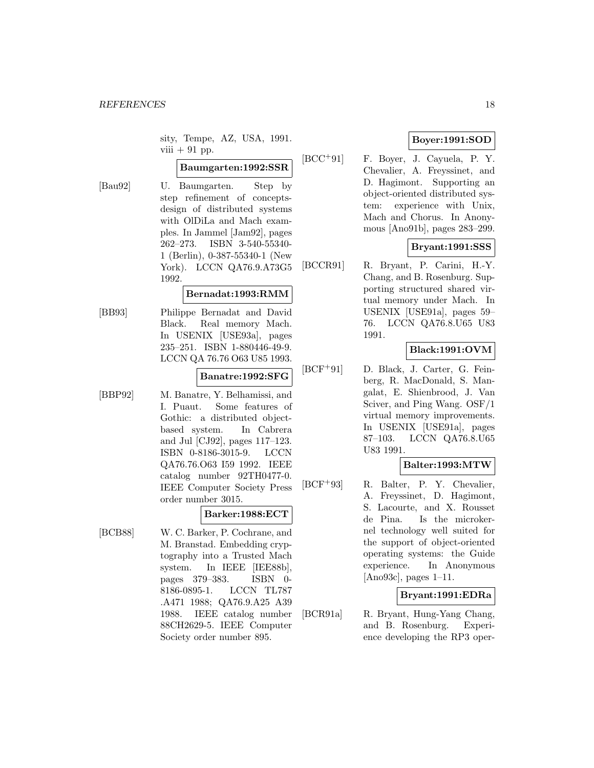sity, Tempe, AZ, USA, 1991. viii + 91 pp.

**Baumgarten:1992:SSR**

[Bau92] U. Baumgarten. Step by step refinement of concepts-design of distributed systems with OlDiLa and Mach examples. In Jammel [Jam92], pages 262–273. ISBN 3-540-55340-1 (Berlin), 0-387-55340-1 (New York). LCCN QA76.9.A73G5 1992.

**Bernadat:1993:RMM**

[BB93] Philippe Bernadat and David Black. Real memory Mach. In USENIX [USE93a], pages 235–251. ISBN 1-880446-49-9. LCCN QA 76.76 O63 U85 1993.

**Banatre:1992:SFG**

[BBP92] M. Banatre, Y. Belhamissi, and I. Puaut. Some features of Gothic: a distributed object-based system. In Cabrera and Jul [CJ92], pages 117–123. ISBN 0-8186-3015-9. LCCN QA76.76.O63 I59 1992. IEEE catalog number 92TH0477-0. IEEE Computer Society Press order number 3015.

**Barker:1988:ECT**

[BCB88] W. C. Barker, P. Cochrane, and M. Branstad. Embedding cryptography into a Trusted Mach system. In IEEE [IEE88b], pages 379–383. ISBN 0-8186-0895-1. LCCN TL787 .A471 1988; QA76.9.A25 A39 1988. IEEE catalog number 88CH2629-5. IEEE Computer Society order number 895.

**Boyer:1991:SOD**

[BCC+91] F. Boyer, J. Cayuela, P. Y. Chevalier, A. Freyssinet, and D. Hagimont. Supporting an object-oriented distributed system: experience with Unix, Mach and Chorus. In Anonymous [Ano91b], pages 283–299.

**Bryant:1991:SSS**

[BCCR91] R. Bryant, P. Carini, H.-Y. Chang, and B. Rosenburg. Supporting structured shared virtual memory under Mach. In USENIX [USE91a], pages 59–76. LCCN QA76.8.U65 U83 1991.

**Black:1991:OVM**

[BCF+91] D. Black, J. Carter, G. Feinberg, R. MacDonald, S. Mangalat, E. Shienbrood, J. Van Sciver, and Ping Wang. OSF/1 virtual memory improvements. In USENIX [USE91a], pages 87–103. LCCN QA76.8.U65 U83 1991.

**Balter:1993:MTW**

[BCF+93] R. Balter, P. Y. Chevalier, A. Freyssinet, D. Hagimont, S. Lacourte, and X. Rousset de Pina. Is the microkernel technology well suited for the support of object-oriented operating systems: the Guide experience. In Anonymous [Ano93c], pages 1–11.

**Bryant:1991:EDRa**

[BCR91a] R. Bryant, Hung-Yang Chang, and B. Rosenburg. Experience developing the RP3 oper-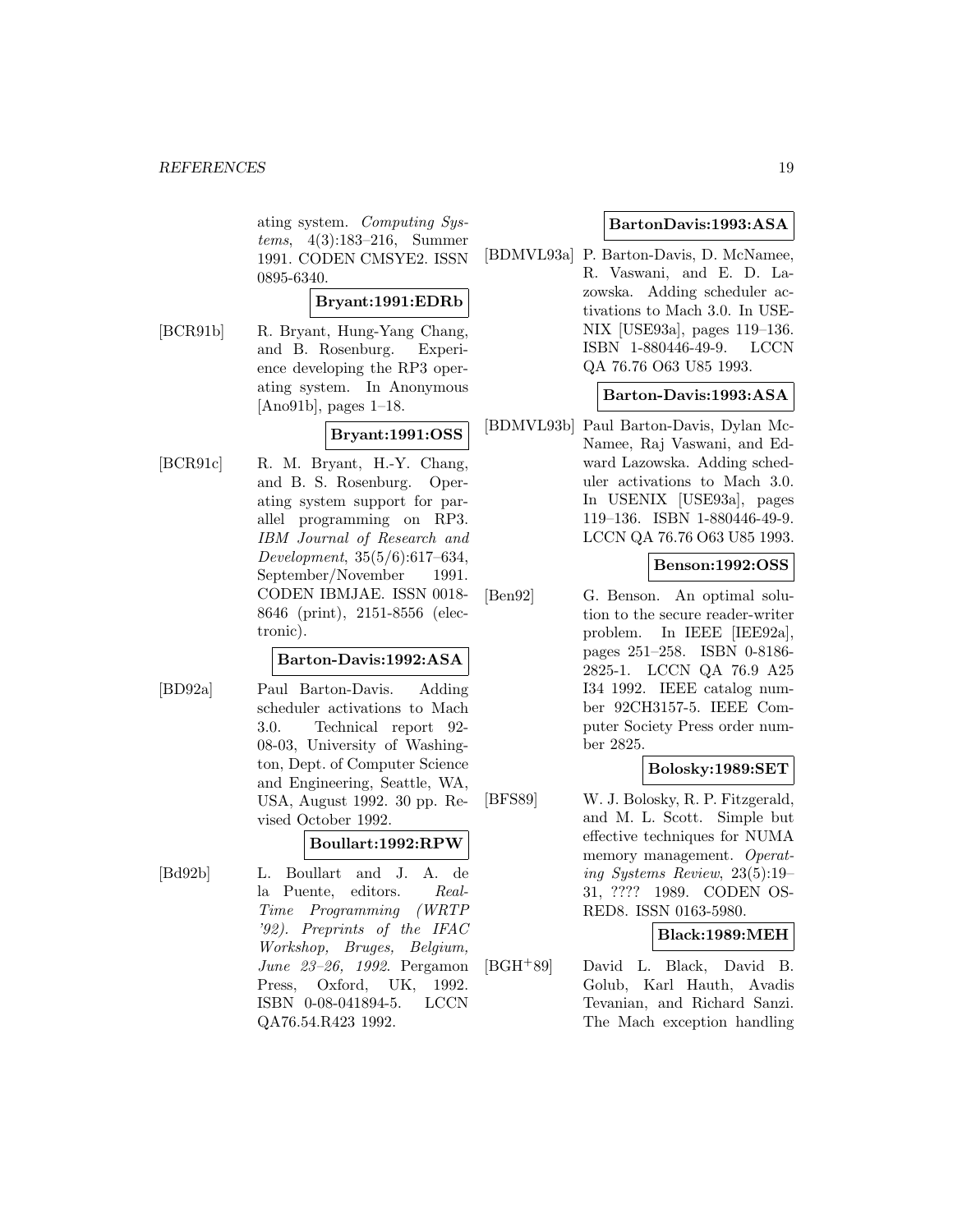ating system. *Computing Systems*, 4(3):183–216, Summer 1991. CODEN CMSYE2. ISSN 0895-6340.

**Bryant:1991:EDRb**

[BCR91b] R. Bryant, Hung-Yang Chang, and B. Rosenburg. Experience developing the RP3 operating system. In Anonymous [Ano91b], pages 1–18.

**Bryant:1991:OSS**

[BCR91c] R. M. Bryant, H.-Y. Chang, and B. S. Rosenburg. Operating system support for parallel programming on RP3. *IBM Journal of Research and Development*, 35(5/6):617–634, September/November 1991. CODEN IBMJAE. ISSN 0018-8646 (print), 2151-8556 (electronic).

**Barton-Davis:1992:ASA**

[BD92a] Paul Barton-Davis. Adding scheduler activations to Mach 3.0. Technical report 92-08-03, University of Washington, Dept. of Computer Science and Engineering, Seattle, WA, USA, August 1992. 30 pp. Revised October 1992.

**Boullart:1992:RPW**

[Bd92b] L. Boullart and J. A. de la Puente, editors. *Real-Time Programming (WRTP '92). Preprints of the IFAC Workshop, Bruges, Belgium, June 23–26, 1992*. Pergamon Press, Oxford, UK, 1992. ISBN 0-08-041894-5. LCCN QA76.54.R423 1992.

**BartonDavis:1993:ASA**

[BDMVL93a] P. Barton-Davis, D. McNamee, R. Vaswani, and E. D. Lazowska. Adding scheduler activations to Mach 3.0. In USENIX [USE93a], pages 119–136. ISBN 1-880446-49-9. LCCN QA 76.76 O63 U85 1993.

**Barton-Davis:1993:ASA**

[BDMVL93b] Paul Barton-Davis, Dylan McNamee, Raj Vaswani, and Edward Lazowska. Adding scheduler activations to Mach 3.0. In USENIX [USE93a], pages 119–136. ISBN 1-880446-49-9. LCCN QA 76.76 O63 U85 1993.

**Benson:1992:OSS**

[Ben92] G. Benson. An optimal solution to the secure reader-writer problem. In IEEE [IEE92a], pages 251–258. ISBN 0-8186-2825-1. LCCN QA 76.9 A25 I34 1992. IEEE catalog number 92CH3157-5. IEEE Computer Society Press order number 2825.

**Bolosky:1989:SET**

[BFS89] W. J. Bolosky, R. P. Fitzgerald, and M. L. Scott. Simple but effective techniques for NUMA memory management. *Operating Systems Review*, 23(5):19–31, ???? 1989. CODEN OSRED8. ISSN 0163-5980.

**Black:1989:MEH**

[BGH+89] David L. Black, David B. Golub, Karl Hauth, Avadis Tevanian, and Richard Sanzi. The Mach exception handling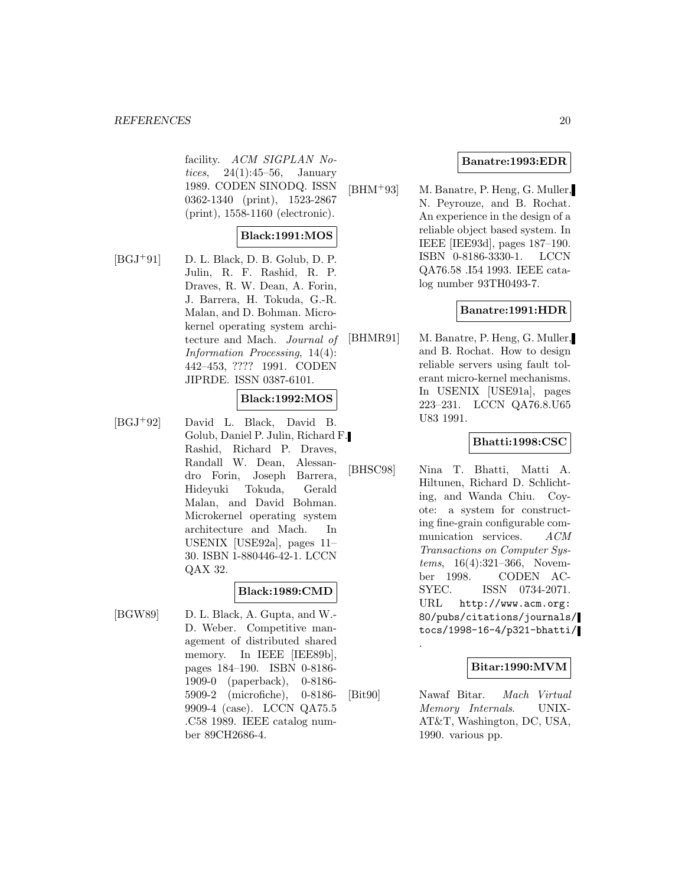facility. *ACM SIGPLAN Notices*, 24(1):45–56, January 1989. CODEN SINODQ. ISSN 0362-1340 (print), 1523-2867 (print), 1558-1160 (electronic).

**Black:1991:MOS**

[BGJ+91] D. L. Black, D. B. Golub, D. P. Julin, R. F. Rashid, R. P. Draves, R. W. Dean, A. Forin, J. Barrera, H. Tokuda, G.-R. Malan, and D. Bohman. Microkernel operating system architecture and Mach. *Journal of Information Processing*, 14(4): 442–453, ???? 1991. CODEN JIPRDE. ISSN 0387-6101.

**Black:1992:MOS**

[BGJ+92] David L. Black, David B. Golub, Daniel P. Julin, Richard F. Rashid, Richard P. Draves, Randall W. Dean, Alessandro Forin, Joseph Barrera, Hideyuki Tokuda, Gerald Malan, and David Bohman. Microkernel operating system architecture and Mach. In USENIX [USE92a], pages 11–30. ISBN 1-880446-42-1. LCCN QAX 32.

**Black:1989:CMD**

[BGW89] D. L. Black, A. Gupta, and W.-D. Weber. Competitive management of distributed shared memory. In IEEE [IEE89b], pages 184–190. ISBN 0-8186-1909-0 (paperback), 0-8186-5909-2 (microfiche), 0-8186-9909-4 (case). LCCN QA75.5 .C58 1989. IEEE catalog number 89CH2686-4.

**Banatre:1993:EDR**

[BHM+93] M. Banatre, P. Heng, G. Muller, N. Peyrouze, and B. Rochat. An experience in the design of a reliable object based system. In IEEE [IEE93d], pages 187–190. ISBN 0-8186-3330-1. LCCN QA76.58 .I54 1993. IEEE catalog number 93TH0493-7.

**Banatre:1991:HDR**

[BHMR91] M. Banatre, P. Heng, G. Muller, and B. Rochat. How to design reliable servers using fault tolerant micro-kernel mechanisms. In USENIX [USE91a], pages 223–231. LCCN QA76.8.U65 U83 1991.

**Bhatti:1998:CSC**

[BHSC98] Nina T. Bhatti, Matti A. Hiltunen, Richard D. Schlichting, and Wanda Chiu. Coyote: a system for constructing fine-grain configurable communication services. *ACM Transactions on Computer Systems*, 16(4):321–366, November 1998. CODEN ACSYEC. ISSN 0734-2071. URL http://www.acm.org:80/pubs/citations/journals/tocs/1998-16-4/p321-bhatti/.

**Bitar:1990:MVM**

[Bit90] Nawaf Bitar. *Mach Virtual Memory Internals*. UNIX-AT&T, Washington, DC, USA, 1990. various pp.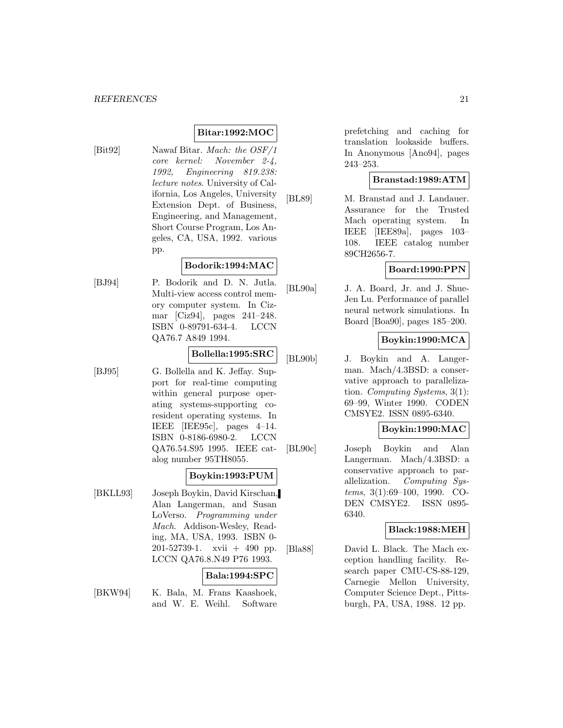**Bitar:1992:MOC**

[Bit92] Nawaf Bitar. *Mach: the OSF/1 core kernel: November 2-4, 1992, Engineering 819.238: lecture notes*. University of California, Los Angeles, University Extension Dept. of Business, Engineering, and Management, Short Course Program, Los Angeles, CA, USA, 1992. various pp.

**Bodorik:1994:MAC**

[BJ94] P. Bodorik and D. N. Jutla. Multi-view access control memory computer system. In Cizmar [Ciz94], pages 241–248. ISBN 0-89791-634-4. LCCN QA76.7 A849 1994.

**Bollella:1995:SRC**

[BJ95] G. Bollella and K. Jeffay. Support for real-time computing within general purpose operating systems-supporting co-resident operating systems. In IEEE [IEE95c], pages 4–14. ISBN 0-8186-6980-2. LCCN QA76.54.S95 1995. IEEE catalog number 95TH8055.

**Boykin:1993:PUM**

[BKLL93] Joseph Boykin, David Kirschan, Alan Langerman, and Susan LoVerso. *Programming under Mach*. Addison-Wesley, Reading, MA, USA, 1993. ISBN 0-201-52739-1. xvii + 490 pp. LCCN QA76.8.N49 P76 1993.

**Bala:1994:SPC**

[BKW94] K. Bala, M. Frans Kaashoek, and W. E. Weihl. Software prefetching and caching for translation lookaside buffers. In Anonymous [Ano94], pages 243–253.

**Branstad:1989:ATM**

[BL89] M. Branstad and J. Landauer. Assurance for the Trusted Mach operating system. In IEEE [IEE89a], pages 103–108. IEEE catalog number 89CH2656-7.

**Board:1990:PPN**

[BL90a] J. A. Board, Jr. and J. Shue-Jen Lu. Performance of parallel neural network simulations. In Board [Boa90], pages 185–200.

**Boykin:1990:MCA**

[BL90b] J. Boykin and A. Langerman. Mach/4.3BSD: a conservative approach to parallelization. *Computing Systems*, 3(1): 69–99, Winter 1990. CODEN CMSYE2. ISSN 0895-6340.

**Boykin:1990:MAC**

[BL90c] Joseph Boykin and Alan Langerman. Mach/4.3BSD: a conservative approach to parallelization. *Computing Systems*, 3(1):69–100, 1990. CODEN CMSYE2. ISSN 0895-6340.

**Black:1988:MEH**

[Bla88] David L. Black. The Mach exception handling facility. Research paper CMU-CS-88-129, Carnegie Mellon University, Computer Science Dept., Pittsburgh, PA, USA, 1988. 12 pp.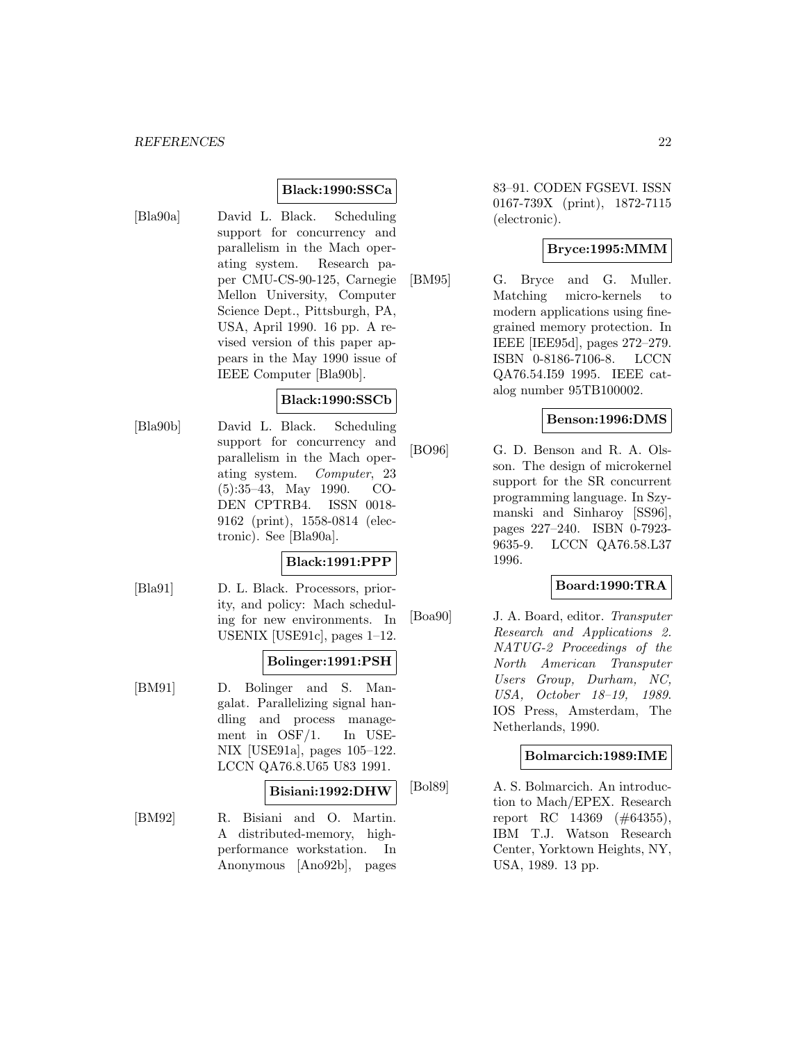**Black:1990:SSCa**

[Bla90a] David L. Black. Scheduling support for concurrency and parallelism in the Mach operating system. Research paper CMU-CS-90-125, Carnegie Mellon University, Computer Science Dept., Pittsburgh, PA, USA, April 1990. 16 pp. A revised version of this paper appears in the May 1990 issue of IEEE Computer [Bla90b].

**Black:1990:SSCb**

[Bla90b] David L. Black. Scheduling support for concurrency and parallelism in the Mach operating system. *Computer*, 23 (5):35–43, May 1990. CODEN CPTRB4. ISSN 0018-9162 (print), 1558-0814 (electronic). See [Bla90a].

**Black:1991:PPP**

[Bla91] D. L. Black. Processors, priority, and policy: Mach scheduling for new environments. In USENIX [USE91c], pages 1–12.

**Bolinger:1991:PSH**

[BM91] D. Bolinger and S. Mangalat. Parallelizing signal handling and process management in OSF/1. In USENIX [USE91a], pages 105–122. LCCN QA76.8.U65 U83 1991.

**Bisiani:1992:DHW**

[BM92] R. Bisiani and O. Martin. A distributed-memory, high-performance workstation. In Anonymous [Ano92b], pages 83–91. CODEN FGSEVI. ISSN 0167-739X (print), 1872-7115 (electronic).

**Bryce:1995:MMM**

[BM95] G. Bryce and G. Muller. Matching micro-kernels to modern applications using fine-grained memory protection. In IEEE [IEE95d], pages 272–279. ISBN 0-8186-7106-8. LCCN QA76.54.I59 1995. IEEE catalog number 95TB100002.

**Benson:1996:DMS**

[BO96] G. D. Benson and R. A. Olsson. The design of microkernel support for the SR concurrent programming language. In Szymanski and Sinharoy [SS96], pages 227–240. ISBN 0-7923-9635-9. LCCN QA76.58.L37 1996.

**Board:1990:TRA**

[Boa90] J. A. Board, editor. *Transputer Research and Applications 2. NATUG-2 Proceedings of the North American Transputer Users Group, Durham, NC, USA, October 18–19, 1989*. IOS Press, Amsterdam, The Netherlands, 1990.

**Bolmarcich:1989:IME**

[Bol89] A. S. Bolmarcich. An introduction to Mach/EPEX. Research report RC 14369 (#64355), IBM T.J. Watson Research Center, Yorktown Heights, NY, USA, 1989. 13 pp.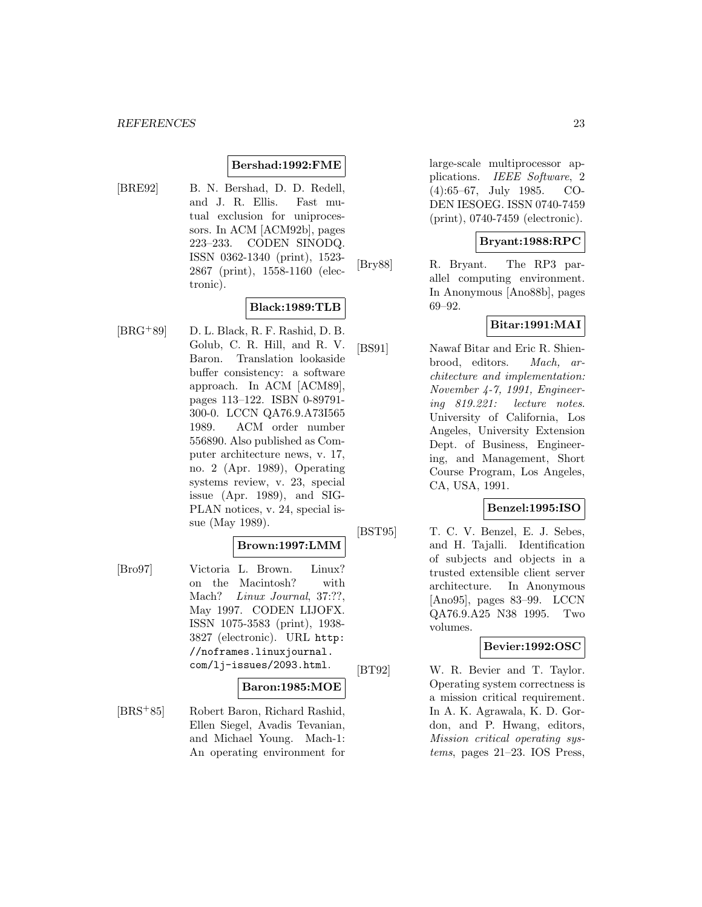**Bershad:1992:FME**

[BRE92] B. N. Bershad, D. D. Redell, and J. R. Ellis. Fast mutual exclusion for uniprocessors. In ACM [ACM92b], pages 223–233. CODEN SINODQ. ISSN 0362-1340 (print), 1523-2867 (print), 1558-1160 (electronic).

**Black:1989:TLB**

[BRG+89] D. L. Black, R. F. Rashid, D. B. Golub, C. R. Hill, and R. V. Baron. Translation lookaside buffer consistency: a software approach. In ACM [ACM89], pages 113–122. ISBN 0-89791-300-0. LCCN QA76.9.A73I565 1989. ACM order number 556890. Also published as Computer architecture news, v. 17, no. 2 (Apr. 1989), Operating systems review, v. 23, special issue (Apr. 1989), and SIGPLAN notices, v. 24, special issue (May 1989).

**Brown:1997:LMM**

[Bro97] Victoria L. Brown. Linux? on the Macintosh? with Mach? *Linux Journal*, 37:??, May 1997. CODEN LIJOFX. ISSN 1075-3583 (print), 1938-3827 (electronic). URL `http://noframes.linuxjournal.com/lj-issues/2093.html`.

**Baron:1985:MOE**

[BRS+85] Robert Baron, Richard Rashid, Ellen Siegel, Avadis Tevanian, and Michael Young. Mach-1: An operating environment for large-scale multiprocessor applications. *IEEE Software*, 2 (4):65–67, July 1985. CODEN IESOEG. ISSN 0740-7459 (print), 0740-7459 (electronic).

**Bryant:1988:RPC**

[Bry88] R. Bryant. The RP3 parallel computing environment. In Anonymous [Ano88b], pages 69–92.

**Bitar:1991:MAI**

[BS91] Nawaf Bitar and Eric R. Shienbrood, editors. *Mach, architecture and implementation: November 4-7, 1991, Engineering 819.221: lecture notes*. University of California, Los Angeles, University Extension Dept. of Business, Engineering, and Management, Short Course Program, Los Angeles, CA, USA, 1991.

**Benzel:1995:ISO**

[BST95] T. C. V. Benzel, E. J. Sebes, and H. Tajalli. Identification of subjects and objects in a trusted extensible client server architecture. In Anonymous [Ano95], pages 83–99. LCCN QA76.9.A25 N38 1995. Two volumes.

**Bevier:1992:OSC**

[BT92] W. R. Bevier and T. Taylor. Operating system correctness is a mission critical requirement. In A. K. Agrawala, K. D. Gordon, and P. Hwang, editors, *Mission critical operating systems*, pages 21–23. IOS Press,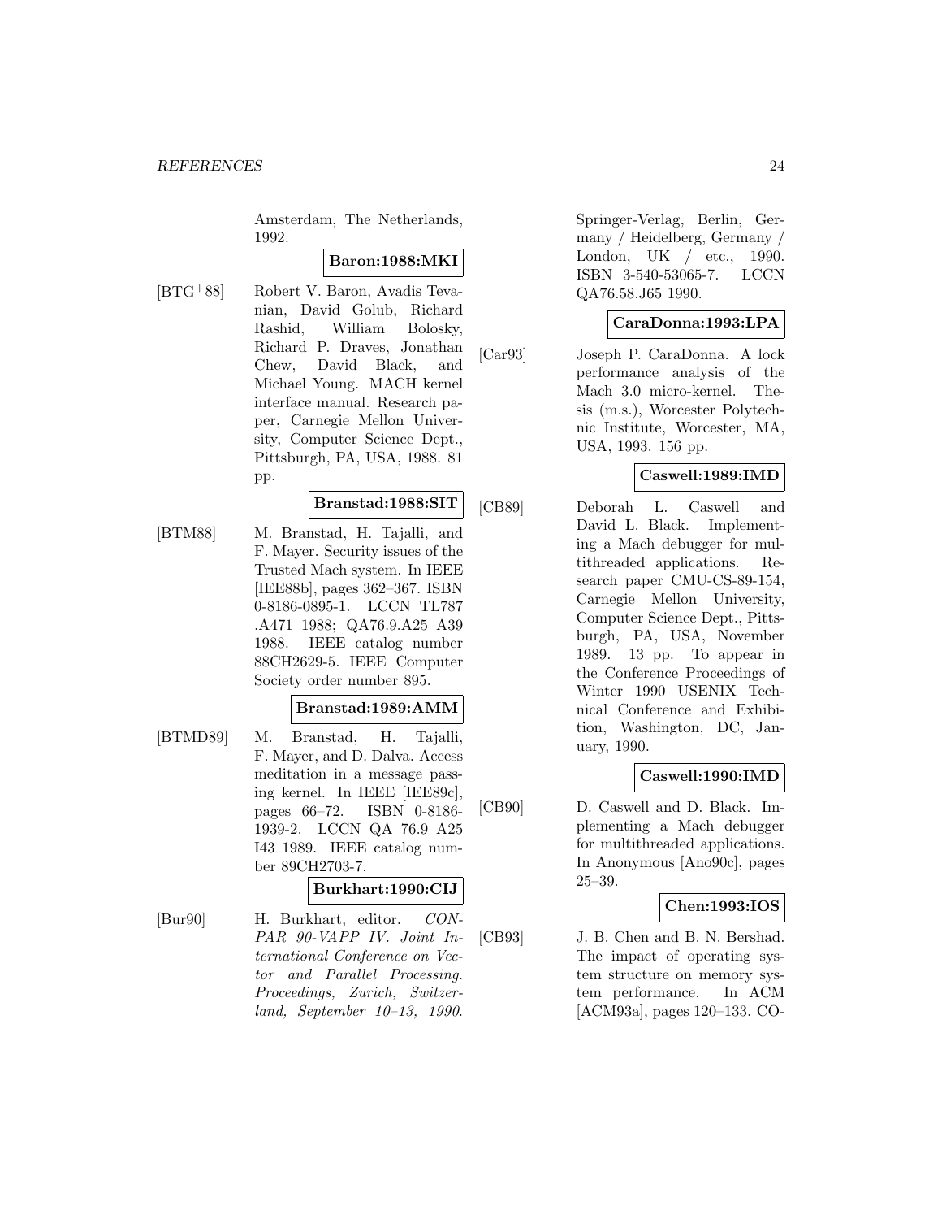Amsterdam, The Netherlands, 1992.

**Baron:1988:MKI**

[BTG+88] Robert V. Baron, Avadis Tevanian, David Golub, Richard Rashid, William Bolosky, Richard P. Draves, Jonathan Chew, David Black, and Michael Young. MACH kernel interface manual. Research paper, Carnegie Mellon University, Computer Science Dept., Pittsburgh, PA, USA, 1988. 81 pp.

**Branstad:1988:SIT**

[BTM88] M. Branstad, H. Tajalli, and F. Mayer. Security issues of the Trusted Mach system. In IEEE [IEE88b], pages 362–367. ISBN 0-8186-0895-1. LCCN TL787 .A471 1988; QA76.9.A25 A39 1988. IEEE catalog number 88CH2629-5. IEEE Computer Society order number 895.

**Branstad:1989:AMM**

[BTMD89] M. Branstad, H. Tajalli, F. Mayer, and D. Dalva. Access meditation in a message passing kernel. In IEEE [IEE89c], pages 66–72. ISBN 0-8186-1939-2. LCCN QA 76.9 A25 I43 1989. IEEE catalog number 89CH2703-7.

**Burkhart:1990:CIJ**

[Bur90] H. Burkhart, editor. *CONPAR 90-VAPP IV. Joint International Conference on Vector and Parallel Processing. Proceedings, Zurich, Switzerland, September 10–13, 1990*. Springer-Verlag, Berlin, Germany / Heidelberg, Germany / London, UK / etc., 1990. ISBN 3-540-53065-7. LCCN QA76.58.J65 1990.

**CaraDonna:1993:LPA**

[Car93] Joseph P. CaraDonna. A lock performance analysis of the Mach 3.0 micro-kernel. Thesis (m.s.), Worcester Polytechnic Institute, Worcester, MA, USA, 1993. 156 pp.

**Caswell:1989:IMD**

[CB89] Deborah L. Caswell and David L. Black. Implementing a Mach debugger for multithreaded applications. Research paper CMU-CS-89-154, Carnegie Mellon University, Computer Science Dept., Pittsburgh, PA, USA, November 1989. 13 pp. To appear in the Conference Proceedings of Winter 1990 USENIX Technical Conference and Exhibition, Washington, DC, January, 1990.

**Caswell:1990:IMD**

[CB90] D. Caswell and D. Black. Implementing a Mach debugger for multithreaded applications. In Anonymous [Ano90c], pages 25–39.

**Chen:1993:IOS**

[CB93] J. B. Chen and B. N. Bershad. The impact of operating system structure on memory system performance. In ACM [ACM93a], pages 120–133. CO-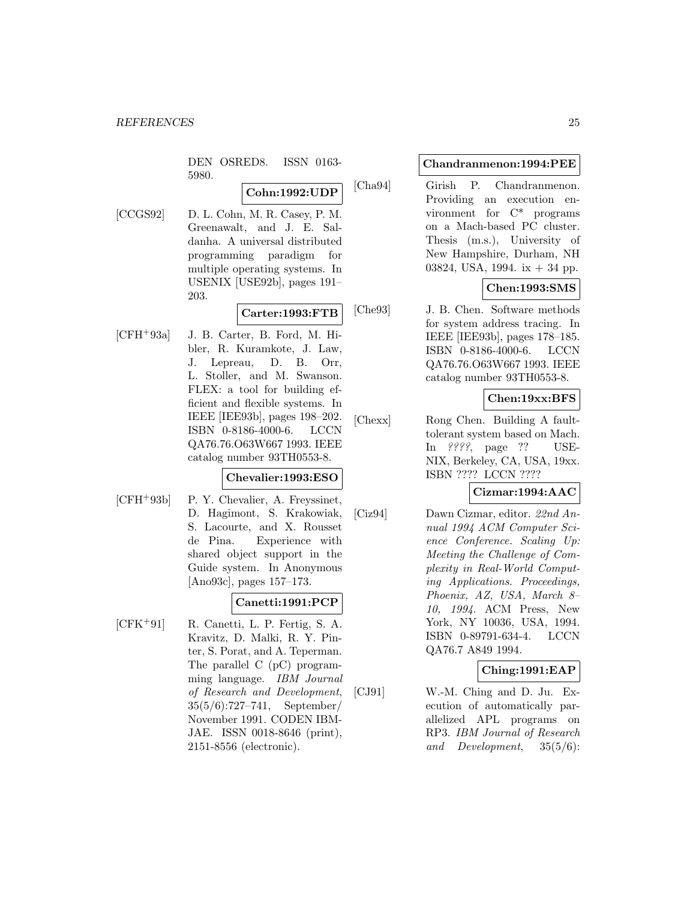DEN OSRED8. ISSN 0163-5980.

**Cohn:1992:UDP**

[CCGS92] D. L. Cohn, M. R. Casey, P. M. Greenawalt, and J. E. Saldanha. A universal distributed programming paradigm for multiple operating systems. In USENIX [USE92b], pages 191–203.

**Carter:1993:FTB**

[CFH+93a] J. B. Carter, B. Ford, M. Hibler, R. Kuramkote, J. Law, J. Lepreau, D. B. Orr, L. Stoller, and M. Swanson. FLEX: a tool for building efficient and flexible systems. In IEEE [IEE93b], pages 198–202. ISBN 0-8186-4000-6. LCCN QA76.76.O63W667 1993. IEEE catalog number 93TH0553-8.

**Chevalier:1993:ESO**

[CFH+93b] P. Y. Chevalier, A. Freyssinet, D. Hagimont, S. Krakowiak, S. Lacourte, and X. Rousset de Pina. Experience with shared object support in the Guide system. In Anonymous [Ano93c], pages 157–173.

**Canetti:1991:PCP**

[CFK+91] R. Canetti, L. P. Fertig, S. A. Kravitz, D. Malki, R. Y. Pinter, S. Porat, and A. Teperman. The parallel C (pC) programming language. *IBM Journal of Research and Development*, 35(5/6):727–741, September/ November 1991. CODEN IBMJAE. ISSN 0018-8646 (print), 2151-8556 (electronic).

**Chandranmenon:1994:PEE**

[Cha94] Girish P. Chandranmenon. Providing an execution environment for C* programs on a Mach-based PC cluster. Thesis (m.s.), University of New Hampshire, Durham, NH 03824, USA, 1994. ix + 34 pp.

**Chen:1993:SMS**

[Che93] J. B. Chen. Software methods for system address tracing. In IEEE [IEE93b], pages 178–185. ISBN 0-8186-4000-6. LCCN QA76.76.O63W667 1993. IEEE catalog number 93TH0553-8.

**Chen:19xx:BFS**

[Chexx] Rong Chen. Building A fault-tolerant system based on Mach. In *????*, page ?? USENIX, Berkeley, CA, USA, 19xx. ISBN ???? LCCN ????

**Cizmar:1994:AAC**

[Ciz94] Dawn Cizmar, editor. *22nd Annual 1994 ACM Computer Science Conference. Scaling Up: Meeting the Challenge of Complexity in Real-World Computing Applications. Proceedings, Phoenix, AZ, USA, March 8–10, 1994*. ACM Press, New York, NY 10036, USA, 1994. ISBN 0-89791-634-4. LCCN QA76.7 A849 1994.

**Ching:1991:EAP**

[CJ91] W.-M. Ching and D. Ju. Execution of automatically parallelized APL programs on RP3. *IBM Journal of Research and Development*, 35(5/6):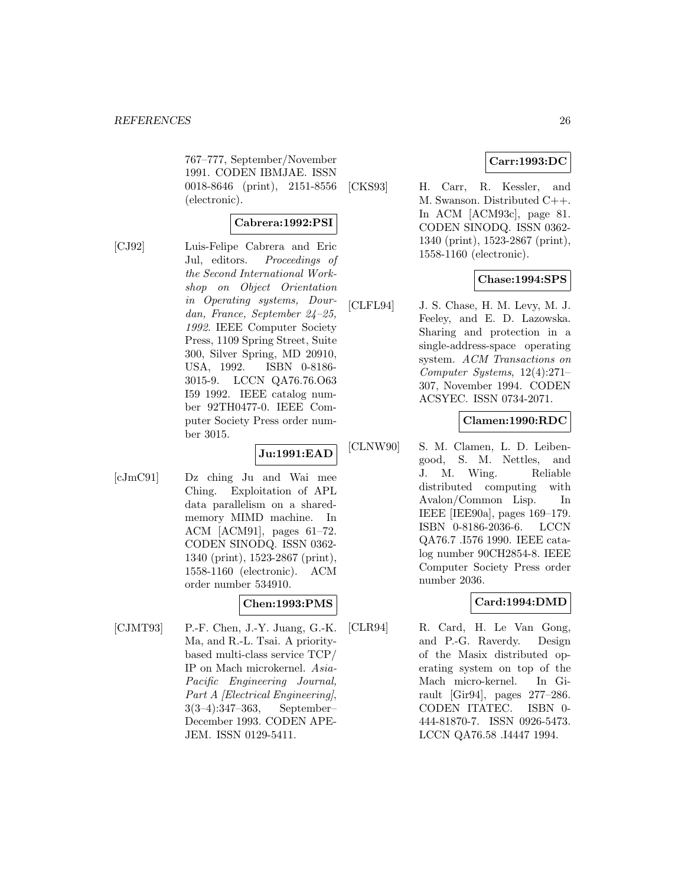767–777, September/November 1991. CODEN IBMJAE. ISSN 0018-8646 (print), 2151-8556 (electronic).

**Cabrera:1992:PSI**

[CJ92] Luis-Felipe Cabrera and Eric Jul, editors. *Proceedings of the Second International Workshop on Object Orientation in Operating systems, Dourdan, France, September 24–25, 1992*. IEEE Computer Society Press, 1109 Spring Street, Suite 300, Silver Spring, MD 20910, USA, 1992. ISBN 0-8186-3015-9. LCCN QA76.76.O63 I59 1992. IEEE catalog number 92TH0477-0. IEEE Computer Society Press order number 3015.

**Ju:1991:EAD**

[cJmC91] Dz ching Ju and Wai mee Ching. Exploitation of APL data parallelism on a shared-memory MIMD machine. In ACM [ACM91], pages 61–72. CODEN SINODQ. ISSN 0362-1340 (print), 1523-2867 (print), 1558-1160 (electronic). ACM order number 534910.

**Chen:1993:PMS**

[CJMT93] P.-F. Chen, J.-Y. Juang, G.-K. Ma, and R.-L. Tsai. A priority-based multi-class service TCP/IP on Mach microkernel. *Asia-Pacific Engineering Journal, Part A [Electrical Engineering]*, 3(3–4):347–363, September–December 1993. CODEN APEJEM. ISSN 0129-5411.

**Carr:1993:DC**

[CKS93] H. Carr, R. Kessler, and M. Swanson. Distributed C++. In ACM [ACM93c], page 81. CODEN SINODQ. ISSN 0362-1340 (print), 1523-2867 (print), 1558-1160 (electronic).

**Chase:1994:SPS**

[CLFL94] J. S. Chase, H. M. Levy, M. J. Feeley, and E. D. Lazowska. Sharing and protection in a single-address-space operating system. *ACM Transactions on Computer Systems*, 12(4):271–307, November 1994. CODEN ACSYEC. ISSN 0734-2071.

**Clamen:1990:RDC**

[CLNW90] S. M. Clamen, L. D. Leibengood, S. M. Nettles, and J. M. Wing. Reliable distributed computing with Avalon/Common Lisp. In IEEE [IEE90a], pages 169–179. ISBN 0-8186-2036-6. LCCN QA76.7 .I576 1990. IEEE catalog number 90CH2854-8. IEEE Computer Society Press order number 2036.

**Card:1994:DMD**

[CLR94] R. Card, H. Le Van Gong, and P.-G. Raverdy. Design of the Masix distributed operating system on top of the Mach micro-kernel. In Girault [Gir94], pages 277–286. CODEN ITATEC. ISBN 0-444-81870-7. ISSN 0926-5473. LCCN QA76.58 .I4447 1994.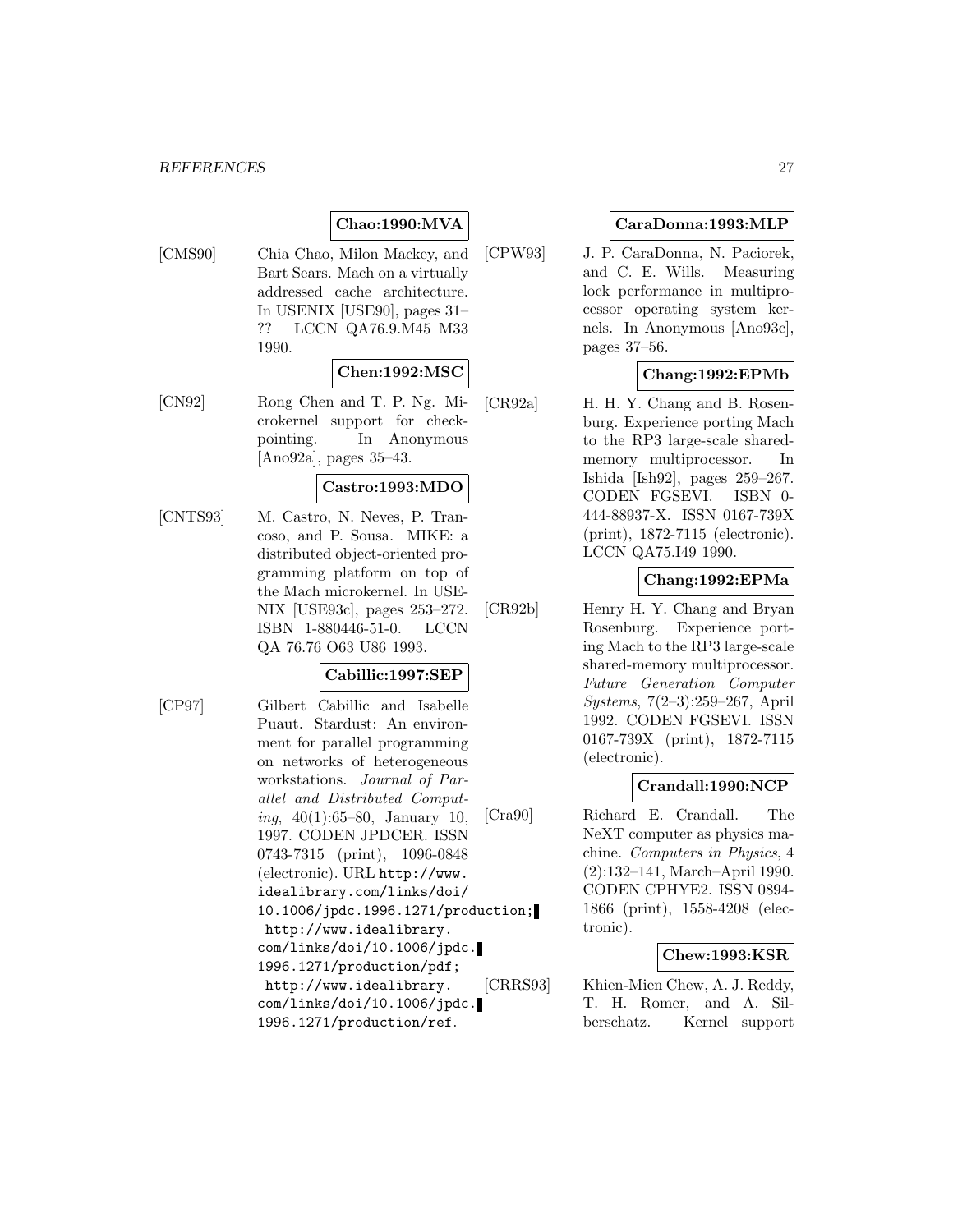**Chao:1990:MVA**

[CMS90] Chia Chao, Milon Mackey, and Bart Sears. Mach on a virtually addressed cache architecture. In USENIX [USE90], pages 31–?? LCCN QA76.9.M45 M33 1990.

**Chen:1992:MSC**

[CN92] Rong Chen and T. P. Ng. Microkernel support for checkpointing. In Anonymous [Ano92a], pages 35–43.

**Castro:1993:MDO**

[CNTS93] M. Castro, N. Neves, P. Trancoso, and P. Sousa. MIKE: a distributed object-oriented programming platform on top of the Mach microkernel. In USENIX [USE93c], pages 253–272. ISBN 1-880446-51-0. LCCN QA 76.76 O63 U86 1993.

**Cabillic:1997:SEP**

[CP97] Gilbert Cabillic and Isabelle Puaut. Stardust: An environment for parallel programming on networks of heterogeneous workstations. *Journal of Parallel and Distributed Computing*, 40(1):65–80, January 10, 1997. CODEN JPDCER. ISSN 0743-7315 (print), 1096-0848 (electronic). URL `http://www.idealibrary.com/links/doi/10.1006/jpdc.1996.1271/production`; `http://www.idealibrary.com/links/doi/10.1006/jpdc.1996.1271/production/pdf`; `http://www.idealibrary.com/links/doi/10.1006/jpdc.1996.1271/production/ref`.

**CaraDonna:1993:MLP**

[CPW93] J. P. CaraDonna, N. Paciorek, and C. E. Wills. Measuring lock performance in multiprocessor operating system kernels. In Anonymous [Ano93c], pages 37–56.

**Chang:1992:EPMb**

[CR92a] H. H. Y. Chang and B. Rosenburg. Experience porting Mach to the RP3 large-scale shared-memory multiprocessor. In Ishida [Ish92], pages 259–267. CODEN FGSEVI. ISBN 0-444-88937-X. ISSN 0167-739X (print), 1872-7115 (electronic). LCCN QA75.I49 1990.

**Chang:1992:EPMa**

[CR92b] Henry H. Y. Chang and Bryan Rosenburg. Experience porting Mach to the RP3 large-scale shared-memory multiprocessor. *Future Generation Computer Systems*, 7(2–3):259–267, April 1992. CODEN FGSEVI. ISSN 0167-739X (print), 1872-7115 (electronic).

**Crandall:1990:NCP**

[Cra90] Richard E. Crandall. The NeXT computer as physics machine. *Computers in Physics*, 4 (2):132–141, March–April 1990. CODEN CPHYE2. ISSN 0894-1866 (print), 1558-4208 (electronic).

**Chew:1993:KSR**

[CRRS93] Khien-Mien Chew, A. J. Reddy, T. H. Romer, and A. Silberschatz. Kernel support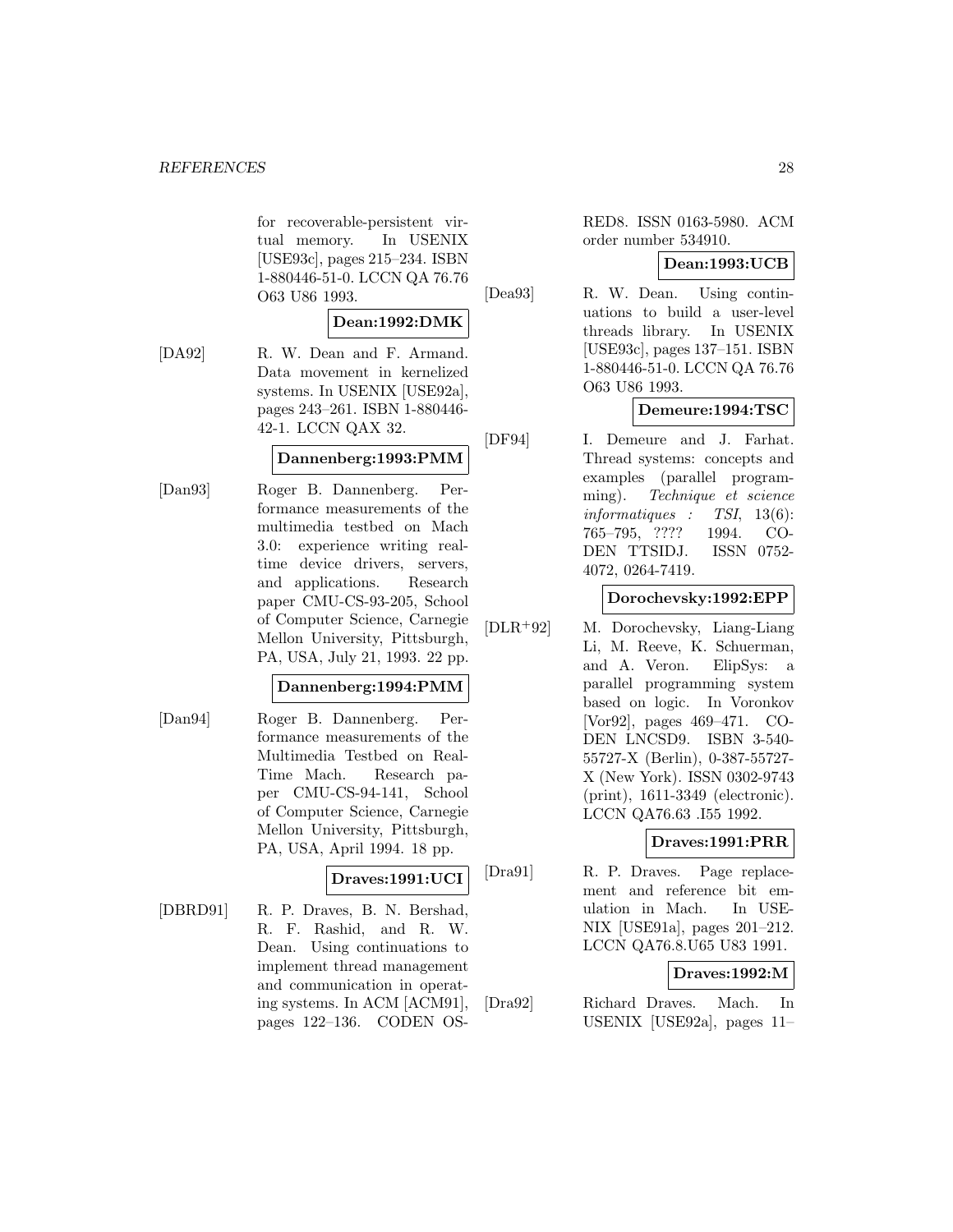for recoverable-persistent virtual memory. In USENIX [USE93c], pages 215–234. ISBN 1-880446-51-0. LCCN QA 76.76 O63 U86 1993.

**Dean:1992:DMK**

[DA92] R. W. Dean and F. Armand. Data movement in kernelized systems. In USENIX [USE92a], pages 243–261. ISBN 1-880446-42-1. LCCN QAX 32.

**Dannenberg:1993:PMM**

[Dan93] Roger B. Dannenberg. Performance measurements of the multimedia testbed on Mach 3.0: experience writing real-time device drivers, servers, and applications. Research paper CMU-CS-93-205, School of Computer Science, Carnegie Mellon University, Pittsburgh, PA, USA, July 21, 1993. 22 pp.

**Dannenberg:1994:PMM**

[Dan94] Roger B. Dannenberg. Performance measurements of the Multimedia Testbed on Real-Time Mach. Research paper CMU-CS-94-141, School of Computer Science, Carnegie Mellon University, Pittsburgh, PA, USA, April 1994. 18 pp.

**Draves:1991:UCI**

[DBRD91] R. P. Draves, B. N. Bershad, R. F. Rashid, and R. W. Dean. Using continuations to implement thread management and communication in operating systems. In ACM [ACM91], pages 122–136. CODEN OSRED8. ISSN 0163-5980. ACM order number 534910.

**Dean:1993:UCB**

[Dea93] R. W. Dean. Using continuations to build a user-level threads library. In USENIX [USE93c], pages 137–151. ISBN 1-880446-51-0. LCCN QA 76.76 O63 U86 1993.

**Demeure:1994:TSC**

[DF94] I. Demeure and J. Farhat. Thread systems: concepts and examples (parallel programming). *Technique et science informatiques : TSI*, 13(6): 765–795, ???? 1994. CODEN TTSIDJ. ISSN 0752-4072, 0264-7419.

**Dorochevsky:1992:EPP**

[DLR+92] M. Dorochevsky, Liang-Liang Li, M. Reeve, K. Schuerman, and A. Veron. ElipSys: a parallel programming system based on logic. In Voronkov [Vor92], pages 469–471. CODEN LNCSD9. ISBN 3-540-55727-X (Berlin), 0-387-55727-X (New York). ISSN 0302-9743 (print), 1611-3349 (electronic). LCCN QA76.63 .I55 1992.

**Draves:1991:PRR**

[Dra91] R. P. Draves. Page replacement and reference bit emulation in Mach. In USENIX [USE91a], pages 201–212. LCCN QA76.8.U65 U83 1991.

**Draves:1992:M**

[Dra92] Richard Draves. Mach. In USENIX [USE92a], pages 11–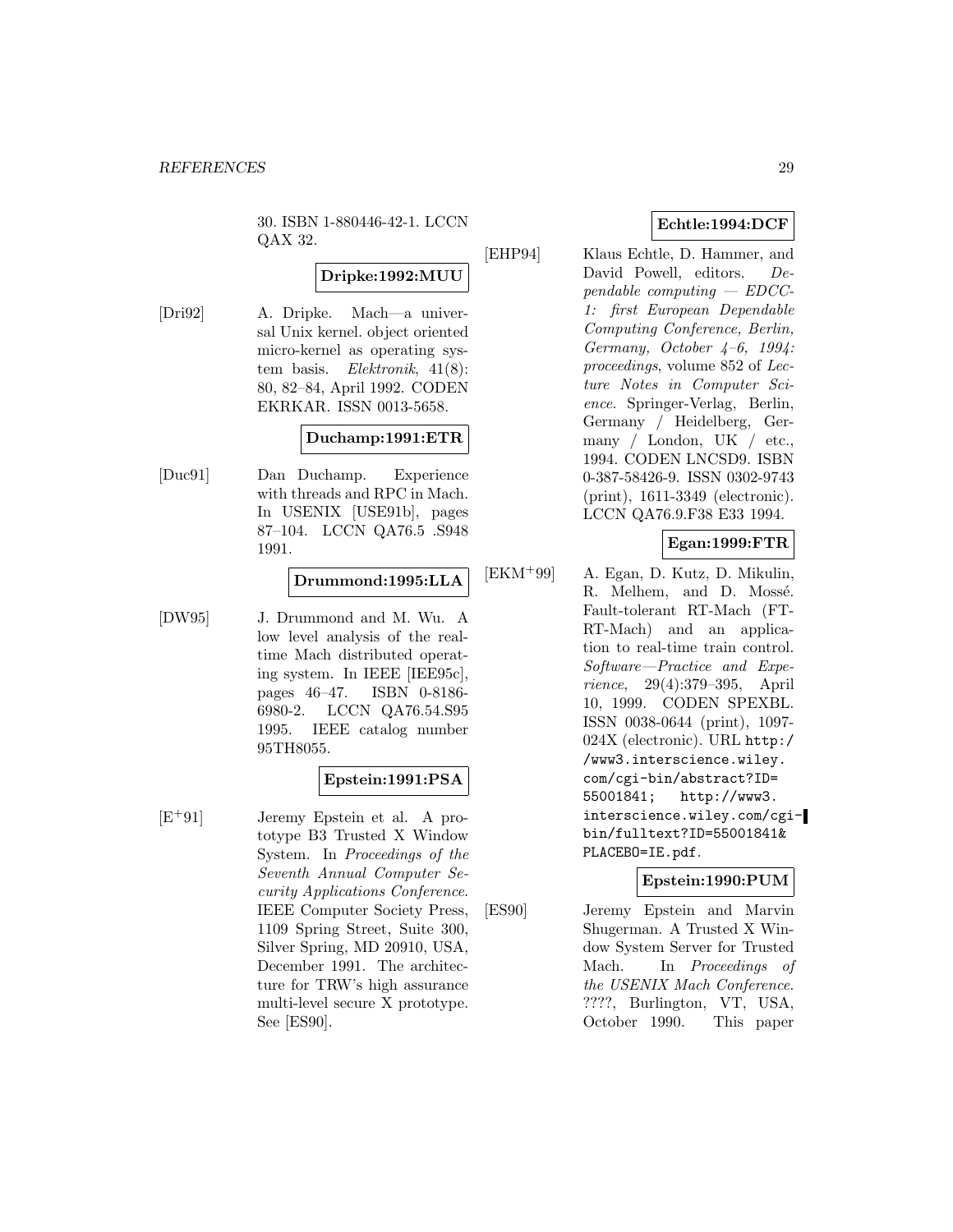30. ISBN 1-880446-42-1. LCCN QAX 32.

**Dripke:1992:MUU**

[Dri92] A. Dripke. Mach—a universal Unix kernel. object oriented micro-kernel as operating system basis. *Elektronik*, 41(8): 80, 82–84, April 1992. CODEN EKRKAR. ISSN 0013-5658.

**Duchamp:1991:ETR**

[Duc91] Dan Duchamp. Experience with threads and RPC in Mach. In USENIX [USE91b], pages 87–104. LCCN QA76.5 .S948 1991.

**Drummond:1995:LLA**

[DW95] J. Drummond and M. Wu. A low level analysis of the real-time Mach distributed operating system. In IEEE [IEE95c], pages 46–47. ISBN 0-8186-6980-2. LCCN QA76.54.S95 1995. IEEE catalog number 95TH8055.

**Epstein:1991:PSA**

[E+91] Jeremy Epstein et al. A prototype B3 Trusted X Window System. In *Proceedings of the Seventh Annual Computer Security Applications Conference*. IEEE Computer Society Press, 1109 Spring Street, Suite 300, Silver Spring, MD 20910, USA, December 1991. The architecture for TRW's high assurance multi-level secure X prototype. See [ES90].

**Echtle:1994:DCF**

[EHP94] Klaus Echtle, D. Hammer, and David Powell, editors. *Dependable computing — EDCC-1: first European Dependable Computing Conference, Berlin, Germany, October 4–6, 1994: proceedings*, volume 852 of *Lecture Notes in Computer Science*. Springer-Verlag, Berlin, Germany / Heidelberg, Germany / London, UK / etc., 1994. CODEN LNCSD9. ISBN 0-387-58426-9. ISSN 0302-9743 (print), 1611-3349 (electronic). LCCN QA76.9.F38 E33 1994.

**Egan:1999:FTR**

[EKM+99] A. Egan, D. Kutz, D. Mikulin, R. Melhem, and D. Mossé. Fault-tolerant RT-Mach (FT-RT-Mach) and an application to real-time train control. *Software—Practice and Experience*, 29(4):379–395, April 10, 1999. CODEN SPEXBL. ISSN 0038-0644 (print), 1097-024X (electronic). URL http://www3.interscience.wiley.com/cgi-bin/abstract?ID=55001841; http://www3.interscience.wiley.com/cgi-bin/fulltext?ID=55001841&PLACEBO=IE.pdf.

**Epstein:1990:PUM**

[ES90] Jeremy Epstein and Marvin Shugerman. A Trusted X Window System Server for Trusted Mach. In *Proceedings of the USENIX Mach Conference*. ????, Burlington, VT, USA, October 1990. This paper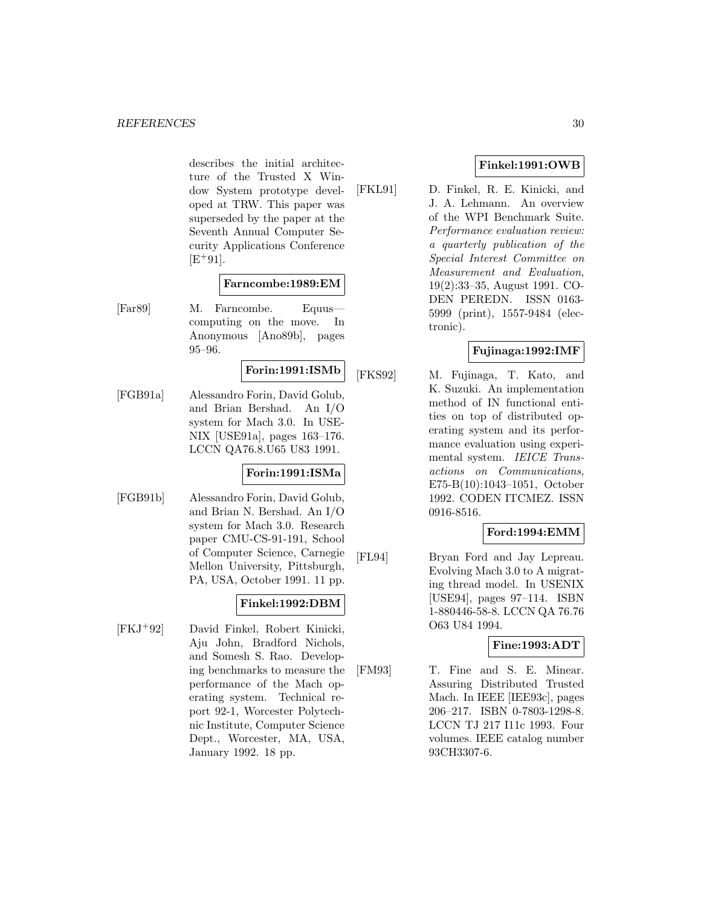describes the initial architecture of the Trusted X Window System prototype developed at TRW. This paper was superseded by the paper at the Seventh Annual Computer Security Applications Conference [E+91].

**Farncombe:1989:EM**

[Far89] M. Farncombe. Equus—computing on the move. In Anonymous [Ano89b], pages 95–96.

**Forin:1991:ISMb**

[FGB91a] Alessandro Forin, David Golub, and Brian Bershad. An I/O system for Mach 3.0. In USENIX [USE91a], pages 163–176. LCCN QA76.8.U65 U83 1991.

**Forin:1991:ISMa**

[FGB91b] Alessandro Forin, David Golub, and Brian N. Bershad. An I/O system for Mach 3.0. Research paper CMU-CS-91-191, School of Computer Science, Carnegie Mellon University, Pittsburgh, PA, USA, October 1991. 11 pp.

**Finkel:1992:DBM**

[FKJ+92] David Finkel, Robert Kinicki, Aju John, Bradford Nichols, and Somesh S. Rao. Developing benchmarks to measure the performance of the Mach operating system. Technical report 92-1, Worcester Polytechnic Institute, Computer Science Dept., Worcester, MA, USA, January 1992. 18 pp.

**Finkel:1991:OWB**

[FKL91] D. Finkel, R. E. Kinicki, and J. A. Lehmann. An overview of the WPI Benchmark Suite. *Performance evaluation review: a quarterly publication of the Special Interest Committee on Measurement and Evaluation*, 19(2):33–35, August 1991. CODEN PEREDN. ISSN 0163-5999 (print), 1557-9484 (electronic).

**Fujinaga:1992:IMF**

[FKS92] M. Fujinaga, T. Kato, and K. Suzuki. An implementation method of IN functional entities on top of distributed operating system and its performance evaluation using experimental system. *IEICE Transactions on Communications*, E75-B(10):1043–1051, October 1992. CODEN ITCMEZ. ISSN 0916-8516.

**Ford:1994:EMM**

[FL94] Bryan Ford and Jay Lepreau. Evolving Mach 3.0 to A migrating thread model. In USENIX [USE94], pages 97–114. ISBN 1-880446-58-8. LCCN QA 76.76 O63 U84 1994.

**Fine:1993:ADT**

[FM93] T. Fine and S. E. Minear. Assuring Distributed Trusted Mach. In IEEE [IEE93c], pages 206–217. ISBN 0-7803-1298-8. LCCN TJ 217 I11c 1993. Four volumes. IEEE catalog number 93CH3307-6.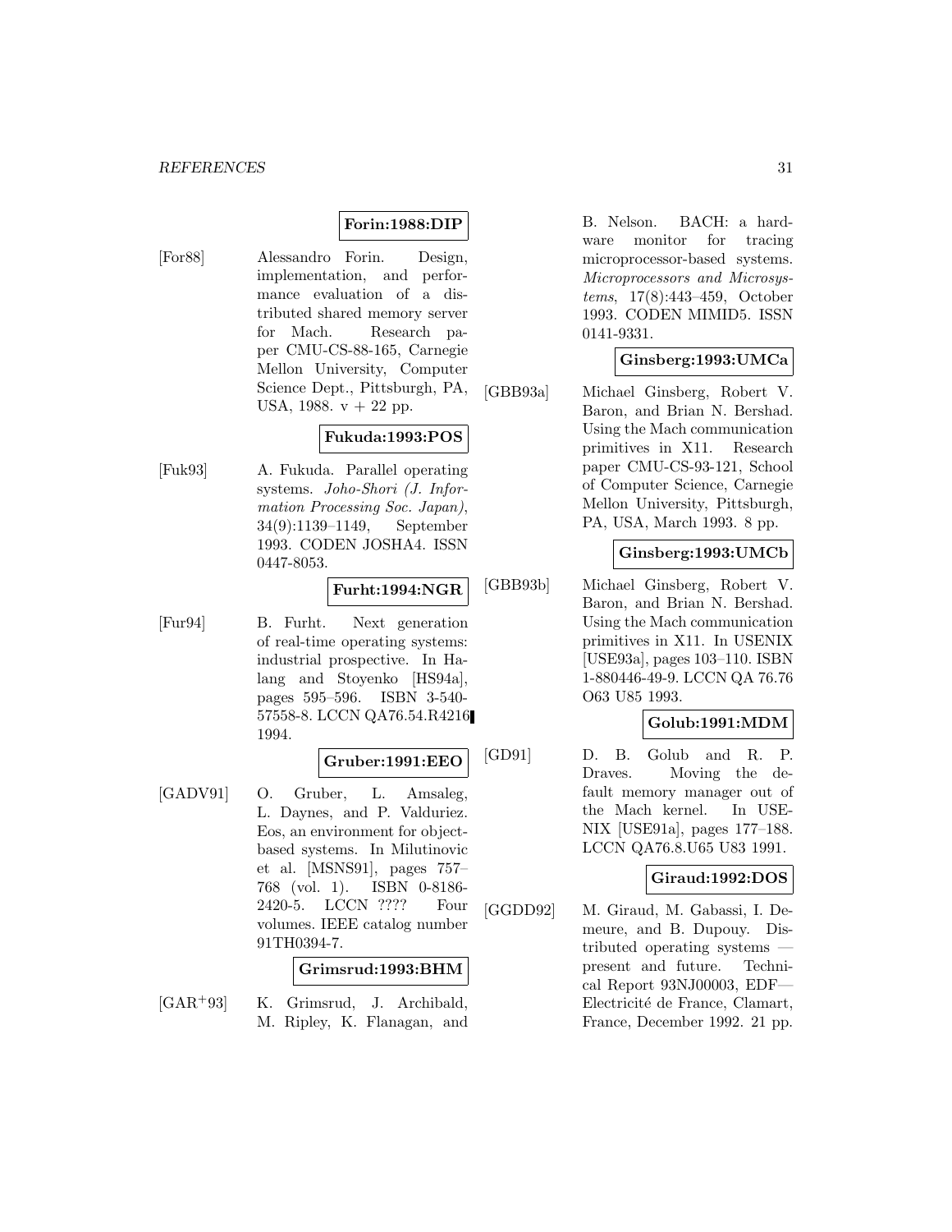**Forin:1988:DIP**

[For88] Alessandro Forin. Design, implementation, and performance evaluation of a distributed shared memory server for Mach. Research paper CMU-CS-88-165, Carnegie Mellon University, Computer Science Dept., Pittsburgh, PA, USA, 1988. v + 22 pp.

**Fukuda:1993:POS**

[Fuk93] A. Fukuda. Parallel operating systems. *Joho-Shori (J. Information Processing Soc. Japan)*, 34(9):1139–1149, September 1993. CODEN JOSHA4. ISSN 0447-8053.

**Furht:1994:NGR**

[Fur94] B. Furht. Next generation of real-time operating systems: industrial prospective. In Halang and Stoyenko [HS94a], pages 595–596. ISBN 3-540-57558-8. LCCN QA76.54.R4216 1994.

**Gruber:1991:EEO**

[GADV91] O. Gruber, L. Amsaleg, L. Daynes, and P. Valduriez. Eos, an environment for object-based systems. In Milutinovic et al. [MSNS91], pages 757–768 (vol. 1). ISBN 0-8186-2420-5. LCCN ???? Four volumes. IEEE catalog number 91TH0394-7.

**Grimsrud:1993:BHM**

[GAR+93] K. Grimsrud, J. Archibald, M. Ripley, K. Flanagan, and B. Nelson. BACH: a hardware monitor for tracing microprocessor-based systems. *Microprocessors and Microsystems*, 17(8):443–459, October 1993. CODEN MIMID5. ISSN 0141-9331.

**Ginsberg:1993:UMCa**

[GBB93a] Michael Ginsberg, Robert V. Baron, and Brian N. Bershad. Using the Mach communication primitives in X11. Research paper CMU-CS-93-121, School of Computer Science, Carnegie Mellon University, Pittsburgh, PA, USA, March 1993. 8 pp.

**Ginsberg:1993:UMCb**

[GBB93b] Michael Ginsberg, Robert V. Baron, and Brian N. Bershad. Using the Mach communication primitives in X11. In USENIX [USE93a], pages 103–110. ISBN 1-880446-49-9. LCCN QA 76.76 O63 U85 1993.

**Golub:1991:MDM**

[GD91] D. B. Golub and R. P. Draves. Moving the default memory manager out of the Mach kernel. In USENIX [USE91a], pages 177–188. LCCN QA76.8.U65 U83 1991.

**Giraud:1992:DOS**

[GGDD92] M. Giraud, M. Gabassi, I. Demeure, and B. Dupouy. Distributed operating systems — present and future. Technical Report 93NJ00003, EDF—Electricité de France, Clamart, France, December 1992. 21 pp.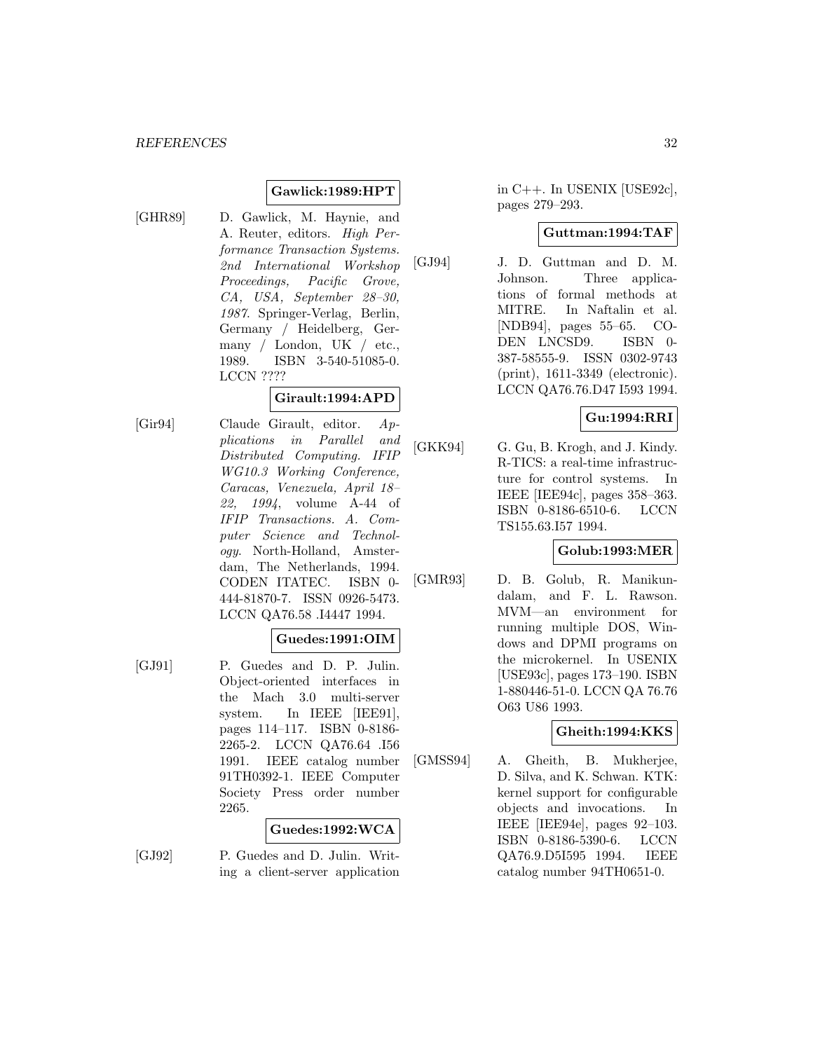**Gawlick:1989:HPT**

[GHR89] D. Gawlick, M. Haynie, and A. Reuter, editors. *High Performance Transaction Systems. 2nd International Workshop Proceedings, Pacific Grove, CA, USA, September 28–30, 1987*. Springer-Verlag, Berlin, Germany / Heidelberg, Germany / London, UK / etc., 1989. ISBN 3-540-51085-0. LCCN ????

**Girault:1994:APD**

[Gir94] Claude Girault, editor. *Applications in Parallel and Distributed Computing. IFIP WG10.3 Working Conference, Caracas, Venezuela, April 18–22, 1994*, volume A-44 of *IFIP Transactions. A. Computer Science and Technology*. North-Holland, Amsterdam, The Netherlands, 1994. CODEN ITATEC. ISBN 0-444-81870-7. ISSN 0926-5473. LCCN QA76.58 .I4447 1994.

**Guedes:1991:OIM**

[GJ91] P. Guedes and D. P. Julin. Object-oriented interfaces in the Mach 3.0 multi-server system. In IEEE [IEE91], pages 114–117. ISBN 0-8186-2265-2. LCCN QA76.64 .I56 1991. IEEE catalog number 91TH0392-1. IEEE Computer Society Press order number 2265.

**Guedes:1992:WCA**

[GJ92] P. Guedes and D. Julin. Writing a client-server application in C++. In USENIX [USE92c], pages 279–293.

**Guttman:1994:TAF**

[GJ94] J. D. Guttman and D. M. Johnson. Three applications of formal methods at MITRE. In Naftalin et al. [NDB94], pages 55–65. CODEN LNCSD9. ISBN 0-387-58555-9. ISSN 0302-9743 (print), 1611-3349 (electronic). LCCN QA76.76.D47 I593 1994.

**Gu:1994:RRI**

[GKK94] G. Gu, B. Krogh, and J. Kindy. R-TICS: a real-time infrastructure for control systems. In IEEE [IEE94c], pages 358–363. ISBN 0-8186-6510-6. LCCN TS155.63.I57 1994.

**Golub:1993:MER**

[GMR93] D. B. Golub, R. Manikundalam, and F. L. Rawson. MVM—an environment for running multiple DOS, Windows and DPMI programs on the microkernel. In USENIX [USE93c], pages 173–190. ISBN 1-880446-51-0. LCCN QA 76.76 O63 U86 1993.

**Gheith:1994:KKS**

[GMSS94] A. Gheith, B. Mukherjee, D. Silva, and K. Schwan. KTK: kernel support for configurable objects and invocations. In IEEE [IEE94e], pages 92–103. ISBN 0-8186-5390-6. LCCN QA76.9.D5I595 1994. IEEE catalog number 94TH0651-0.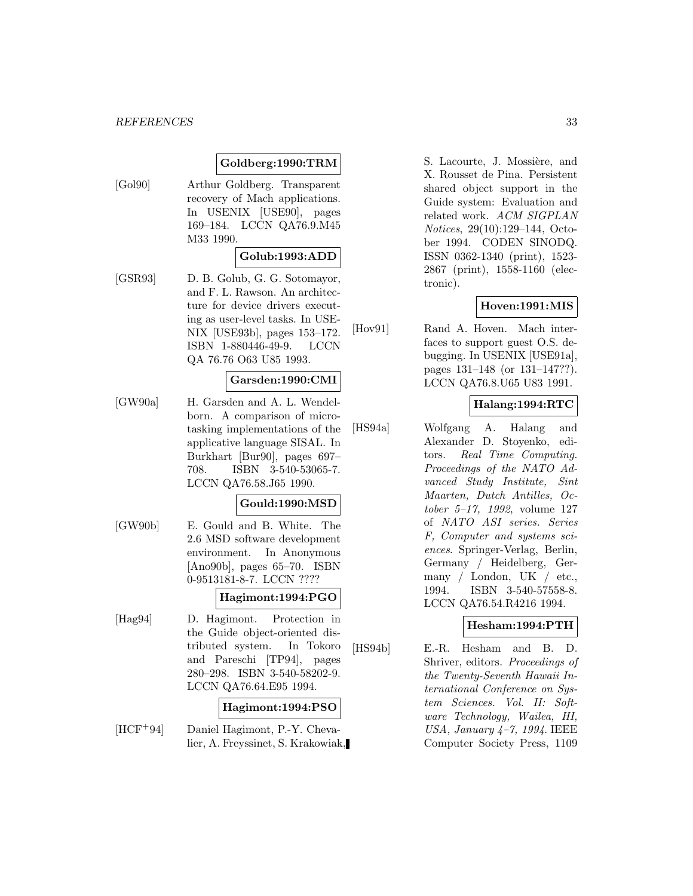**Goldberg:1990:TRM**

[Gol90] Arthur Goldberg. Transparent recovery of Mach applications. In USENIX [USE90], pages 169–184. LCCN QA76.9.M45 M33 1990.

**Golub:1993:ADD**

[GSR93] D. B. Golub, G. G. Sotomayor, and F. L. Rawson. An architecture for device drivers executing as user-level tasks. In USENIX [USE93b], pages 153–172. ISBN 1-880446-49-9. LCCN QA 76.76 O63 U85 1993.

**Garsden:1990:CMI**

[GW90a] H. Garsden and A. L. Wendelborn. A comparison of microtasking implementations of the applicative language SISAL. In Burkhart [Bur90], pages 697–708. ISBN 3-540-53065-7. LCCN QA76.58.J65 1990.

**Gould:1990:MSD**

[GW90b] E. Gould and B. White. The 2.6 MSD software development environment. In Anonymous [Ano90b], pages 65–70. ISBN 0-9513181-8-7. LCCN ????

**Hagimont:1994:PGO**

[Hag94] D. Hagimont. Protection in the Guide object-oriented distributed system. In Tokoro and Pareschi [TP94], pages 280–298. ISBN 3-540-58202-9. LCCN QA76.64.E95 1994.

**Hagimont:1994:PSO**

[HCF+94] Daniel Hagimont, P.-Y. Chevalier, A. Freyssinet, S. Krakowiak, S. Lacourte, J. Mossière, and X. Rousset de Pina. Persistent shared object support in the Guide system: Evaluation and related work. *ACM SIGPLAN Notices*, 29(10):129–144, October 1994. CODEN SINODQ. ISSN 0362-1340 (print), 1523-2867 (print), 1558-1160 (electronic).

**Hoven:1991:MIS**

[Hov91] Rand A. Hoven. Mach interfaces to support guest O.S. debugging. In USENIX [USE91a], pages 131–148 (or 131–147??). LCCN QA76.8.U65 U83 1991.

**Halang:1994:RTC**

[HS94a] Wolfgang A. Halang and Alexander D. Stoyenko, editors. *Real Time Computing. Proceedings of the NATO Advanced Study Institute, Sint Maarten, Dutch Antilles, October 5–17, 1992*, volume 127 of *NATO ASI series. Series F, Computer and systems sciences*. Springer-Verlag, Berlin, Germany / Heidelberg, Germany / London, UK / etc., 1994. ISBN 3-540-57558-8. LCCN QA76.54.R4216 1994.

**Hesham:1994:PTH**

[HS94b] E.-R. Hesham and B. D. Shriver, editors. *Proceedings of the Twenty-Seventh Hawaii International Conference on System Sciences. Vol. II: Software Technology, Wailea, HI, USA, January 4–7, 1994*. IEEE Computer Society Press, 1109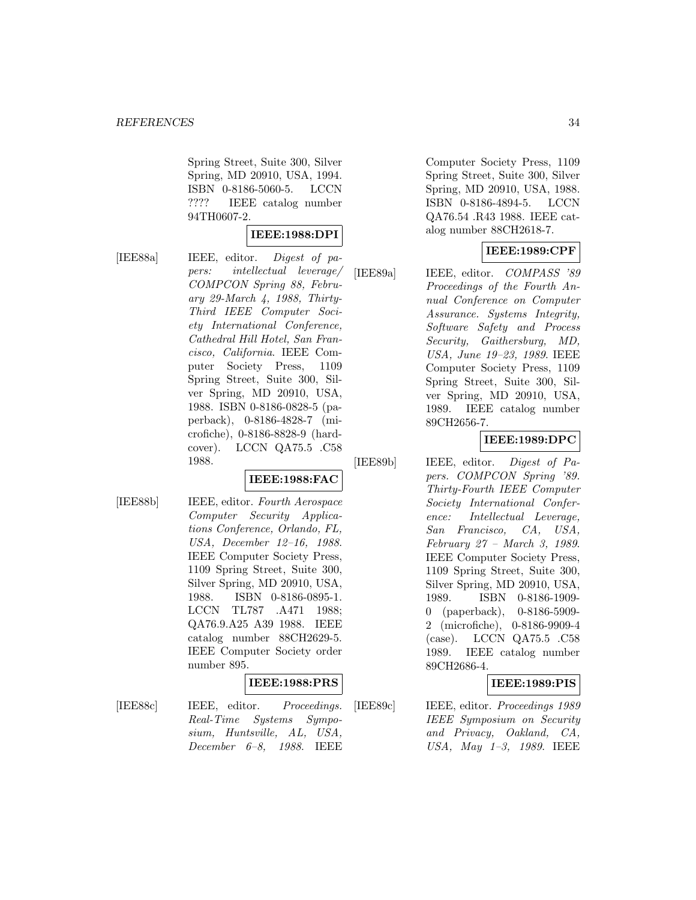Spring Street, Suite 300, Silver Spring, MD 20910, USA, 1994. ISBN 0-8186-5060-5. LCCN ???? IEEE catalog number 94TH0607-2.

**IEEE:1988:DPI**

[IEE88a] IEEE, editor. *Digest of papers: intellectual leverage/ COMPCON Spring 88, February 29-March 4, 1988, Thirty-Third IEEE Computer Society International Conference, Cathedral Hill Hotel, San Francisco, California*. IEEE Computer Society Press, 1109 Spring Street, Suite 300, Silver Spring, MD 20910, USA, 1988. ISBN 0-8186-0828-5 (paperback), 0-8186-4828-7 (microfiche), 0-8186-8828-9 (hardcover). LCCN QA75.5 .C58 1988.

**IEEE:1988:FAC**

[IEE88b] IEEE, editor. *Fourth Aerospace Computer Security Applications Conference, Orlando, FL, USA, December 12–16, 1988*. IEEE Computer Society Press, 1109 Spring Street, Suite 300, Silver Spring, MD 20910, USA, 1988. ISBN 0-8186-0895-1. LCCN TL787 .A471 1988; QA76.9.A25 A39 1988. IEEE catalog number 88CH2629-5. IEEE Computer Society order number 895.

**IEEE:1988:PRS**

[IEE88c] IEEE, editor. *Proceedings. Real-Time Systems Symposium, Huntsville, AL, USA, December 6–8, 1988*. IEEE Computer Society Press, 1109 Spring Street, Suite 300, Silver Spring, MD 20910, USA, 1988. ISBN 0-8186-4894-5. LCCN QA76.54 .R43 1988. IEEE catalog number 88CH2618-7.

**IEEE:1989:CPF**

[IEE89a] IEEE, editor. *COMPASS '89 Proceedings of the Fourth Annual Conference on Computer Assurance. Systems Integrity, Software Safety and Process Security, Gaithersburg, MD, USA, June 19–23, 1989*. IEEE Computer Society Press, 1109 Spring Street, Suite 300, Silver Spring, MD 20910, USA, 1989. IEEE catalog number 89CH2656-7.

**IEEE:1989:DPC**

[IEE89b] IEEE, editor. *Digest of Papers. COMPCON Spring '89. Thirty-Fourth IEEE Computer Society International Conference: Intellectual Leverage, San Francisco, CA, USA, February 27 – March 3, 1989*. IEEE Computer Society Press, 1109 Spring Street, Suite 300, Silver Spring, MD 20910, USA, 1989. ISBN 0-8186-1909-0 (paperback), 0-8186-5909-2 (microfiche), 0-8186-9909-4 (case). LCCN QA75.5 .C58 1989. IEEE catalog number 89CH2686-4.

**IEEE:1989:PIS**

[IEE89c] IEEE, editor. *Proceedings 1989 IEEE Symposium on Security and Privacy, Oakland, CA, USA, May 1–3, 1989*. IEEE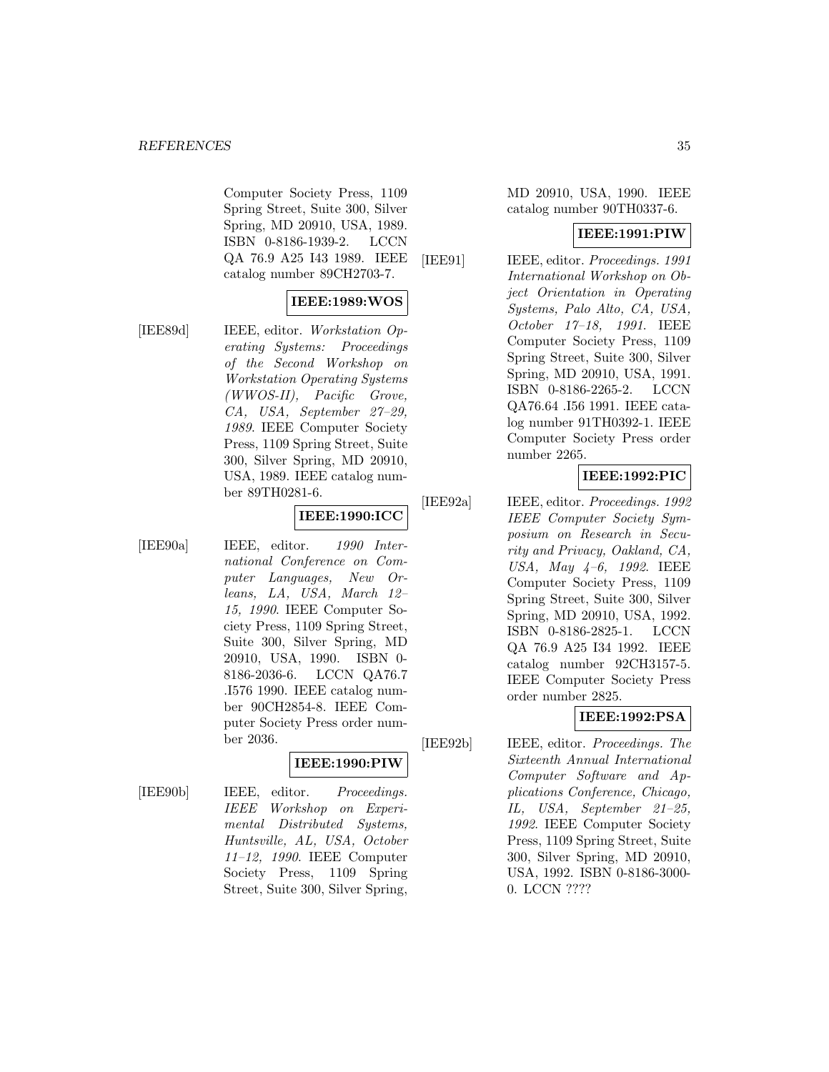Computer Society Press, 1109 Spring Street, Suite 300, Silver Spring, MD 20910, USA, 1989. ISBN 0-8186-1939-2. LCCN QA 76.9 A25 I43 1989. IEEE catalog number 89CH2703-7.

**IEEE:1989:WOS**

[IEE89d] IEEE, editor. *Workstation Operating Systems: Proceedings of the Second Workshop on Workstation Operating Systems (WWOS-II), Pacific Grove, CA, USA, September 27–29, 1989*. IEEE Computer Society Press, 1109 Spring Street, Suite 300, Silver Spring, MD 20910, USA, 1989. IEEE catalog number 89TH0281-6.

**IEEE:1990:ICC**

[IEE90a] IEEE, editor. *1990 International Conference on Computer Languages, New Orleans, LA, USA, March 12–15, 1990*. IEEE Computer Society Press, 1109 Spring Street, Suite 300, Silver Spring, MD 20910, USA, 1990. ISBN 0-8186-2036-6. LCCN QA76.7 .I576 1990. IEEE catalog number 90CH2854-8. IEEE Computer Society Press order number 2036.

**IEEE:1990:PIW**

[IEE90b] IEEE, editor. *Proceedings. IEEE Workshop on Experimental Distributed Systems, Huntsville, AL, USA, October 11–12, 1990*. IEEE Computer Society Press, 1109 Spring Street, Suite 300, Silver Spring, MD 20910, USA, 1990. IEEE catalog number 90TH0337-6.

**IEEE:1991:PIW**

[IEE91] IEEE, editor. *Proceedings. 1991 International Workshop on Object Orientation in Operating Systems, Palo Alto, CA, USA, October 17–18, 1991*. IEEE Computer Society Press, 1109 Spring Street, Suite 300, Silver Spring, MD 20910, USA, 1991. ISBN 0-8186-2265-2. LCCN QA76.64 .I56 1991. IEEE catalog number 91TH0392-1. IEEE Computer Society Press order number 2265.

**IEEE:1992:PIC**

[IEE92a] IEEE, editor. *Proceedings. 1992 IEEE Computer Society Symposium on Research in Security and Privacy, Oakland, CA, USA, May 4–6, 1992*. IEEE Computer Society Press, 1109 Spring Street, Suite 300, Silver Spring, MD 20910, USA, 1992. ISBN 0-8186-2825-1. LCCN QA 76.9 A25 I34 1992. IEEE catalog number 92CH3157-5. IEEE Computer Society Press order number 2825.

**IEEE:1992:PSA**

[IEE92b] IEEE, editor. *Proceedings. The Sixteenth Annual International Computer Software and Applications Conference, Chicago, IL, USA, September 21–25, 1992*. IEEE Computer Society Press, 1109 Spring Street, Suite 300, Silver Spring, MD 20910, USA, 1992. ISBN 0-8186-3000-0. LCCN ????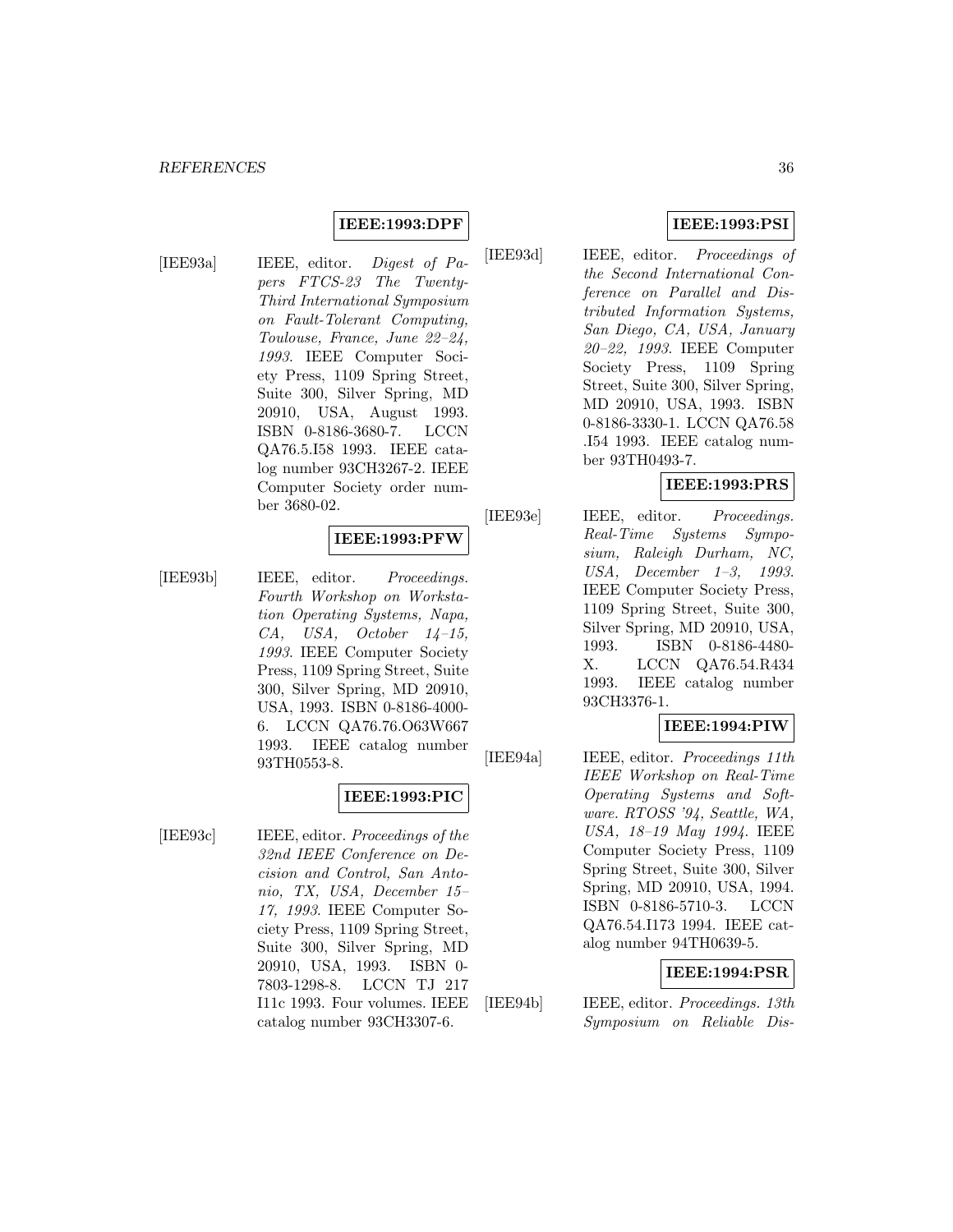**IEEE:1993:DPF**

[IEE93a] IEEE, editor. *Digest of Papers FTCS-23 The Twenty-Third International Symposium on Fault-Tolerant Computing, Toulouse, France, June 22–24, 1993*. IEEE Computer Society Press, 1109 Spring Street, Suite 300, Silver Spring, MD 20910, USA, August 1993. ISBN 0-8186-3680-7. LCCN QA76.5.I58 1993. IEEE catalog number 93CH3267-2. IEEE Computer Society order number 3680-02.

**IEEE:1993:PFW**

[IEE93b] IEEE, editor. *Proceedings. Fourth Workshop on Workstation Operating Systems, Napa, CA, USA, October 14–15, 1993*. IEEE Computer Society Press, 1109 Spring Street, Suite 300, Silver Spring, MD 20910, USA, 1993. ISBN 0-8186-4000-6. LCCN QA76.76.O63W667 1993. IEEE catalog number 93TH0553-8.

**IEEE:1993:PIC**

[IEE93c] IEEE, editor. *Proceedings of the 32nd IEEE Conference on Decision and Control, San Antonio, TX, USA, December 15–17, 1993*. IEEE Computer Society Press, 1109 Spring Street, Suite 300, Silver Spring, MD 20910, USA, 1993. ISBN 0-7803-1298-8. LCCN TJ 217 I11c 1993. Four volumes. IEEE catalog number 93CH3307-6.

**IEEE:1993:PSI**

[IEE93d] IEEE, editor. *Proceedings of the Second International Conference on Parallel and Distributed Information Systems, San Diego, CA, USA, January 20–22, 1993*. IEEE Computer Society Press, 1109 Spring Street, Suite 300, Silver Spring, MD 20910, USA, 1993. ISBN 0-8186-3330-1. LCCN QA76.58 .I54 1993. IEEE catalog number 93TH0493-7.

**IEEE:1993:PRS**

[IEE93e] IEEE, editor. *Proceedings. Real-Time Systems Symposium, Raleigh Durham, NC, USA, December 1–3, 1993*. IEEE Computer Society Press, 1109 Spring Street, Suite 300, Silver Spring, MD 20910, USA, 1993. ISBN 0-8186-4480-X. LCCN QA76.54.R434 1993. IEEE catalog number 93CH3376-1.

**IEEE:1994:PIW**

[IEE94a] IEEE, editor. *Proceedings 11th IEEE Workshop on Real-Time Operating Systems and Software. RTOSS '94, Seattle, WA, USA, 18–19 May 1994*. IEEE Computer Society Press, 1109 Spring Street, Suite 300, Silver Spring, MD 20910, USA, 1994. ISBN 0-8186-5710-3. LCCN QA76.54.I173 1994. IEEE catalog number 94TH0639-5.

**IEEE:1994:PSR**

[IEE94b] IEEE, editor. *Proceedings. 13th Symposium on Reliable Dis-*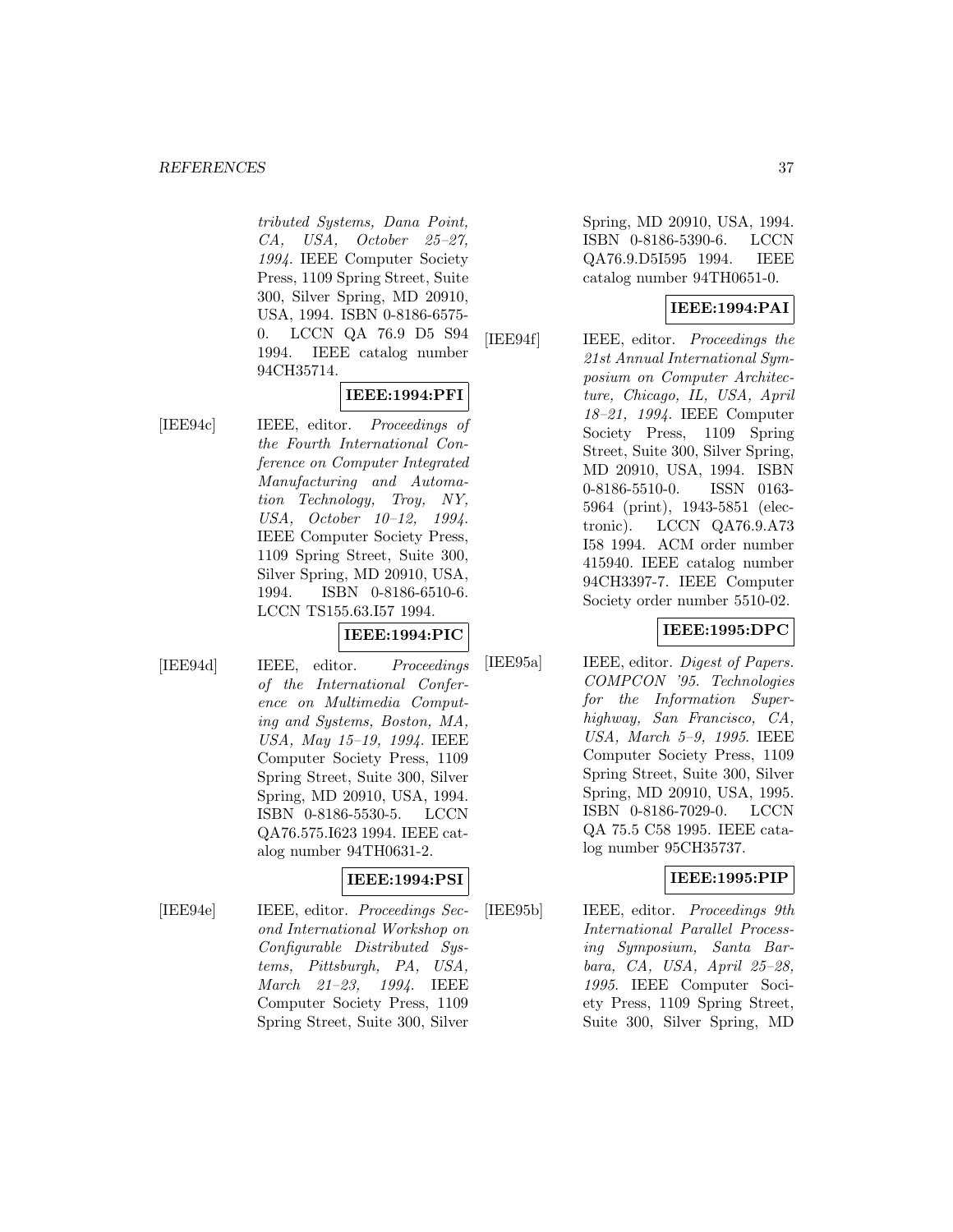*tributed Systems, Dana Point, CA, USA, October 25–27, 1994*. IEEE Computer Society Press, 1109 Spring Street, Suite 300, Silver Spring, MD 20910, USA, 1994. ISBN 0-8186-6575-0. LCCN QA 76.9 D5 S94 1994. IEEE catalog number 94CH35714.

**IEEE:1994:PFI**

[IEE94c] IEEE, editor. *Proceedings of the Fourth International Conference on Computer Integrated Manufacturing and Automation Technology, Troy, NY, USA, October 10–12, 1994*. IEEE Computer Society Press, 1109 Spring Street, Suite 300, Silver Spring, MD 20910, USA, 1994. ISBN 0-8186-6510-6. LCCN TS155.63.I57 1994.

**IEEE:1994:PIC**

[IEE94d] IEEE, editor. *Proceedings of the International Conference on Multimedia Computing and Systems, Boston, MA, USA, May 15–19, 1994*. IEEE Computer Society Press, 1109 Spring Street, Suite 300, Silver Spring, MD 20910, USA, 1994. ISBN 0-8186-5530-5. LCCN QA76.575.I623 1994. IEEE catalog number 94TH0631-2.

**IEEE:1994:PSI**

[IEE94e] IEEE, editor. *Proceedings Second International Workshop on Configurable Distributed Systems, Pittsburgh, PA, USA, March 21–23, 1994*. IEEE Computer Society Press, 1109 Spring Street, Suite 300, Silver Spring, MD 20910, USA, 1994. ISBN 0-8186-5390-6. LCCN QA76.9.D5I595 1994. IEEE catalog number 94TH0651-0.

**IEEE:1994:PAI**

[IEE94f] IEEE, editor. *Proceedings the 21st Annual International Symposium on Computer Architecture, Chicago, IL, USA, April 18–21, 1994*. IEEE Computer Society Press, 1109 Spring Street, Suite 300, Silver Spring, MD 20910, USA, 1994. ISBN 0-8186-5510-0. ISSN 0163-5964 (print), 1943-5851 (electronic). LCCN QA76.9.A73 I58 1994. ACM order number 415940. IEEE catalog number 94CH3397-7. IEEE Computer Society order number 5510-02.

**IEEE:1995:DPC**

[IEE95a] IEEE, editor. *Digest of Papers. COMPCON '95. Technologies for the Information Superhighway, San Francisco, CA, USA, March 5–9, 1995*. IEEE Computer Society Press, 1109 Spring Street, Suite 300, Silver Spring, MD 20910, USA, 1995. ISBN 0-8186-7029-0. LCCN QA 75.5 C58 1995. IEEE catalog number 95CH35737.

**IEEE:1995:PIP**

[IEE95b] IEEE, editor. *Proceedings 9th International Parallel Processing Symposium, Santa Barbara, CA, USA, April 25–28, 1995*. IEEE Computer Society Press, 1109 Spring Street, Suite 300, Silver Spring, MD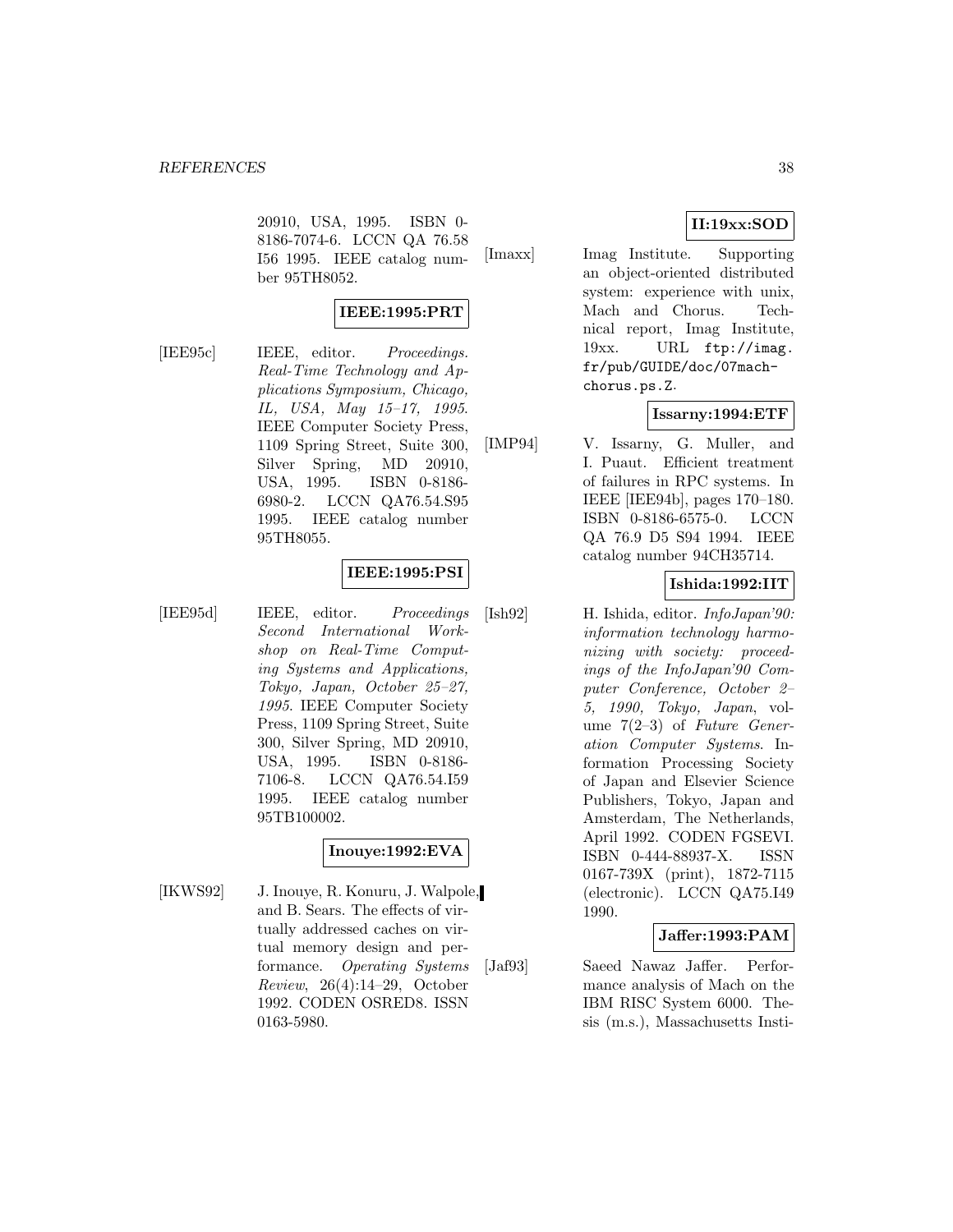20910, USA, 1995. ISBN 0-8186-7074-6. LCCN QA 76.58 I56 1995. IEEE catalog number 95TH8052.

**IEEE:1995:PRT**

[IEE95c] IEEE, editor. *Proceedings. Real-Time Technology and Applications Symposium, Chicago, IL, USA, May 15–17, 1995.* IEEE Computer Society Press, 1109 Spring Street, Suite 300, Silver Spring, MD 20910, USA, 1995. ISBN 0-8186-6980-2. LCCN QA76.54.S95 1995. IEEE catalog number 95TH8055.

**IEEE:1995:PSI**

[IEE95d] IEEE, editor. *Proceedings Second International Workshop on Real-Time Computing Systems and Applications, Tokyo, Japan, October 25–27, 1995.* IEEE Computer Society Press, 1109 Spring Street, Suite 300, Silver Spring, MD 20910, USA, 1995. ISBN 0-8186-7106-8. LCCN QA76.54.I59 1995. IEEE catalog number 95TB100002.

**Inouye:1992:EVA**

[IKWS92] J. Inouye, R. Konuru, J. Walpole, and B. Sears. The effects of virtually addressed caches on virtual memory design and performance. *Operating Systems Review*, 26(4):14–29, October 1992. CODEN OSRED8. ISSN 0163-5980.

**II:19xx:SOD**

[Imaxx] Imag Institute. Supporting an object-oriented distributed system: experience with unix, Mach and Chorus. Technical report, Imag Institute, 19xx. URL ftp://imag.fr/pub/GUIDE/doc/07mach-chorus.ps.Z.

**Issarny:1994:ETF**

[IMP94] V. Issarny, G. Muller, and I. Puaut. Efficient treatment of failures in RPC systems. In IEEE [IEE94b], pages 170–180. ISBN 0-8186-6575-0. LCCN QA 76.9 D5 S94 1994. IEEE catalog number 94CH35714.

**Ishida:1992:IIT**

[Ish92] H. Ishida, editor. *InfoJapan'90: information technology harmonizing with society: proceedings of the InfoJapan'90 Computer Conference, October 2–5, 1990, Tokyo, Japan*, volume 7(2–3) of *Future Generation Computer Systems*. Information Processing Society of Japan and Elsevier Science Publishers, Tokyo, Japan and Amsterdam, The Netherlands, April 1992. CODEN FGSEVI. ISBN 0-444-88937-X. ISSN 0167-739X (print), 1872-7115 (electronic). LCCN QA75.I49 1990.

**Jaffer:1993:PAM**

[Jaf93] Saeed Nawaz Jaffer. Performance analysis of Mach on the IBM RISC System 6000. Thesis (m.s.), Massachusetts Insti-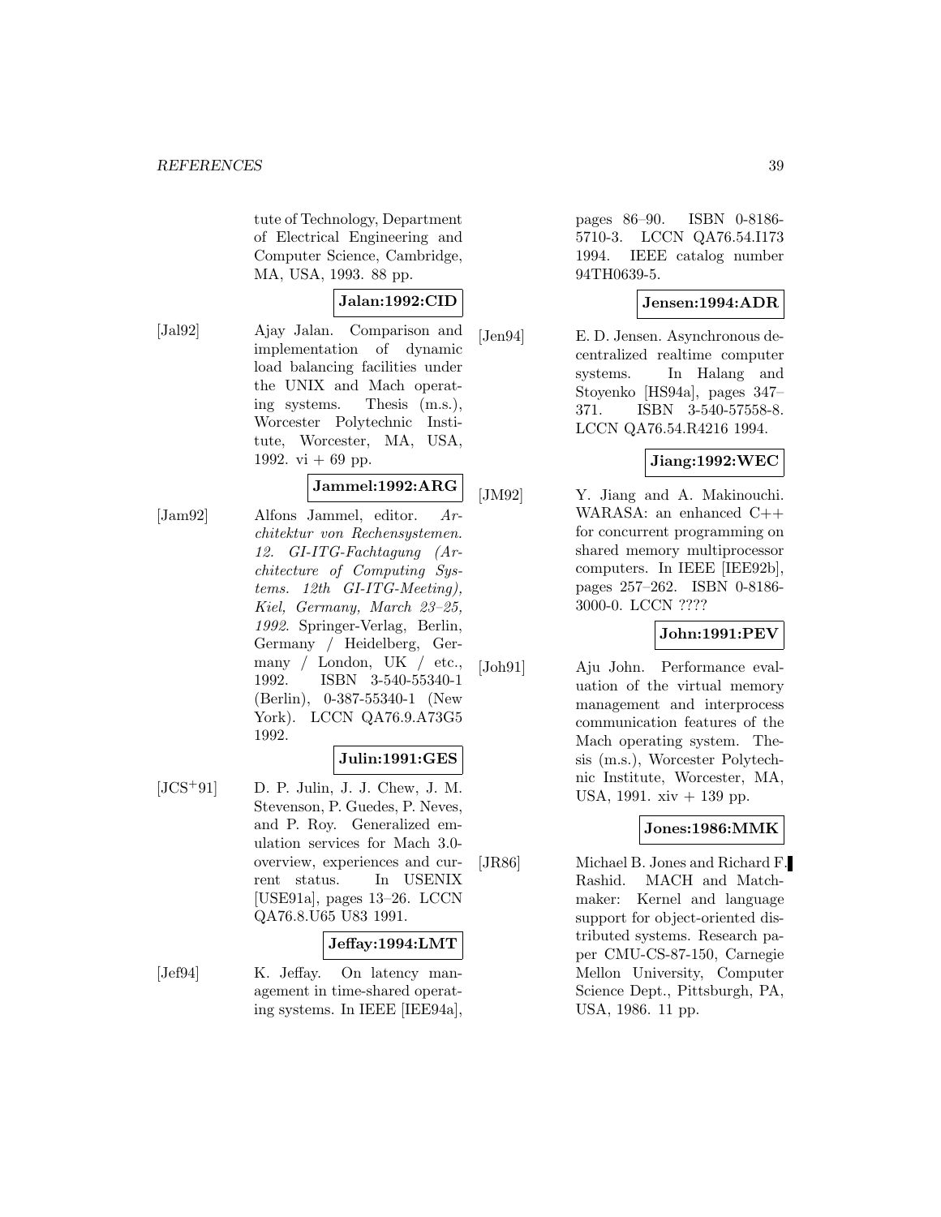tute of Technology, Department of Electrical Engineering and Computer Science, Cambridge, MA, USA, 1993. 88 pp.

**Jalan:1992:CID**

[Jal92] Ajay Jalan. Comparison and implementation of dynamic load balancing facilities under the UNIX and Mach operating systems. Thesis (m.s.), Worcester Polytechnic Institute, Worcester, MA, USA, 1992. vi + 69 pp.

**Jammel:1992:ARG**

[Jam92] Alfons Jammel, editor. *Architektur von Rechensystemen. 12. GI-ITG-Fachtagung (Architecture of Computing Systems. 12th GI-ITG-Meeting), Kiel, Germany, March 23–25, 1992*. Springer-Verlag, Berlin, Germany / Heidelberg, Germany / London, UK / etc., 1992. ISBN 3-540-55340-1 (Berlin), 0-387-55340-1 (New York). LCCN QA76.9.A73G5 1992.

**Julin:1991:GES**

[JCS+91] D. P. Julin, J. J. Chew, J. M. Stevenson, P. Guedes, P. Neves, and P. Roy. Generalized emulation services for Mach 3.0-overview, experiences and current status. In USENIX [USE91a], pages 13–26. LCCN QA76.8.U65 U83 1991.

**Jeffay:1994:LMT**

[Jef94] K. Jeffay. On latency management in time-shared operating systems. In IEEE [IEE94a], pages 86–90. ISBN 0-8186-5710-3. LCCN QA76.54.I173 1994. IEEE catalog number 94TH0639-5.

**Jensen:1994:ADR**

[Jen94] E. D. Jensen. Asynchronous decentralized realtime computer systems. In Halang and Stoyenko [HS94a], pages 347–371. ISBN 3-540-57558-8. LCCN QA76.54.R4216 1994.

**Jiang:1992:WEC**

[JM92] Y. Jiang and A. Makinouchi. WARASA: an enhanced C++ for concurrent programming on shared memory multiprocessor computers. In IEEE [IEE92b], pages 257–262. ISBN 0-8186-3000-0. LCCN ????

**John:1991:PEV**

[Joh91] Aju John. Performance evaluation of the virtual memory management and interprocess communication features of the Mach operating system. Thesis (m.s.), Worcester Polytechnic Institute, Worcester, MA, USA, 1991. xiv + 139 pp.

**Jones:1986:MMK**

[JR86] Michael B. Jones and Richard F. Rashid. MACH and Matchmaker: Kernel and language support for object-oriented distributed systems. Research paper CMU-CS-87-150, Carnegie Mellon University, Computer Science Dept., Pittsburgh, PA, USA, 1986. 11 pp.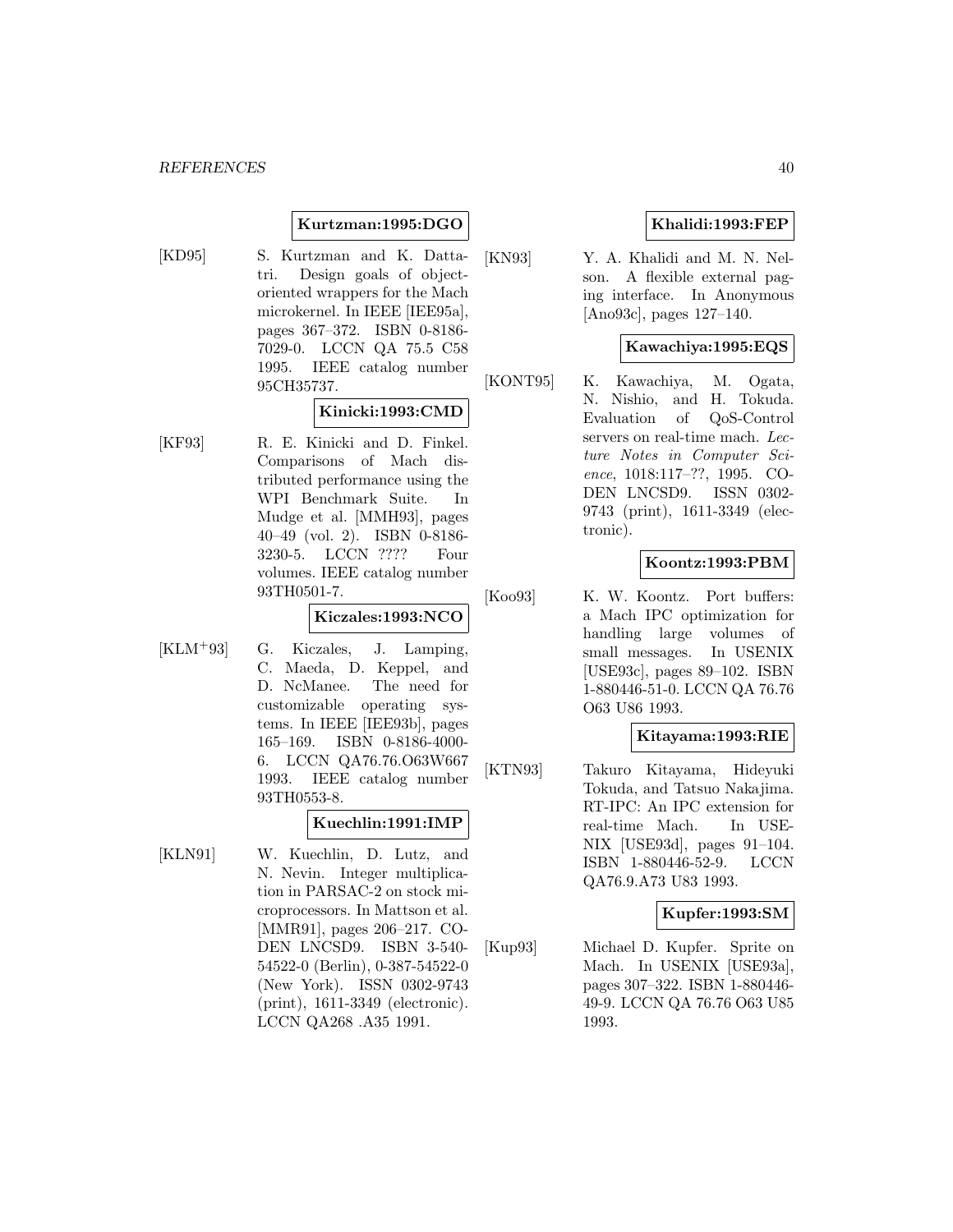**Kurtzman:1995:DGO**

[KD95] S. Kurtzman and K. Dattatri. Design goals of object-oriented wrappers for the Mach microkernel. In IEEE [IEE95a], pages 367–372. ISBN 0-8186-7029-0. LCCN QA 75.5 C58 1995. IEEE catalog number 95CH35737.

**Kinicki:1993:CMD**

[KF93] R. E. Kinicki and D. Finkel. Comparisons of Mach distributed performance using the WPI Benchmark Suite. In Mudge et al. [MMH93], pages 40–49 (vol. 2). ISBN 0-8186-3230-5. LCCN ???? Four volumes. IEEE catalog number 93TH0501-7.

**Kiczales:1993:NCO**

[KLM+93] G. Kiczales, J. Lamping, C. Maeda, D. Keppel, and D. NcManee. The need for customizable operating systems. In IEEE [IEE93b], pages 165–169. ISBN 0-8186-4000-6. LCCN QA76.76.O63W667 1993. IEEE catalog number 93TH0553-8.

**Kuechlin:1991:IMP**

[KLN91] W. Kuechlin, D. Lutz, and N. Nevin. Integer multiplication in PARSAC-2 on stock microprocessors. In Mattson et al. [MMR91], pages 206–217. CODEN LNCSD9. ISBN 3-540-54522-0 (Berlin), 0-387-54522-0 (New York). ISSN 0302-9743 (print), 1611-3349 (electronic). LCCN QA268 .A35 1991.

**Khalidi:1993:FEP**

[KN93] Y. A. Khalidi and M. N. Nelson. A flexible external paging interface. In Anonymous [Ano93c], pages 127–140.

**Kawachiya:1995:EQS**

[KONT95] K. Kawachiya, M. Ogata, N. Nishio, and H. Tokuda. Evaluation of QoS-Control servers on real-time mach. *Lecture Notes in Computer Science*, 1018:117–??, 1995. CODEN LNCSD9. ISSN 0302-9743 (print), 1611-3349 (electronic).

**Koontz:1993:PBM**

[Koo93] K. W. Koontz. Port buffers: a Mach IPC optimization for handling large volumes of small messages. In USENIX [USE93c], pages 89–102. ISBN 1-880446-51-0. LCCN QA 76.76 O63 U86 1993.

**Kitayama:1993:RIE**

[KTN93] Takuro Kitayama, Hideyuki Tokuda, and Tatsuo Nakajima. RT-IPC: An IPC extension for real-time Mach. In USENIX [USE93d], pages 91–104. ISBN 1-880446-52-9. LCCN QA76.9.A73 U83 1993.

**Kupfer:1993:SM**

[Kup93] Michael D. Kupfer. Sprite on Mach. In USENIX [USE93a], pages 307–322. ISBN 1-880446-49-9. LCCN QA 76.76 O63 U85 1993.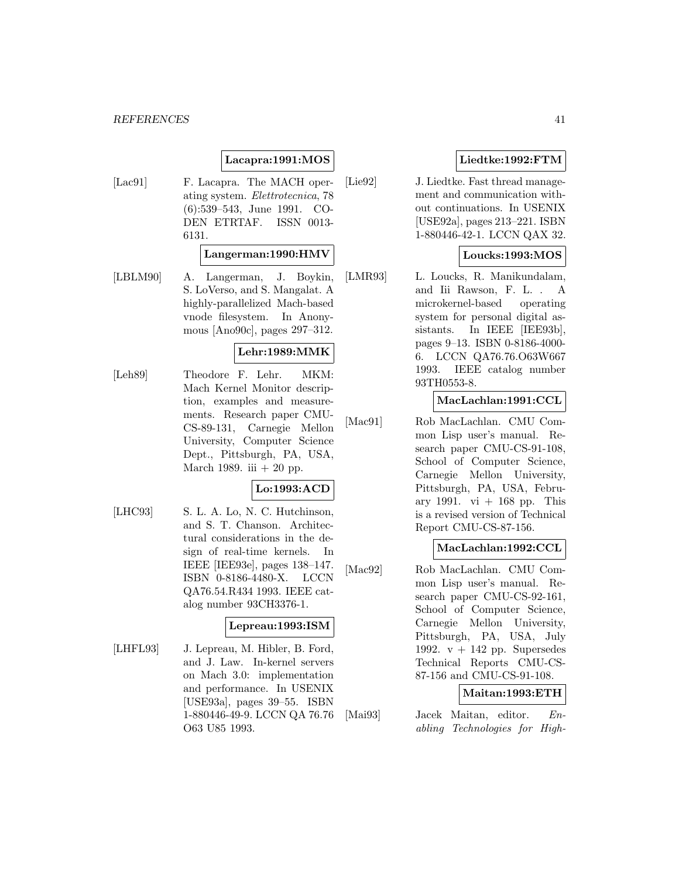**Lacapra:1991:MOS**

[Lac91] F. Lacapra. The MACH operating system. *Elettrotecnica*, 78 (6):539–543, June 1991. CODEN ETRTAF. ISSN 0013-6131.

**Langerman:1990:HMV**

[LBLM90] A. Langerman, J. Boykin, S. LoVerso, and S. Mangalat. A highly-parallelized Mach-based vnode filesystem. In Anonymous [Ano90c], pages 297–312.

**Lehr:1989:MMK**

[Leh89] Theodore F. Lehr. MKM: Mach Kernel Monitor description, examples and measurements. Research paper CMU-CS-89-131, Carnegie Mellon University, Computer Science Dept., Pittsburgh, PA, USA, March 1989. iii + 20 pp.

**Lo:1993:ACD**

[LHC93] S. L. A. Lo, N. C. Hutchinson, and S. T. Chanson. Architectural considerations in the design of real-time kernels. In IEEE [IEE93e], pages 138–147. ISBN 0-8186-4480-X. LCCN QA76.54.R434 1993. IEEE catalog number 93CH3376-1.

**Lepreau:1993:ISM**

[LHFL93] J. Lepreau, M. Hibler, B. Ford, and J. Law. In-kernel servers on Mach 3.0: implementation and performance. In USENIX [USE93a], pages 39–55. ISBN 1-880446-49-9. LCCN QA 76.76 O63 U85 1993.

**Liedtke:1992:FTM**

[Lie92] J. Liedtke. Fast thread management and communication without continuations. In USENIX [USE92a], pages 213–221. ISBN 1-880446-42-1. LCCN QAX 32.

**Loucks:1993:MOS**

[LMR93] L. Loucks, R. Manikundalam, and Iii Rawson, F. L. . A microkernel-based operating system for personal digital assistants. In IEEE [IEE93b], pages 9–13. ISBN 0-8186-4000-6. LCCN QA76.76.O63W667 1993. IEEE catalog number 93TH0553-8.

**MacLachlan:1991:CCL**

[Mac91] Rob MacLachlan. CMU Common Lisp user's manual. Research paper CMU-CS-91-108, School of Computer Science, Carnegie Mellon University, Pittsburgh, PA, USA, February 1991. vi + 168 pp. This is a revised version of Technical Report CMU-CS-87-156.

**MacLachlan:1992:CCL**

[Mac92] Rob MacLachlan. CMU Common Lisp user's manual. Research paper CMU-CS-92-161, School of Computer Science, Carnegie Mellon University, Pittsburgh, PA, USA, July 1992. v + 142 pp. Supersedes Technical Reports CMU-CS-87-156 and CMU-CS-91-108.

**Maitan:1993:ETH**

[Mai93] Jacek Maitan, editor. *Enabling Technologies for High-*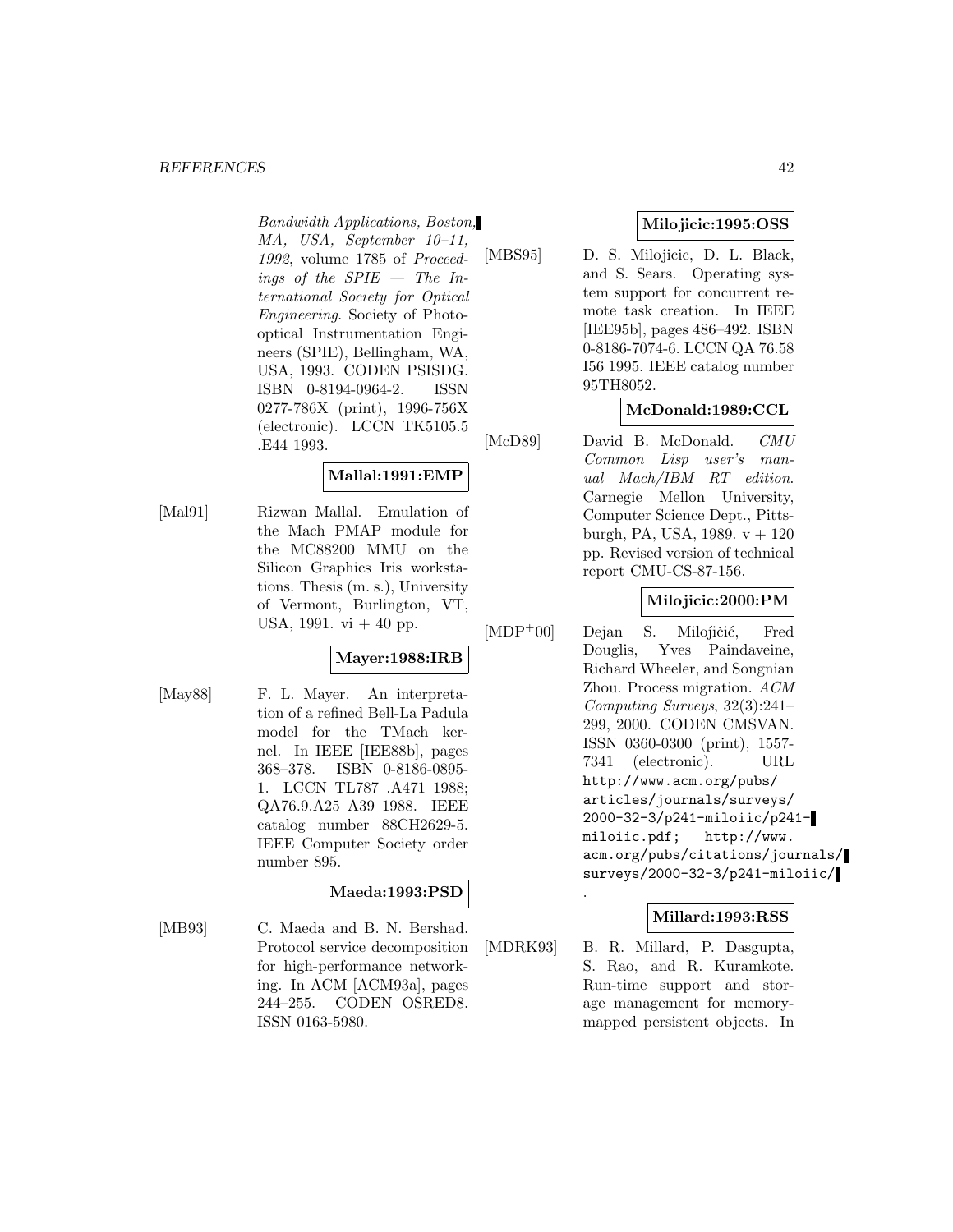*Bandwidth Applications, Boston, MA, USA, September 10–11, 1992*, volume 1785 of *Proceedings of the SPIE — The International Society for Optical Engineering*. Society of Photo-optical Instrumentation Engineers (SPIE), Bellingham, WA, USA, 1993. CODEN PSISDG. ISBN 0-8194-0964-2. ISSN 0277-786X (print), 1996-756X (electronic). LCCN TK5105.5 .E44 1993.

**Mallal:1991:EMP**

[Mal91] Rizwan Mallal. Emulation of the Mach PMAP module for the MC88200 MMU on the Silicon Graphics Iris workstations. Thesis (m. s.), University of Vermont, Burlington, VT, USA, 1991. vi + 40 pp.

**Mayer:1988:IRB**

[May88] F. L. Mayer. An interpretation of a refined Bell-La Padula model for the TMach kernel. In IEEE [IEE88b], pages 368–378. ISBN 0-8186-0895-1. LCCN TL787 .A471 1988; QA76.9.A25 A39 1988. IEEE catalog number 88CH2629-5. IEEE Computer Society order number 895.

**Maeda:1993:PSD**

[MB93] C. Maeda and B. N. Bershad. Protocol service decomposition for high-performance networking. In ACM [ACM93a], pages 244–255. CODEN OSRED8. ISSN 0163-5980.

**Milojicic:1995:OSS**

[MBS95] D. S. Milojicic, D. L. Black, and S. Sears. Operating system support for concurrent remote task creation. In IEEE [IEE95b], pages 486–492. ISBN 0-8186-7074-6. LCCN QA 76.58 I56 1995. IEEE catalog number 95TH8052.

**McDonald:1989:CCL**

[McD89] David B. McDonald. *CMU Common Lisp user's manual Mach/IBM RT edition*. Carnegie Mellon University, Computer Science Dept., Pittsburgh, PA, USA, 1989. v + 120 pp. Revised version of technical report CMU-CS-87-156.

**Milojicic:2000:PM**

[MDP+00] Dejan S. Milojičić, Fred Douglis, Yves Paindaveine, Richard Wheeler, and Songnian Zhou. Process migration. *ACM Computing Surveys*, 32(3):241–299, 2000. CODEN CMSVAN. ISSN 0360-0300 (print), 1557-7341 (electronic). URL http://www.acm.org/pubs/articles/journals/surveys/2000-32-3/p241-miloiic/p241-miloiic.pdf; http://www.acm.org/pubs/citations/journals/surveys/2000-32-3/p241-miloiic/.

**Millard:1993:RSS**

[MDRK93] B. R. Millard, P. Dasgupta, S. Rao, and R. Kuramkote. Run-time support and storage management for memory-mapped persistent objects. In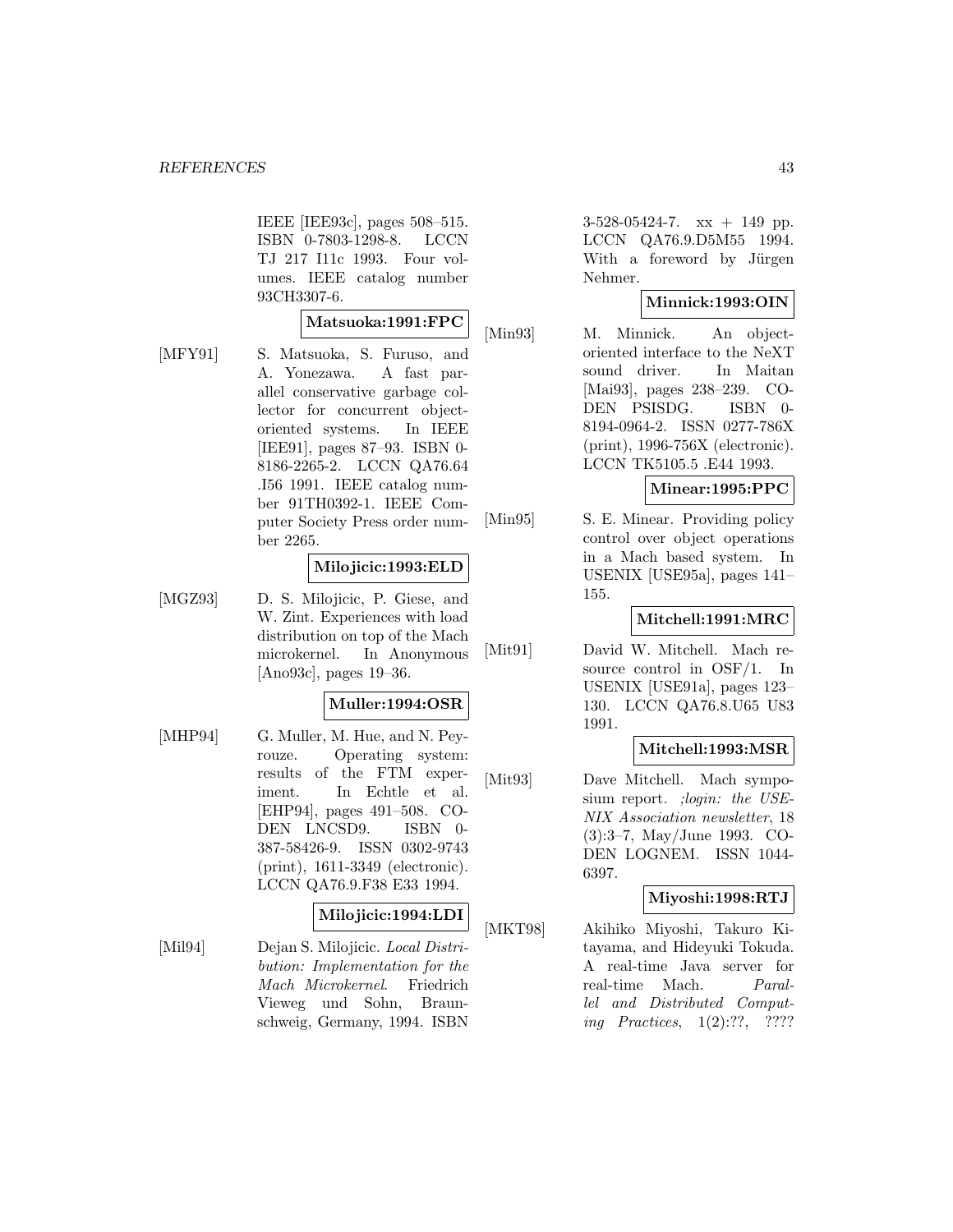IEEE [IEE93c], pages 508–515. ISBN 0-7803-1298-8. LCCN TJ 217 I11c 1993. Four volumes. IEEE catalog number 93CH3307-6.

**Matsuoka:1991:FPC**

[MFY91] S. Matsuoka, S. Furuso, and A. Yonezawa. A fast parallel conservative garbage collector for concurrent object-oriented systems. In IEEE [IEE91], pages 87–93. ISBN 0-8186-2265-2. LCCN QA76.64 .I56 1991. IEEE catalog number 91TH0392-1. IEEE Computer Society Press order number 2265.

**Milojicic:1993:ELD**

[MGZ93] D. S. Milojicic, P. Giese, and W. Zint. Experiences with load distribution on top of the Mach microkernel. In Anonymous [Ano93c], pages 19–36.

**Muller:1994:OSR**

[MHP94] G. Muller, M. Hue, and N. Peyrouze. Operating system: results of the FTM experiment. In Echtle et al. [EHP94], pages 491–508. CODEN LNCSD9. ISBN 0-387-58426-9. ISSN 0302-9743 (print), 1611-3349 (electronic). LCCN QA76.9.F38 E33 1994.

**Milojicic:1994:LDI**

[Mil94] Dejan S. Milojicic. *Local Distribution: Implementation for the Mach Microkernel*. Friedrich Vieweg und Sohn, Braunschweig, Germany, 1994. ISBN 3-528-05424-7. xx + 149 pp. LCCN QA76.9.D5M55 1994. With a foreword by Jürgen Nehmer.

**Minnick:1993:OIN**

[Min93] M. Minnick. An object-oriented interface to the NeXT sound driver. In Maitan [Mai93], pages 238–239. CODEN PSISDG. ISBN 0-8194-0964-2. ISSN 0277-786X (print), 1996-756X (electronic). LCCN TK5105.5 .E44 1993.

**Minear:1995:PPC**

[Min95] S. E. Minear. Providing policy control over object operations in a Mach based system. In USENIX [USE95a], pages 141–155.

**Mitchell:1991:MRC**

[Mit91] David W. Mitchell. Mach resource control in OSF/1. In USENIX [USE91a], pages 123–130. LCCN QA76.8.U65 U83 1991.

**Mitchell:1993:MSR**

[Mit93] Dave Mitchell. Mach symposium report. *;login: the USENIX Association newsletter*, 18 (3):3–7, May/June 1993. CODEN LOGNEM. ISSN 1044-6397.

**Miyoshi:1998:RTJ**

[MKT98] Akihiko Miyoshi, Takuro Kitayama, and Hideyuki Tokuda. A real-time Java server for real-time Mach. *Parallel and Distributed Computing Practices*, 1(2):??, ????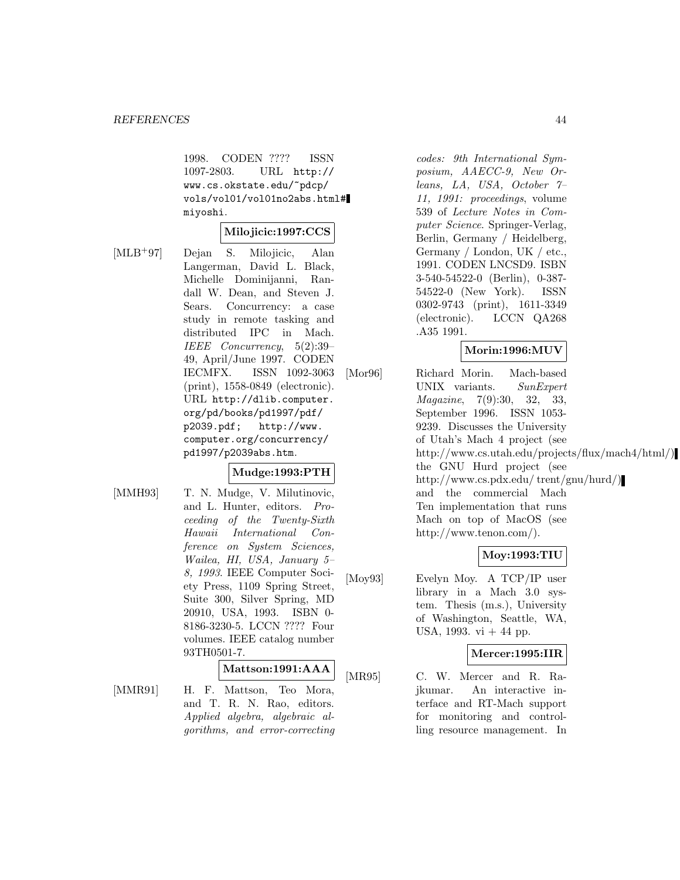1998. CODEN ???? ISSN 1097-2803. URL http://www.cs.okstate.edu/~pdcp/vols/vol01/vol01no2abs.html#miyoshi.

**Milojicic:1997:CCS**

[MLB+97] Dejan S. Milojicic, Alan Langerman, David L. Black, Michelle Dominijanni, Randall W. Dean, and Steven J. Sears. Concurrency: a case study in remote tasking and distributed IPC in Mach. *IEEE Concurrency*, 5(2):39–49, April/June 1997. CODEN IECMFX. ISSN 1092-3063 (print), 1558-0849 (electronic). URL http://dlib.computer.org/pd/books/pd1997/pdf/p2039.pdf; http://www.computer.org/concurrency/pd1997/p2039abs.htm.

**Mudge:1993:PTH**

[MMH93] T. N. Mudge, V. Milutinovic, and L. Hunter, editors. *Proceeding of the Twenty-Sixth Hawaii International Conference on System Sciences, Wailea, HI, USA, January 5–8, 1993*. IEEE Computer Society Press, 1109 Spring Street, Suite 300, Silver Spring, MD 20910, USA, 1993. ISBN 0-8186-3230-5. LCCN ???? Four volumes. IEEE catalog number 93TH0501-7.

**Mattson:1991:AAA**

[MMR91] H. F. Mattson, Teo Mora, and T. R. N. Rao, editors. *Applied algebra, algebraic algorithms, and error-correcting codes: 9th International Symposium, AAECC-9, New Orleans, LA, USA, October 7–11, 1991: proceedings*, volume 539 of *Lecture Notes in Computer Science*. Springer-Verlag, Berlin, Germany / Heidelberg, Germany / London, UK / etc., 1991. CODEN LNCSD9. ISBN 3-540-54522-0 (Berlin), 0-387-54522-0 (New York). ISSN 0302-9743 (print), 1611-3349 (electronic). LCCN QA268 .A35 1991.

**Morin:1996:MUV**

[Mor96] Richard Morin. Mach-based UNIX variants. *SunExpert Magazine*, 7(9):30, 32, 33, September 1996. ISSN 1053-9239. Discusses the University of Utah's Mach 4 project (see http://www.cs.utah.edu/projects/flux/mach4/html/) the GNU Hurd project (see http://www.cs.pdx.edu/ trent/gnu/hurd/) and the commercial Mach Ten implementation that runs Mach on top of MacOS (see http://www.tenon.com/).

**Moy:1993:TIU**

[Moy93] Evelyn Moy. A TCP/IP user library in a Mach 3.0 system. Thesis (m.s.), University of Washington, Seattle, WA, USA, 1993. vi + 44 pp.

**Mercer:1995:IIR**

[MR95] C. W. Mercer and R. Rajkumar. An interactive interface and RT-Mach support for monitoring and controlling resource management. In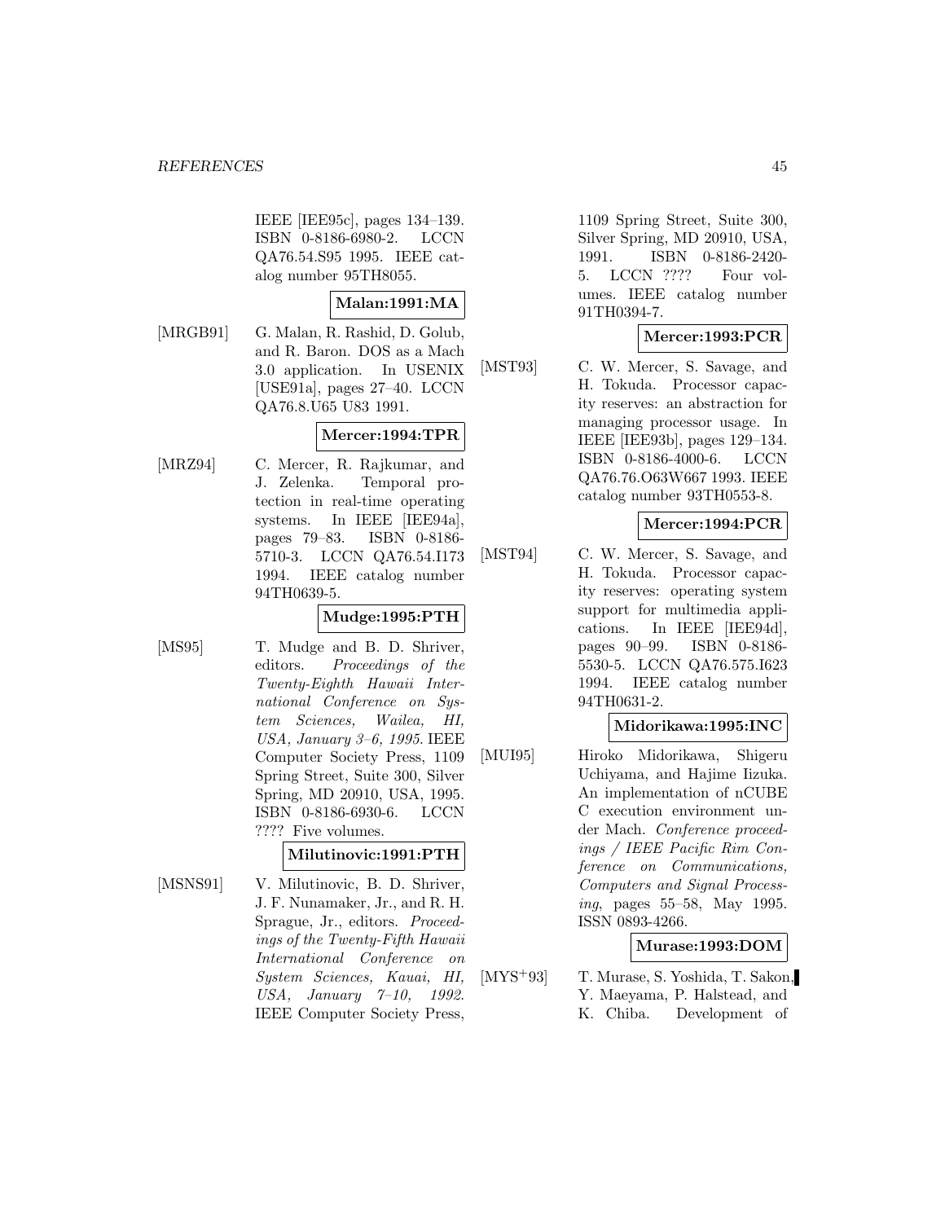IEEE [IEE95c], pages 134–139. ISBN 0-8186-6980-2. LCCN QA76.54.S95 1995. IEEE catalog number 95TH8055.

**Malan:1991:MA**

[MRGB91] G. Malan, R. Rashid, D. Golub, and R. Baron. DOS as a Mach 3.0 application. In USENIX [USE91a], pages 27–40. LCCN QA76.8.U65 U83 1991.

**Mercer:1994:TPR**

[MRZ94] C. Mercer, R. Rajkumar, and J. Zelenka. Temporal protection in real-time operating systems. In IEEE [IEE94a], pages 79–83. ISBN 0-8186-5710-3. LCCN QA76.54.I173 1994. IEEE catalog number 94TH0639-5.

**Mudge:1995:PTH**

[MS95] T. Mudge and B. D. Shriver, editors. *Proceedings of the Twenty-Eighth Hawaii International Conference on System Sciences, Wailea, HI, USA, January 3–6, 1995*. IEEE Computer Society Press, 1109 Spring Street, Suite 300, Silver Spring, MD 20910, USA, 1995. ISBN 0-8186-6930-6. LCCN ???? Five volumes.

**Milutinovic:1991:PTH**

[MSNS91] V. Milutinovic, B. D. Shriver, J. F. Nunamaker, Jr., and R. H. Sprague, Jr., editors. *Proceedings of the Twenty-Fifth Hawaii International Conference on System Sciences, Kauai, HI, USA, January 7–10, 1992*. IEEE Computer Society Press, 1109 Spring Street, Suite 300, Silver Spring, MD 20910, USA, 1991. ISBN 0-8186-2420-5. LCCN ???? Four volumes. IEEE catalog number 91TH0394-7.

**Mercer:1993:PCR**

[MST93] C. W. Mercer, S. Savage, and H. Tokuda. Processor capacity reserves: an abstraction for managing processor usage. In IEEE [IEE93b], pages 129–134. ISBN 0-8186-4000-6. LCCN QA76.76.O63W667 1993. IEEE catalog number 93TH0553-8.

**Mercer:1994:PCR**

[MST94] C. W. Mercer, S. Savage, and H. Tokuda. Processor capacity reserves: operating system support for multimedia applications. In IEEE [IEE94d], pages 90–99. ISBN 0-8186-5530-5. LCCN QA76.575.I623 1994. IEEE catalog number 94TH0631-2.

**Midorikawa:1995:INC**

[MUI95] Hiroko Midorikawa, Shigeru Uchiyama, and Hajime Iizuka. An implementation of nCUBE C execution environment under Mach. *Conference proceedings / IEEE Pacific Rim Conference on Communications, Computers and Signal Processing*, pages 55–58, May 1995. ISSN 0893-4266.

**Murase:1993:DOM**

[MYS+93] T. Murase, S. Yoshida, T. Sakon, Y. Maeyama, P. Halstead, and K. Chiba. Development of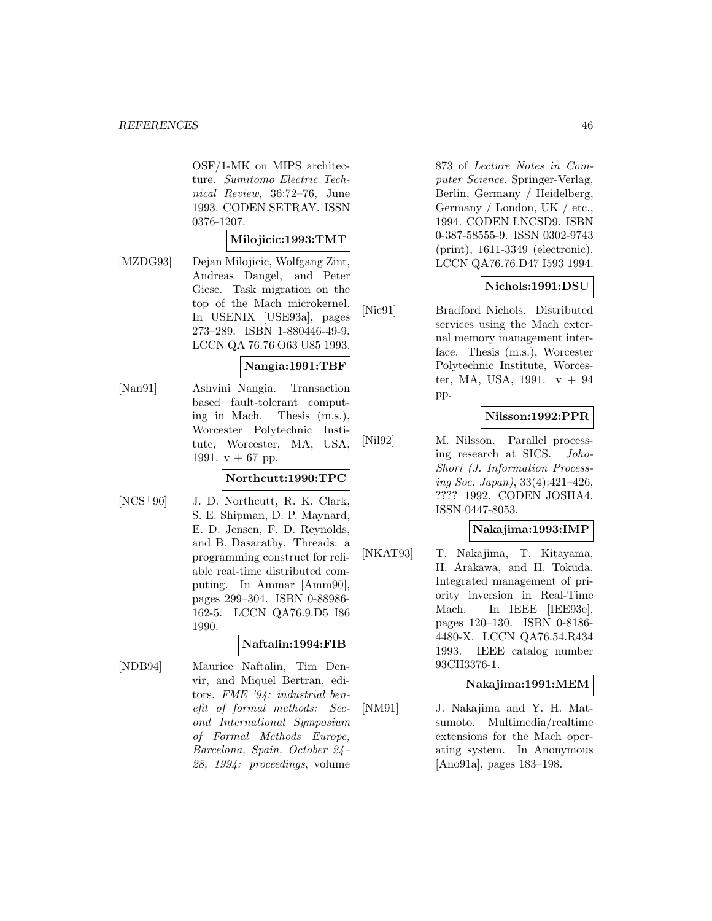OSF/1-MK on MIPS architecture. *Sumitomo Electric Technical Review*, 36:72–76, June 1993. CODEN SETRAY. ISSN 0376-1207.

**Milojicic:1993:TMT**

[MZDG93] Dejan Milojicic, Wolfgang Zint, Andreas Dangel, and Peter Giese. Task migration on the top of the Mach microkernel. In USENIX [USE93a], pages 273–289. ISBN 1-880446-49-9. LCCN QA 76.76 O63 U85 1993.

**Nangia:1991:TBF**

[Nan91] Ashvini Nangia. Transaction based fault-tolerant computing in Mach. Thesis (m.s.), Worcester Polytechnic Institute, Worcester, MA, USA, 1991. v + 67 pp.

**Northcutt:1990:TPC**

[NCS+90] J. D. Northcutt, R. K. Clark, S. E. Shipman, D. P. Maynard, E. D. Jensen, F. D. Reynolds, and B. Dasarathy. Threads: a programming construct for reliable real-time distributed computing. In Ammar [Amm90], pages 299–304. ISBN 0-88986-162-5. LCCN QA76.9.D5 I86 1990.

**Naftalin:1994:FIB**

[NDB94] Maurice Naftalin, Tim Denvir, and Miquel Bertran, editors. *FME '94: industrial benefit of formal methods: Second International Symposium of Formal Methods Europe, Barcelona, Spain, October 24–28, 1994: proceedings*, volume 873 of *Lecture Notes in Computer Science*. Springer-Verlag, Berlin, Germany / Heidelberg, Germany / London, UK / etc., 1994. CODEN LNCSD9. ISBN 0-387-58555-9. ISSN 0302-9743 (print), 1611-3349 (electronic). LCCN QA76.76.D47 I593 1994.

**Nichols:1991:DSU**

[Nic91] Bradford Nichols. Distributed services using the Mach external memory management interface. Thesis (m.s.), Worcester Polytechnic Institute, Worcester, MA, USA, 1991. v + 94 pp.

**Nilsson:1992:PPR**

[Nil92] M. Nilsson. Parallel processing research at SICS. *Joho-Shori (J. Information Processing Soc. Japan)*, 33(4):421–426, ???? 1992. CODEN JOSHA4. ISSN 0447-8053.

**Nakajima:1993:IMP**

[NKAT93] T. Nakajima, T. Kitayama, H. Arakawa, and H. Tokuda. Integrated management of priority inversion in Real-Time Mach. In IEEE [IEE93e], pages 120–130. ISBN 0-8186-4480-X. LCCN QA76.54.R434 1993. IEEE catalog number 93CH3376-1.

**Nakajima:1991:MEM**

[NM91] J. Nakajima and Y. H. Matsumoto. Multimedia/realtime extensions for the Mach operating system. In Anonymous [Ano91a], pages 183–198.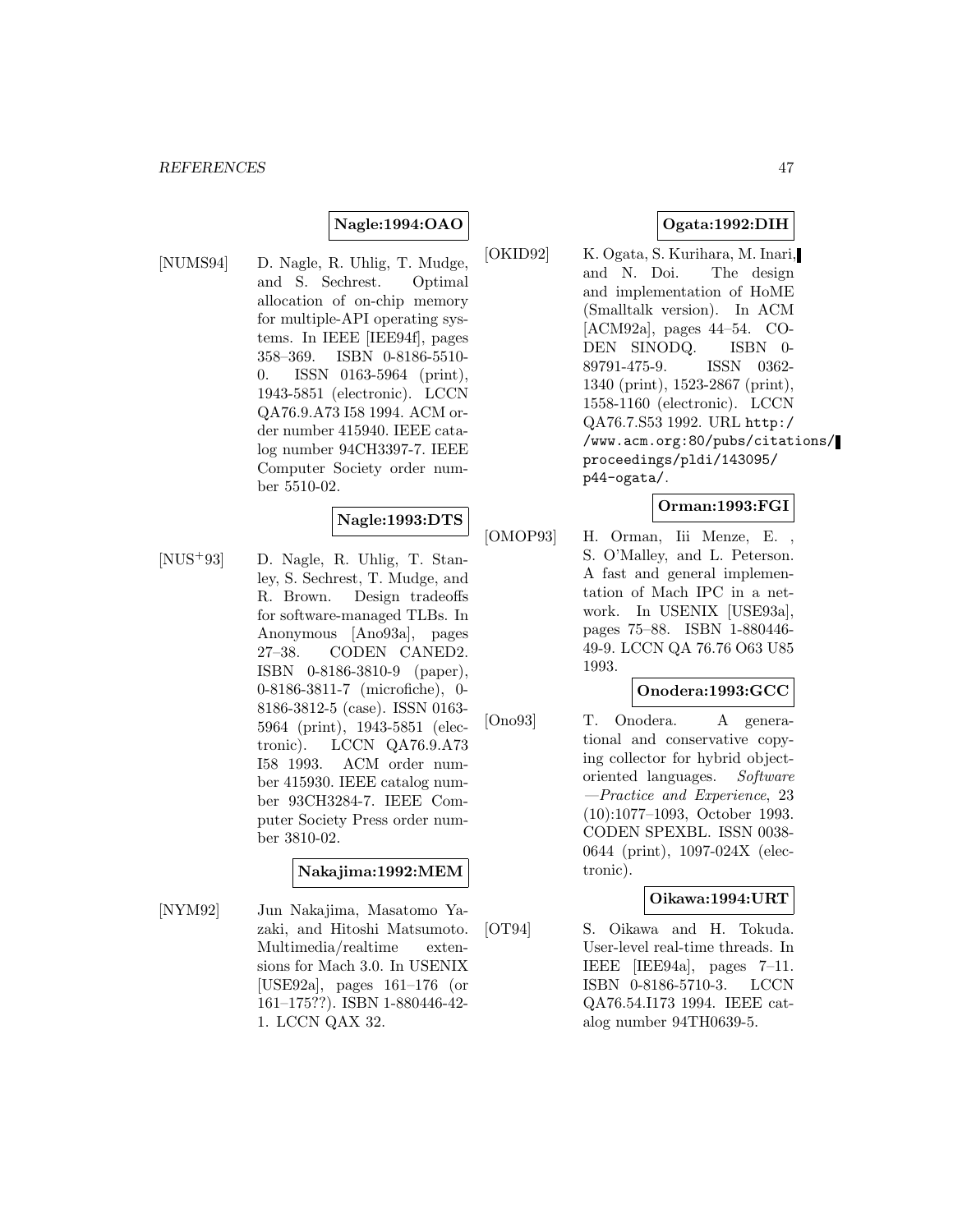**Nagle:1994:OAO**

[NUMS94] D. Nagle, R. Uhlig, T. Mudge, and S. Sechrest. Optimal allocation of on-chip memory for multiple-API operating systems. In IEEE [IEE94f], pages 358–369. ISBN 0-8186-5510-0. ISSN 0163-5964 (print), 1943-5851 (electronic). LCCN QA76.9.A73 I58 1994. ACM order number 415940. IEEE catalog number 94CH3397-7. IEEE Computer Society order number 5510-02.

**Nagle:1993:DTS**

[NUS+93] D. Nagle, R. Uhlig, T. Stanley, S. Sechrest, T. Mudge, and R. Brown. Design tradeoffs for software-managed TLBs. In Anonymous [Ano93a], pages 27–38. CODEN CANED2. ISBN 0-8186-3810-9 (paper), 0-8186-3811-7 (microfiche), 0-8186-3812-5 (case). ISSN 0163-5964 (print), 1943-5851 (electronic). LCCN QA76.9.A73 I58 1993. ACM order number 415930. IEEE catalog number 93CH3284-7. IEEE Computer Society Press order number 3810-02.

**Nakajima:1992:MEM**

[NYM92] Jun Nakajima, Masatomo Yazaki, and Hitoshi Matsumoto. Multimedia/realtime extensions for Mach 3.0. In USENIX [USE92a], pages 161–176 (or 161–175??). ISBN 1-880446-42-1. LCCN QAX 32.

**Ogata:1992:DIH**

[OKID92] K. Ogata, S. Kurihara, M. Inari, and N. Doi. The design and implementation of HoME (Smalltalk version). In ACM [ACM92a], pages 44–54. CODEN SINODQ. ISBN 0-89791-475-9. ISSN 0362-1340 (print), 1523-2867 (print), 1558-1160 (electronic). LCCN QA76.7.S53 1992. URL `http://www.acm.org:80/pubs/citations/proceedings/pldi/143095/p44-ogata/`.

**Orman:1993:FGI**

[OMOP93] H. Orman, Iii Menze, E. , S. O'Malley, and L. Peterson. A fast and general implementation of Mach IPC in a network. In USENIX [USE93a], pages 75–88. ISBN 1-880446-49-9. LCCN QA 76.76 O63 U85 1993.

**Onodera:1993:GCC**

[Ono93] T. Onodera. A generational and conservative copying collector for hybrid object-oriented languages. *Software —Practice and Experience*, 23 (10):1077–1093, October 1993. CODEN SPEXBL. ISSN 0038-0644 (print), 1097-024X (electronic).

**Oikawa:1994:URT**

[OT94] S. Oikawa and H. Tokuda. User-level real-time threads. In IEEE [IEE94a], pages 7–11. ISBN 0-8186-5710-3. LCCN QA76.54.I173 1994. IEEE catalog number 94TH0639-5.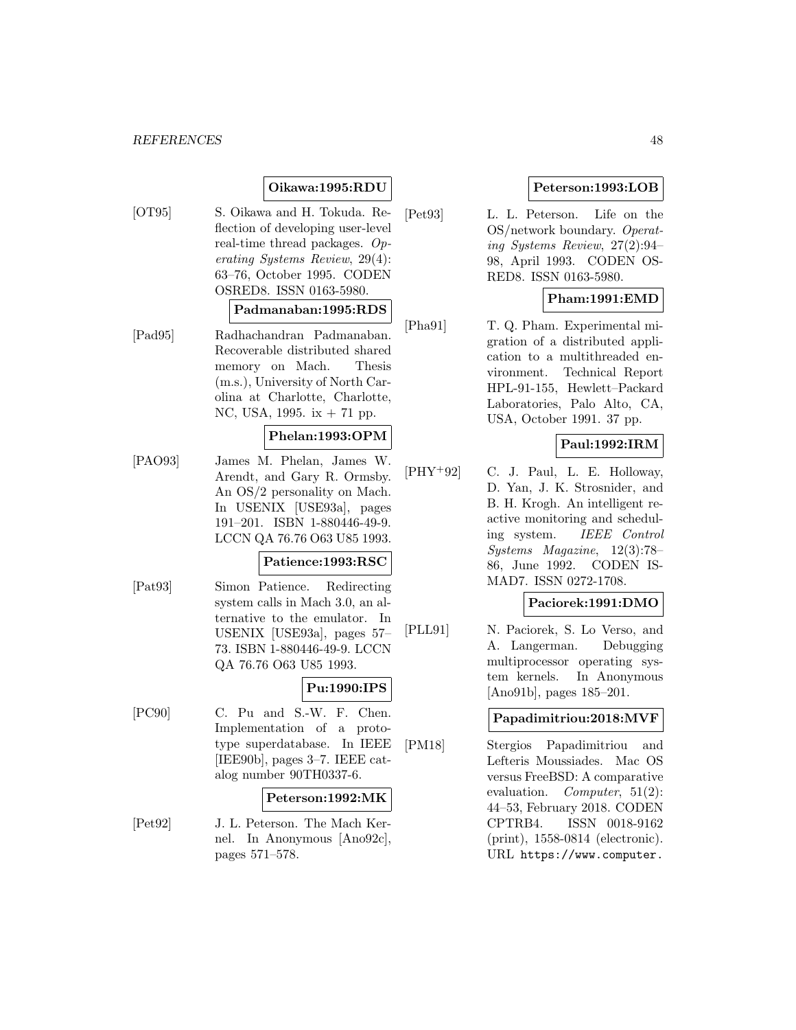**Oikawa:1995:RDU**

[OT95] S. Oikawa and H. Tokuda. Reflection of developing user-level real-time thread packages. *Operating Systems Review*, 29(4): 63–76, October 1995. CODEN OSRED8. ISSN 0163-5980.

**Padmanaban:1995:RDS**

[Pad95] Radhachandran Padmanaban. Recoverable distributed shared memory on Mach. Thesis (m.s.), University of North Carolina at Charlotte, Charlotte, NC, USA, 1995. ix + 71 pp.

**Phelan:1993:OPM**

[PAO93] James M. Phelan, James W. Arendt, and Gary R. Ormsby. An OS/2 personality on Mach. In USENIX [USE93a], pages 191–201. ISBN 1-880446-49-9. LCCN QA 76.76 O63 U85 1993.

**Patience:1993:RSC**

[Pat93] Simon Patience. Redirecting system calls in Mach 3.0, an alternative to the emulator. In USENIX [USE93a], pages 57–73. ISBN 1-880446-49-9. LCCN QA 76.76 O63 U85 1993.

**Pu:1990:IPS**

[PC90] C. Pu and S.-W. F. Chen. Implementation of a prototype superdatabase. In IEEE [IEE90b], pages 3–7. IEEE catalog number 90TH0337-6.

**Peterson:1992:MK**

[Pet92] J. L. Peterson. The Mach Kernel. In Anonymous [Ano92c], pages 571–578.

**Peterson:1993:LOB**

[Pet93] L. L. Peterson. Life on the OS/network boundary. *Operating Systems Review*, 27(2):94–98, April 1993. CODEN OSRED8. ISSN 0163-5980.

**Pham:1991:EMD**

[Pha91] T. Q. Pham. Experimental migration of a distributed application to a multithreaded environment. Technical Report HPL-91-155, Hewlett–Packard Laboratories, Palo Alto, CA, USA, October 1991. 37 pp.

**Paul:1992:IRM**

[PHY+92] C. J. Paul, L. E. Holloway, D. Yan, J. K. Strosnider, and B. H. Krogh. An intelligent reactive monitoring and scheduling system. *IEEE Control Systems Magazine*, 12(3):78–86, June 1992. CODEN ISMAD7. ISSN 0272-1708.

**Paciorek:1991:DMO**

[PLL91] N. Paciorek, S. Lo Verso, and A. Langerman. Debugging multiprocessor operating system kernels. In Anonymous [Ano91b], pages 185–201.

**Papadimitriou:2018:MVF**

[PM18] Stergios Papadimitriou and Lefteris Moussiades. Mac OS versus FreeBSD: A comparative evaluation. *Computer*, 51(2): 44–53, February 2018. CODEN CPTRB4. ISSN 0018-9162 (print), 1558-0814 (electronic). URL https://www.computer.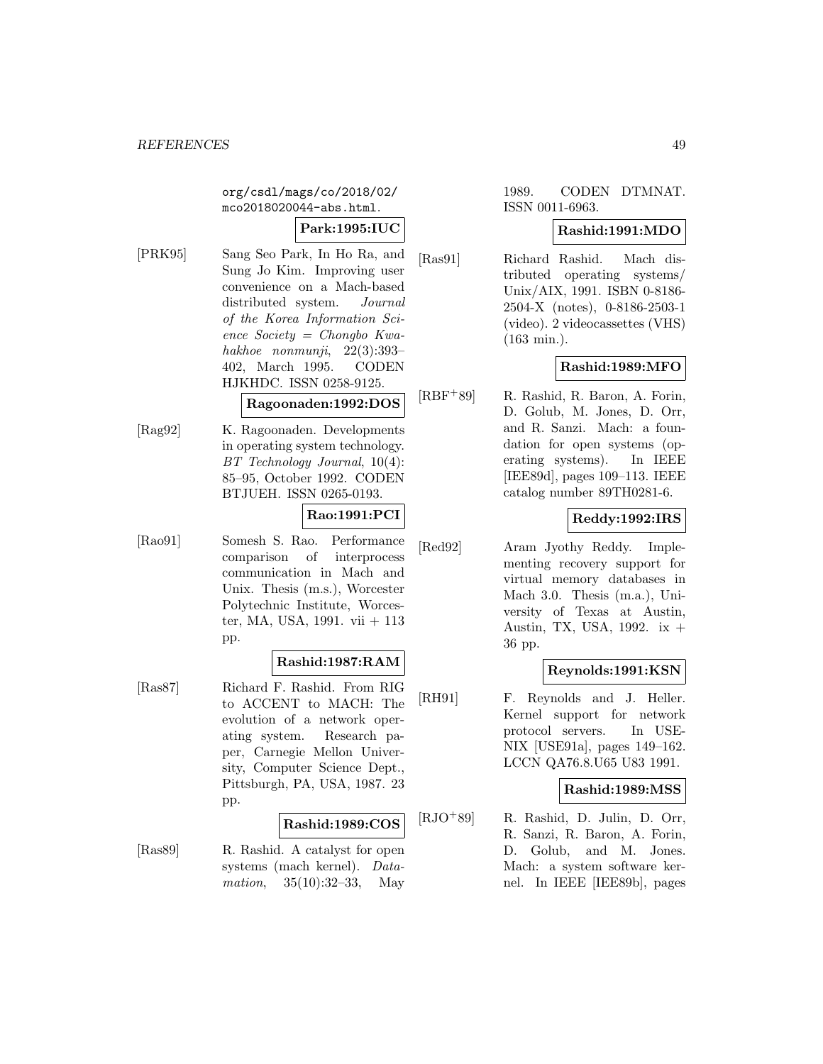org/csdl/mags/co/2018/02/mco2018020044-abs.html.

**Park:1995:IUC**

[PRK95] Sang Seo Park, In Ho Ra, and Sung Jo Kim. Improving user convenience on a Mach-based distributed system. *Journal of the Korea Information Science Society = Chongbo Kwahakhoe nonmunji*, 22(3):393–402, March 1995. CODEN HJKHDC. ISSN 0258-9125.

**Ragoonaden:1992:DOS**

[Rag92] K. Ragoonaden. Developments in operating system technology. *BT Technology Journal*, 10(4): 85–95, October 1992. CODEN BTJUEH. ISSN 0265-0193.

**Rao:1991:PCI**

[Rao91] Somesh S. Rao. Performance comparison of interprocess communication in Mach and Unix. Thesis (m.s.), Worcester Polytechnic Institute, Worcester, MA, USA, 1991. vii + 113 pp.

**Rashid:1987:RAM**

[Ras87] Richard F. Rashid. From RIG to ACCENT to MACH: The evolution of a network operating system. Research paper, Carnegie Mellon University, Computer Science Dept., Pittsburgh, PA, USA, 1987. 23 pp.

**Rashid:1989:COS**

[Ras89] R. Rashid. A catalyst for open systems (mach kernel). *Datamation*, 35(10):32–33, May 1989. CODEN DTMNAT. ISSN 0011-6963.

**Rashid:1991:MDO**

[Ras91] Richard Rashid. Mach distributed operating systems/ Unix/AIX, 1991. ISBN 0-8186-2504-X (notes), 0-8186-2503-1 (video). 2 videocassettes (VHS) (163 min.).

**Rashid:1989:MFO**

[RBF+89] R. Rashid, R. Baron, A. Forin, D. Golub, M. Jones, D. Orr, and R. Sanzi. Mach: a foundation for open systems (operating systems). In IEEE [IEE89d], pages 109–113. IEEE catalog number 89TH0281-6.

**Reddy:1992:IRS**

[Red92] Aram Jyothy Reddy. Implementing recovery support for virtual memory databases in Mach 3.0. Thesis (m.a.), University of Texas at Austin, Austin, TX, USA, 1992. ix + 36 pp.

**Reynolds:1991:KSN**

[RH91] F. Reynolds and J. Heller. Kernel support for network protocol servers. In USENIX [USE91a], pages 149–162. LCCN QA76.8.U65 U83 1991.

**Rashid:1989:MSS**

[RJO+89] R. Rashid, D. Julin, D. Orr, R. Sanzi, R. Baron, A. Forin, D. Golub, and M. Jones. Mach: a system software kernel. In IEEE [IEE89b], pages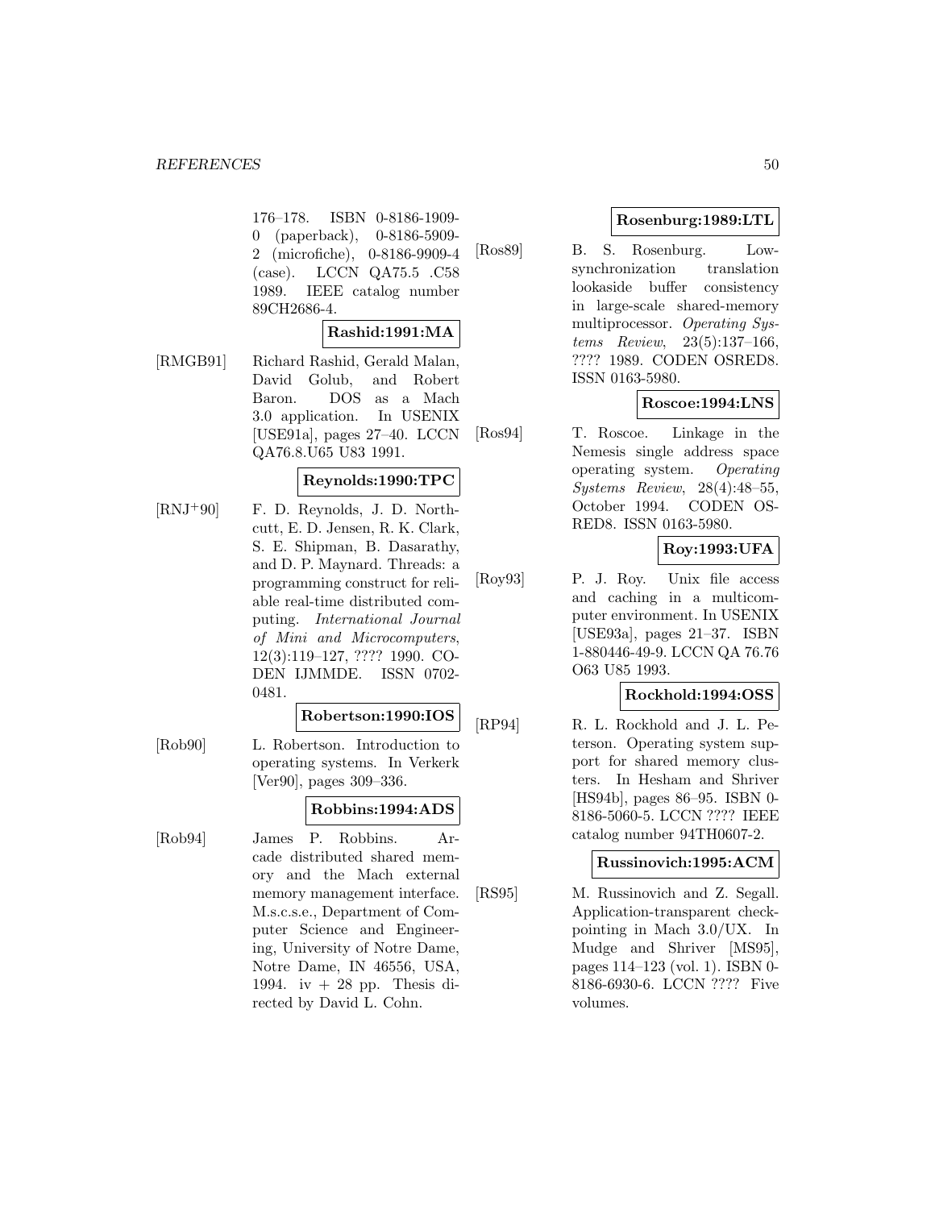176–178. ISBN 0-8186-1909-0 (paperback), 0-8186-5909-2 (microfiche), 0-8186-9909-4 (case). LCCN QA75.5 .C58 1989. IEEE catalog number 89CH2686-4.

**Rashid:1991:MA**

[RMGB91] Richard Rashid, Gerald Malan, David Golub, and Robert Baron. DOS as a Mach 3.0 application. In USENIX [USE91a], pages 27–40. LCCN QA76.8.U65 U83 1991.

**Reynolds:1990:TPC**

[RNJ+90] F. D. Reynolds, J. D. Northcutt, E. D. Jensen, R. K. Clark, S. E. Shipman, B. Dasarathy, and D. P. Maynard. Threads: a programming construct for reliable real-time distributed computing. *International Journal of Mini and Microcomputers*, 12(3):119–127, ???? 1990. CODEN IJMMDE. ISSN 0702-0481.

**Robertson:1990:IOS**

[Rob90] L. Robertson. Introduction to operating systems. In Verkerk [Ver90], pages 309–336.

**Robbins:1994:ADS**

[Rob94] James P. Robbins. Arcade distributed shared memory and the Mach external memory management interface. M.s.c.s.e., Department of Computer Science and Engineering, University of Notre Dame, Notre Dame, IN 46556, USA, 1994. iv + 28 pp. Thesis directed by David L. Cohn.

**Rosenburg:1989:LTL**

[Ros89] B. S. Rosenburg. Low-synchronization translation lookaside buffer consistency in large-scale shared-memory multiprocessor. *Operating Systems Review*, 23(5):137–166, ???? 1989. CODEN OSRED8. ISSN 0163-5980.

**Roscoe:1994:LNS**

[Ros94] T. Roscoe. Linkage in the Nemesis single address space operating system. *Operating Systems Review*, 28(4):48–55, October 1994. CODEN OSRED8. ISSN 0163-5980.

**Roy:1993:UFA**

[Roy93] P. J. Roy. Unix file access and caching in a multicomputer environment. In USENIX [USE93a], pages 21–37. ISBN 1-880446-49-9. LCCN QA 76.76 O63 U85 1993.

**Rockhold:1994:OSS**

[RP94] R. L. Rockhold and J. L. Peterson. Operating system support for shared memory clusters. In Hesham and Shriver [HS94b], pages 86–95. ISBN 0-8186-5060-5. LCCN ???? IEEE catalog number 94TH0607-2.

**Russinovich:1995:ACM**

[RS95] M. Russinovich and Z. Segall. Application-transparent checkpointing in Mach 3.0/UX. In Mudge and Shriver [MS95], pages 114–123 (vol. 1). ISBN 0-8186-6930-6. LCCN ???? Five volumes.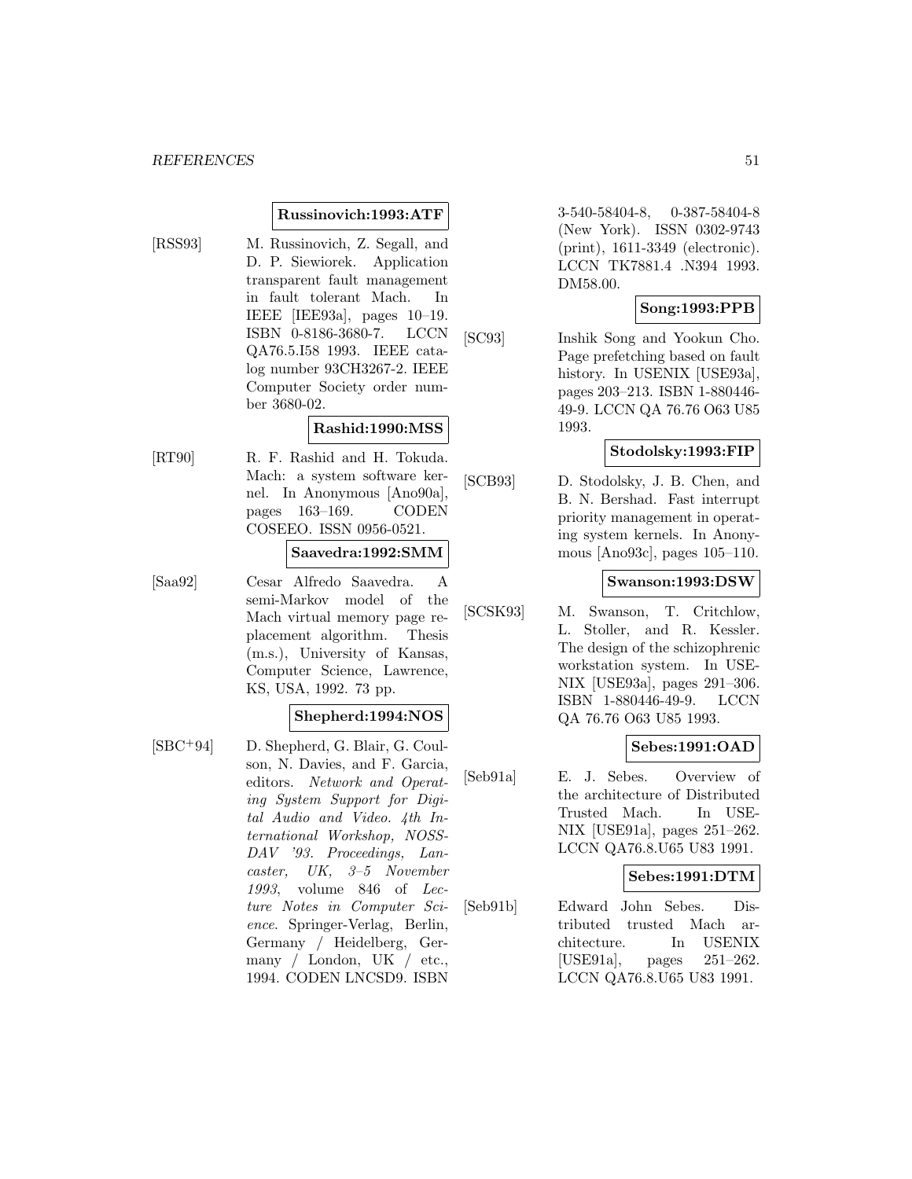**Russinovich:1993:ATF**

[RSS93] M. Russinovich, Z. Segall, and D. P. Siewiorek. Application transparent fault management in fault tolerant Mach. In IEEE [IEE93a], pages 10–19. ISBN 0-8186-3680-7. LCCN QA76.5.I58 1993. IEEE catalog number 93CH3267-2. IEEE Computer Society order number 3680-02.

**Rashid:1990:MSS**

[RT90] R. F. Rashid and H. Tokuda. Mach: a system software kernel. In Anonymous [Ano90a], pages 163–169. CODEN COSEEO. ISSN 0956-0521.

**Saavedra:1992:SMM**

[Saa92] Cesar Alfredo Saavedra. A semi-Markov model of the Mach virtual memory page replacement algorithm. Thesis (m.s.), University of Kansas, Computer Science, Lawrence, KS, USA, 1992. 73 pp.

**Shepherd:1994:NOS**

[SBC+94] D. Shepherd, G. Blair, G. Coulson, N. Davies, and F. Garcia, editors. *Network and Operating System Support for Digital Audio and Video. 4th International Workshop, NOSSDAV '93. Proceedings, Lancaster, UK, 3–5 November 1993*, volume 846 of *Lecture Notes in Computer Science*. Springer-Verlag, Berlin, Germany / Heidelberg, Germany / London, UK / etc., 1994. CODEN LNCSD9. ISBN 3-540-58404-8, 0-387-58404-8 (New York). ISSN 0302-9743 (print), 1611-3349 (electronic). LCCN TK7881.4 .N394 1993. DM58.00.

**Song:1993:PPB**

[SC93] Inshik Song and Yookun Cho. Page prefetching based on fault history. In USENIX [USE93a], pages 203–213. ISBN 1-880446-49-9. LCCN QA 76.76 O63 U85 1993.

**Stodolsky:1993:FIP**

[SCB93] D. Stodolsky, J. B. Chen, and B. N. Bershad. Fast interrupt priority management in operating system kernels. In Anonymous [Ano93c], pages 105–110.

**Swanson:1993:DSW**

[SCSK93] M. Swanson, T. Critchlow, L. Stoller, and R. Kessler. The design of the schizophrenic workstation system. In USENIX [USE93a], pages 291–306. ISBN 1-880446-49-9. LCCN QA 76.76 O63 U85 1993.

**Sebes:1991:OAD**

[Seb91a] E. J. Sebes. Overview of the architecture of Distributed Trusted Mach. In USENIX [USE91a], pages 251–262. LCCN QA76.8.U65 U83 1991.

**Sebes:1991:DTM**

[Seb91b] Edward John Sebes. Distributed trusted Mach architecture. In USENIX [USE91a], pages 251–262. LCCN QA76.8.U65 U83 1991.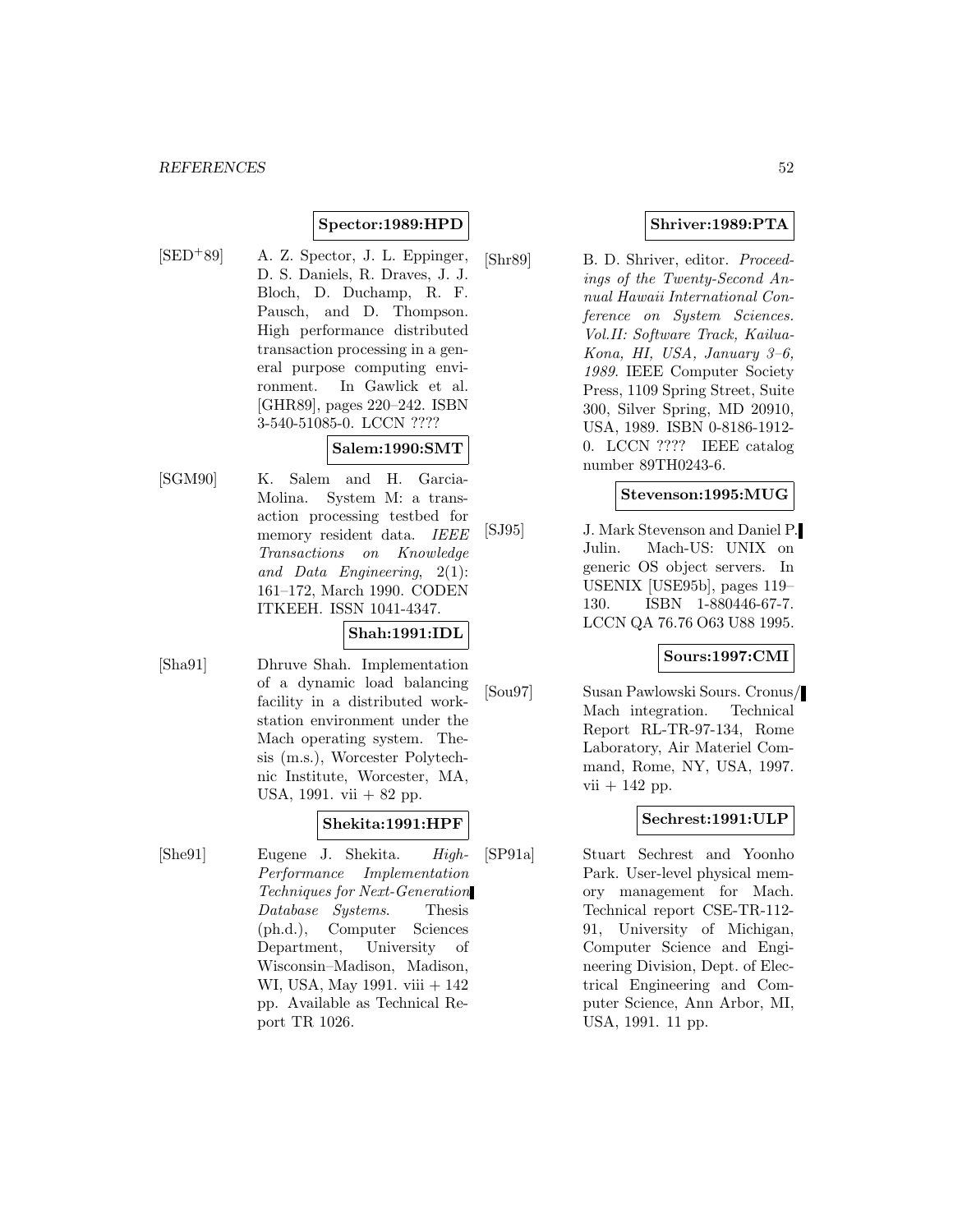**Spector:1989:HPD**

[SED[+]89] A. Z. Spector, J. L. Eppinger, D. S. Daniels, R. Draves, J. J. Bloch, D. Duchamp, R. F. Pausch, and D. Thompson. High performance distributed transaction processing in a general purpose computing environment. In Gawlick et al. [GHR89], pages 220–242. ISBN 3-540-51085-0. LCCN ????

**Salem:1990:SMT**

[SGM90] K. Salem and H. Garcia-Molina. System M: a transaction processing testbed for memory resident data. *IEEE Transactions on Knowledge and Data Engineering*, 2(1): 161–172, March 1990. CODEN ITKEEH. ISSN 1041-4347.

**Shah:1991:IDL**

[Sha91] Dhruve Shah. Implementation of a dynamic load balancing facility in a distributed workstation environment under the Mach operating system. Thesis (m.s.), Worcester Polytechnic Institute, Worcester, MA, USA, 1991. vii + 82 pp.

**Shekita:1991:HPF**

[She91] Eugene J. Shekita. *High-Performance Implementation Techniques for Next-Generation Database Systems*. Thesis (ph.d.), Computer Sciences Department, University of Wisconsin–Madison, Madison, WI, USA, May 1991. viii + 142 pp. Available as Technical Report TR 1026.

**Shriver:1989:PTA**

[Shr89] B. D. Shriver, editor. *Proceedings of the Twenty-Second Annual Hawaii International Conference on System Sciences. Vol.II: Software Track, Kailua-Kona, HI, USA, January 3–6, 1989*. IEEE Computer Society Press, 1109 Spring Street, Suite 300, Silver Spring, MD 20910, USA, 1989. ISBN 0-8186-1912-0. LCCN ???? IEEE catalog number 89TH0243-6.

**Stevenson:1995:MUG**

[SJ95] J. Mark Stevenson and Daniel P. Julin. Mach-US: UNIX on generic OS object servers. In USENIX [USE95b], pages 119–130. ISBN 1-880446-67-7. LCCN QA 76.76 O63 U88 1995.

**Sours:1997:CMI**

[Sou97] Susan Pawlowski Sours. Cronus/Mach integration. Technical Report RL-TR-97-134, Rome Laboratory, Air Materiel Command, Rome, NY, USA, 1997. vii + 142 pp.

**Sechrest:1991:ULP**

[SP91a] Stuart Sechrest and Yoonho Park. User-level physical memory management for Mach. Technical report CSE-TR-112-91, University of Michigan, Computer Science and Engineering Division, Dept. of Electrical Engineering and Computer Science, Ann Arbor, MI, USA, 1991. 11 pp.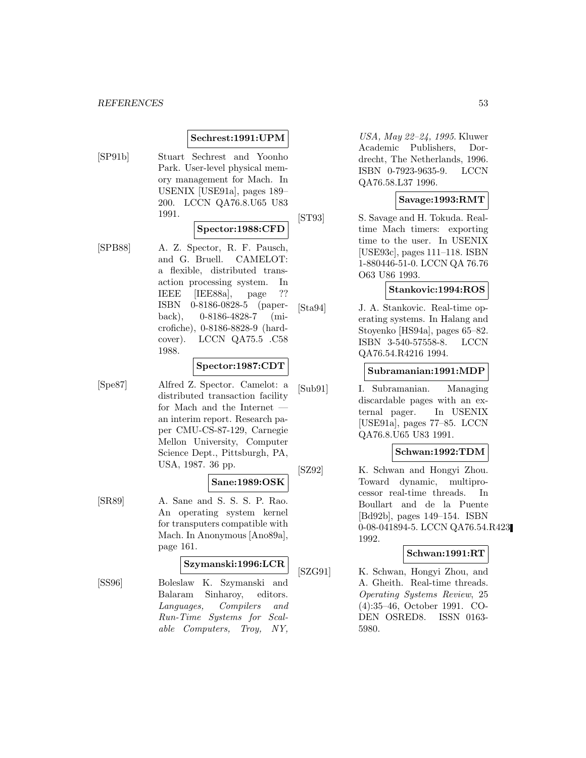**Sechrest:1991:UPM**

[SP91b] Stuart Sechrest and Yoonho Park. User-level physical memory management for Mach. In USENIX [USE91a], pages 189–200. LCCN QA76.8.U65 U83 1991.

**Spector:1988:CFD**

[SPB88] A. Z. Spector, R. F. Pausch, and G. Bruell. CAMELOT: a flexible, distributed transaction processing system. In IEEE [IEE88a], page ?? ISBN 0-8186-0828-5 (paperback), 0-8186-4828-7 (microfiche), 0-8186-8828-9 (hardcover). LCCN QA75.5 .C58 1988.

**Spector:1987:CDT**

[Spe87] Alfred Z. Spector. Camelot: a distributed transaction facility for Mach and the Internet — an interim report. Research paper CMU-CS-87-129, Carnegie Mellon University, Computer Science Dept., Pittsburgh, PA, USA, 1987. 36 pp.

**Sane:1989:OSK**

[SR89] A. Sane and S. S. S. P. Rao. An operating system kernel for transputers compatible with Mach. In Anonymous [Ano89a], page 161.

**Szymanski:1996:LCR**

[SS96] Boleslaw K. Szymanski and Balaram Sinharoy, editors. *Languages, Compilers and Run-Time Systems for Scalable Computers, Troy, NY, USA, May 22–24, 1995*. Kluwer Academic Publishers, Dordrecht, The Netherlands, 1996. ISBN 0-7923-9635-9. LCCN QA76.58.L37 1996.

**Savage:1993:RMT**

[ST93] S. Savage and H. Tokuda. Real-time Mach timers: exporting time to the user. In USENIX [USE93c], pages 111–118. ISBN 1-880446-51-0. LCCN QA 76.76 O63 U86 1993.

**Stankovic:1994:ROS**

[Sta94] J. A. Stankovic. Real-time operating systems. In Halang and Stoyenko [HS94a], pages 65–82. ISBN 3-540-57558-8. LCCN QA76.54.R4216 1994.

**Subramanian:1991:MDP**

[Sub91] I. Subramanian. Managing discardable pages with an external pager. In USENIX [USE91a], pages 77–85. LCCN QA76.8.U65 U83 1991.

**Schwan:1992:TDM**

[SZ92] K. Schwan and Hongyi Zhou. Toward dynamic, multiprocessor real-time threads. In Boullart and de la Puente [Bd92b], pages 149–154. ISBN 0-08-041894-5. LCCN QA76.54.R423 1992.

**Schwan:1991:RT**

[SZG91] K. Schwan, Hongyi Zhou, and A. Gheith. Real-time threads. *Operating Systems Review*, 25 (4):35–46, October 1991. CODEN OSRED8. ISSN 0163-5980.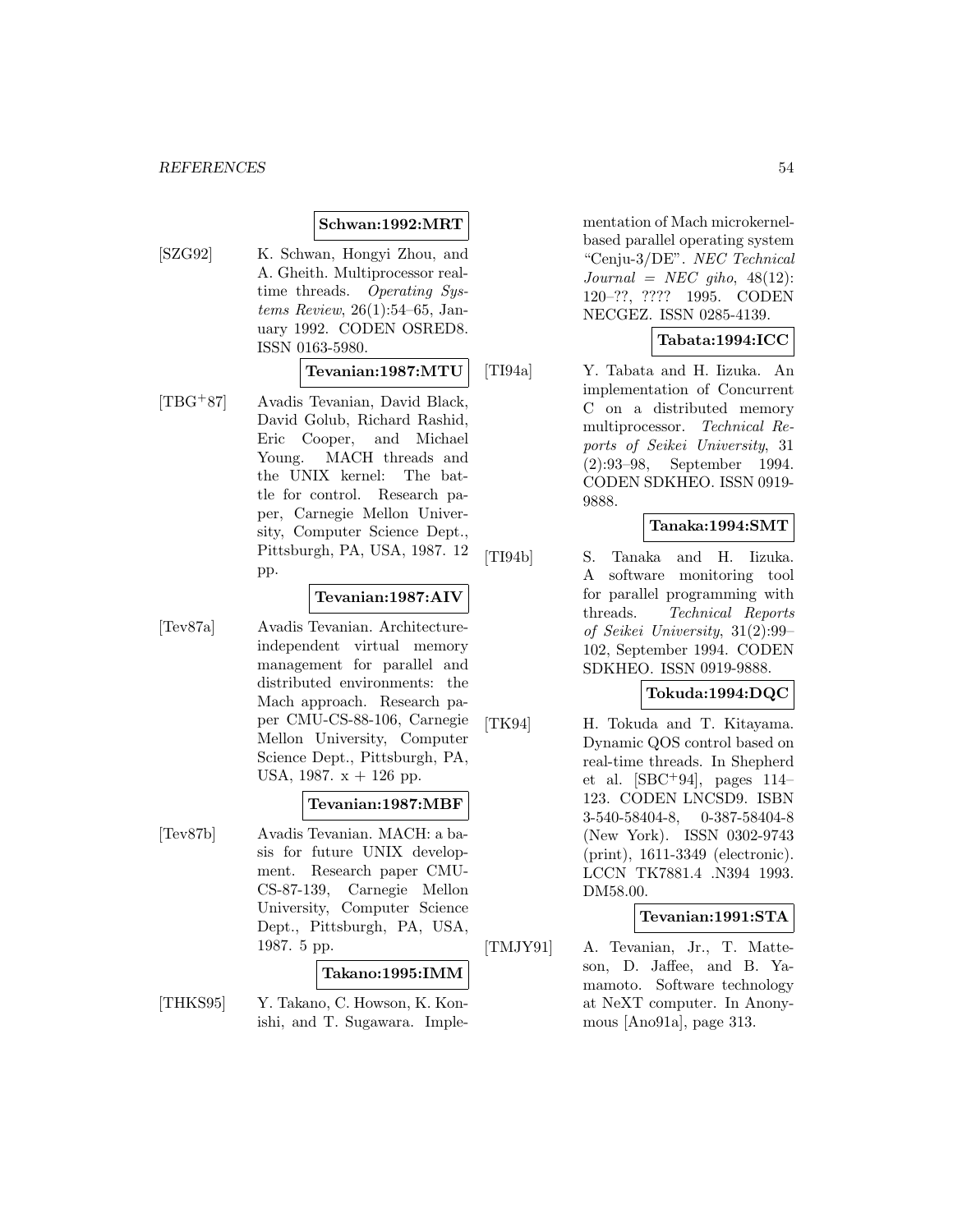**Schwan:1992:MRT**

[SZG92] K. Schwan, Hongyi Zhou, and A. Gheith. Multiprocessor real-time threads. *Operating Systems Review*, 26(1):54–65, January 1992. CODEN OSRED8. ISSN 0163-5980.

**Tevanian:1987:MTU**

[TBG+87] Avadis Tevanian, David Black, David Golub, Richard Rashid, Eric Cooper, and Michael Young. MACH threads and the UNIX kernel: The battle for control. Research paper, Carnegie Mellon University, Computer Science Dept., Pittsburgh, PA, USA, 1987. 12 pp.

**Tevanian:1987:AIV**

[Tev87a] Avadis Tevanian. Architecture-independent virtual memory management for parallel and distributed environments: the Mach approach. Research paper CMU-CS-88-106, Carnegie Mellon University, Computer Science Dept., Pittsburgh, PA, USA, 1987. x + 126 pp.

**Tevanian:1987:MBF**

[Tev87b] Avadis Tevanian. MACH: a basis for future UNIX development. Research paper CMU-CS-87-139, Carnegie Mellon University, Computer Science Dept., Pittsburgh, PA, USA, 1987. 5 pp.

**Takano:1995:IMM**

[THKS95] Y. Takano, C. Howson, K. Konishi, and T. Sugawara. Implementation of Mach microkernel-based parallel operating system "Cenju-3/DE". *NEC Technical Journal = NEC giho*, 48(12): 120–??, ???? 1995. CODEN NECGEZ. ISSN 0285-4139.

**Tabata:1994:ICC**

[TI94a] Y. Tabata and H. Iizuka. An implementation of Concurrent C on a distributed memory multiprocessor. *Technical Reports of Seikei University*, 31 (2):93–98, September 1994. CODEN SDKHEO. ISSN 0919-9888.

**Tanaka:1994:SMT**

[TI94b] S. Tanaka and H. Iizuka. A software monitoring tool for parallel programming with threads. *Technical Reports of Seikei University*, 31(2):99–102, September 1994. CODEN SDKHEO. ISSN 0919-9888.

**Tokuda:1994:DQC**

[TK94] H. Tokuda and T. Kitayama. Dynamic QOS control based on real-time threads. In Shepherd et al. [SBC+94], pages 114–123. CODEN LNCSD9. ISBN 3-540-58404-8, 0-387-58404-8 (New York). ISSN 0302-9743 (print), 1611-3349 (electronic). LCCN TK7881.4 .N394 1993. DM58.00.

**Tevanian:1991:STA**

[TMJY91] A. Tevanian, Jr., T. Matteson, D. Jaffee, and B. Yamamoto. Software technology at NeXT computer. In Anonymous [Ano91a], page 313.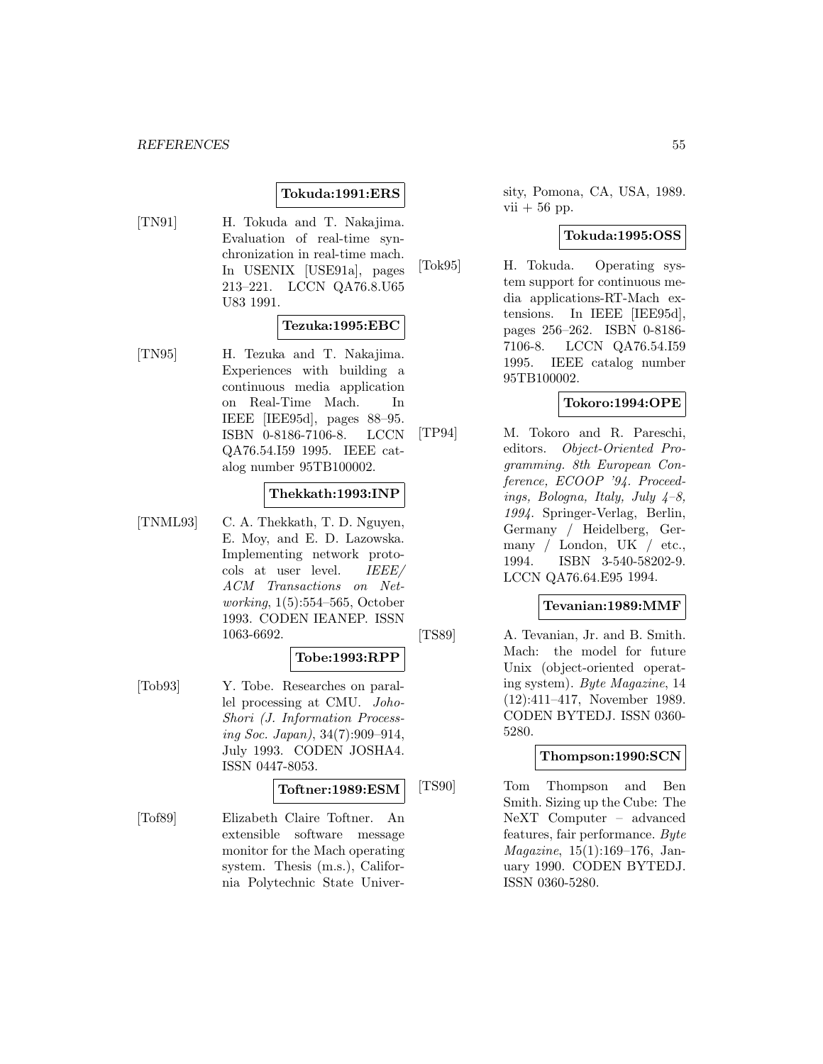**Tokuda:1991:ERS**

[TN91] H. Tokuda and T. Nakajima. Evaluation of real-time synchronization in real-time mach. In USENIX [USE91a], pages 213–221. LCCN QA76.8.U65 U83 1991.

**Tezuka:1995:EBC**

[TN95] H. Tezuka and T. Nakajima. Experiences with building a continuous media application on Real-Time Mach. In IEEE [IEE95d], pages 88–95. ISBN 0-8186-7106-8. LCCN QA76.54.I59 1995. IEEE catalog number 95TB100002.

**Thekkath:1993:INP**

[TNML93] C. A. Thekkath, T. D. Nguyen, E. Moy, and E. D. Lazowska. Implementing network protocols at user level. *IEEE/ ACM Transactions on Networking*, 1(5):554–565, October 1993. CODEN IEANEP. ISSN 1063-6692.

**Tobe:1993:RPP**

[Tob93] Y. Tobe. Researches on parallel processing at CMU. *Joho-Shori (J. Information Processing Soc. Japan)*, 34(7):909–914, July 1993. CODEN JOSHA4. ISSN 0447-8053.

**Toftner:1989:ESM**

[Tof89] Elizabeth Claire Toftner. An extensible software message monitor for the Mach operating system. Thesis (m.s.), California Polytechnic State University, Pomona, CA, USA, 1989. vii + 56 pp.

**Tokuda:1995:OSS**

[Tok95] H. Tokuda. Operating system support for continuous media applications-RT-Mach extensions. In IEEE [IEE95d], pages 256–262. ISBN 0-8186-7106-8. LCCN QA76.54.I59 1995. IEEE catalog number 95TB100002.

**Tokoro:1994:OPE**

[TP94] M. Tokoro and R. Pareschi, editors. *Object-Oriented Programming. 8th European Conference, ECOOP '94. Proceedings, Bologna, Italy, July 4–8, 1994*. Springer-Verlag, Berlin, Germany / Heidelberg, Germany / London, UK / etc., 1994. ISBN 3-540-58202-9. LCCN QA76.64.E95 1994.

**Tevanian:1989:MMF**

[TS89] A. Tevanian, Jr. and B. Smith. Mach: the model for future Unix (object-oriented operating system). *Byte Magazine*, 14 (12):411–417, November 1989. CODEN BYTEDJ. ISSN 0360-5280.

**Thompson:1990:SCN**

[TS90] Tom Thompson and Ben Smith. Sizing up the Cube: The NeXT Computer – advanced features, fair performance. *Byte Magazine*, 15(1):169–176, January 1990. CODEN BYTEDJ. ISSN 0360-5280.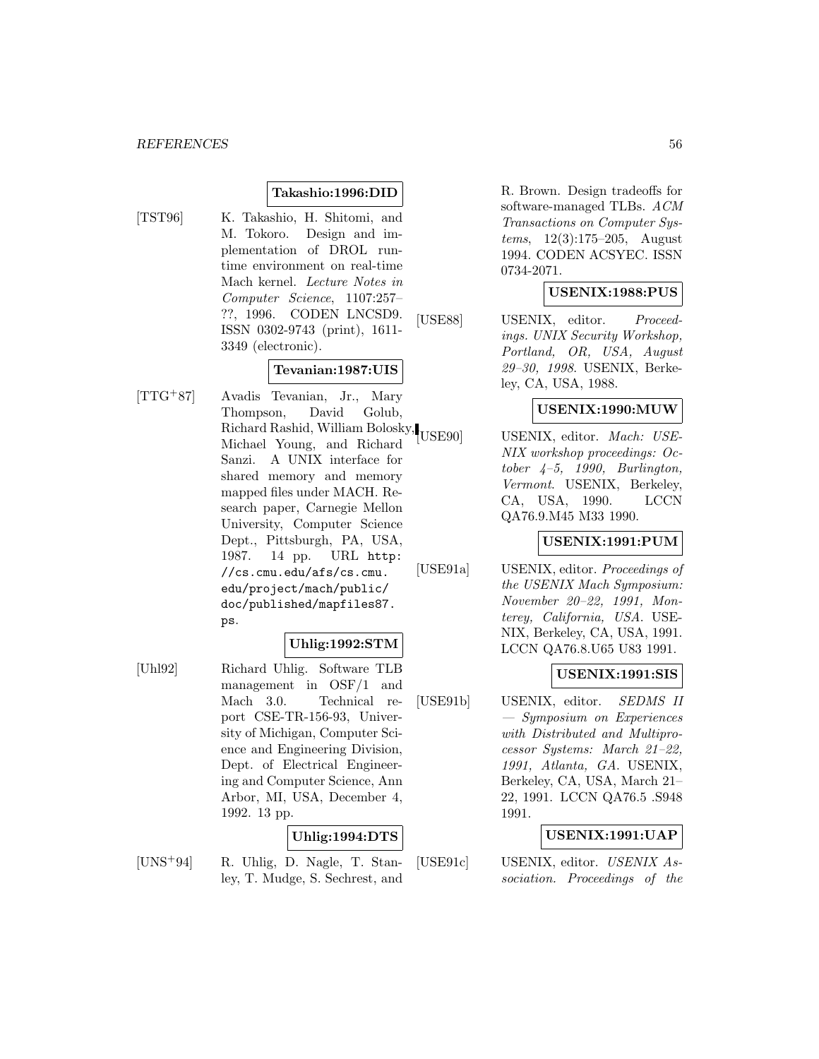**Takashio:1996:DID**

[TST96] K. Takashio, H. Shitomi, and M. Tokoro. Design and implementation of DROL runtime environment on real-time Mach kernel. *Lecture Notes in Computer Science*, 1107:257–??, 1996. CODEN LNCSD9. ISSN 0302-9743 (print), 1611-3349 (electronic).

**Tevanian:1987:UIS**

[TTG+87] Avadis Tevanian, Jr., Mary Thompson, David Golub, Richard Rashid, William Bolosky, Michael Young, and Richard Sanzi. A UNIX interface for shared memory and memory mapped files under MACH. Research paper, Carnegie Mellon University, Computer Science Dept., Pittsburgh, PA, USA, 1987. 14 pp. URL `http://cs.cmu.edu/afs/cs.cmu.edu/project/mach/public/doc/published/mapfiles87.ps`.

**Uhlig:1992:STM**

[Uhl92] Richard Uhlig. Software TLB management in OSF/1 and Mach 3.0. Technical report CSE-TR-156-93, University of Michigan, Computer Science and Engineering Division, Dept. of Electrical Engineering and Computer Science, Ann Arbor, MI, USA, December 4, 1992. 13 pp.

**Uhlig:1994:DTS**

[UNS+94] R. Uhlig, D. Nagle, T. Stanley, T. Mudge, S. Sechrest, and R. Brown. Design tradeoffs for software-managed TLBs. *ACM Transactions on Computer Systems*, 12(3):175–205, August 1994. CODEN ACSYEC. ISSN 0734-2071.

**USENIX:1988:PUS**

[USE88] USENIX, editor. *Proceedings. UNIX Security Workshop, Portland, OR, USA, August 29–30, 1998*. USENIX, Berkeley, CA, USA, 1988.

**USENIX:1990:MUW**

[USE90] USENIX, editor. *Mach: USENIX workshop proceedings: October 4–5, 1990, Burlington, Vermont*. USENIX, Berkeley, CA, USA, 1990. LCCN QA76.9.M45 M33 1990.

**USENIX:1991:PUM**

[USE91a] USENIX, editor. *Proceedings of the USENIX Mach Symposium: November 20–22, 1991, Monterey, California, USA*. USENIX, Berkeley, CA, USA, 1991. LCCN QA76.8.U65 U83 1991.

**USENIX:1991:SIS**

[USE91b] USENIX, editor. *SEDMS II — Symposium on Experiences with Distributed and Multiprocessor Systems: March 21–22, 1991, Atlanta, GA*. USENIX, Berkeley, CA, USA, March 21–22, 1991. LCCN QA76.5 .S948 1991.

**USENIX:1991:UAP**

[USE91c] USENIX, editor. *USENIX Association. Proceedings of the*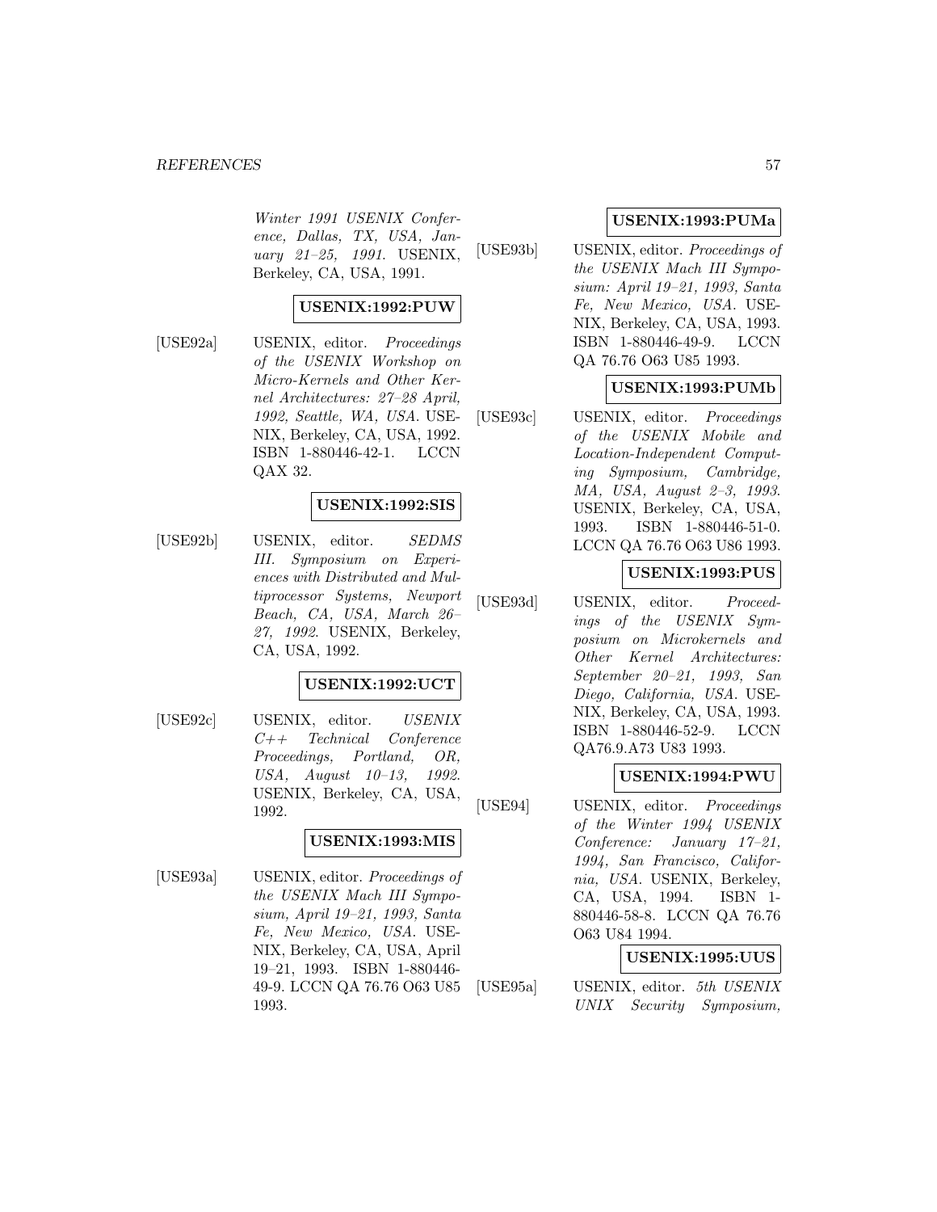*Winter 1991 USENIX Conference, Dallas, TX, USA, January 21–25, 1991*. USENIX, Berkeley, CA, USA, 1991.

**USENIX:1992:PUW**

[USE92a] USENIX, editor. *Proceedings of the USENIX Workshop on Micro-Kernels and Other Kernel Architectures: 27–28 April, 1992, Seattle, WA, USA*. USENIX, Berkeley, CA, USA, 1992. ISBN 1-880446-42-1. LCCN QAX 32.

**USENIX:1992:SIS**

[USE92b] USENIX, editor. *SEDMS III. Symposium on Experiences with Distributed and Multiprocessor Systems, Newport Beach, CA, USA, March 26–27, 1992*. USENIX, Berkeley, CA, USA, 1992.

**USENIX:1992:UCT**

[USE92c] USENIX, editor. *USENIX C++ Technical Conference Proceedings, Portland, OR, USA, August 10–13, 1992*. USENIX, Berkeley, CA, USA, 1992.

**USENIX:1993:MIS**

[USE93a] USENIX, editor. *Proceedings of the USENIX Mach III Symposium, April 19–21, 1993, Santa Fe, New Mexico, USA*. USENIX, Berkeley, CA, USA, April 19–21, 1993. ISBN 1-880446-49-9. LCCN QA 76.76 O63 U85 1993.

**USENIX:1993:PUMa**

[USE93b] USENIX, editor. *Proceedings of the USENIX Mach III Symposium: April 19–21, 1993, Santa Fe, New Mexico, USA*. USENIX, Berkeley, CA, USA, 1993. ISBN 1-880446-49-9. LCCN QA 76.76 O63 U85 1993.

**USENIX:1993:PUMb**

[USE93c] USENIX, editor. *Proceedings of the USENIX Mobile and Location-Independent Computing Symposium, Cambridge, MA, USA, August 2–3, 1993*. USENIX, Berkeley, CA, USA, 1993. ISBN 1-880446-51-0. LCCN QA 76.76 O63 U86 1993.

**USENIX:1993:PUS**

[USE93d] USENIX, editor. *Proceedings of the USENIX Symposium on Microkernels and Other Kernel Architectures: September 20–21, 1993, San Diego, California, USA*. USENIX, Berkeley, CA, USA, 1993. ISBN 1-880446-52-9. LCCN QA76.9.A73 U83 1993.

**USENIX:1994:PWU**

[USE94] USENIX, editor. *Proceedings of the Winter 1994 USENIX Conference: January 17–21, 1994, San Francisco, California, USA*. USENIX, Berkeley, CA, USA, 1994. ISBN 1-880446-58-8. LCCN QA 76.76 O63 U84 1994.

**USENIX:1995:UUS**

[USE95a] USENIX, editor. *5th USENIX UNIX Security Symposium,*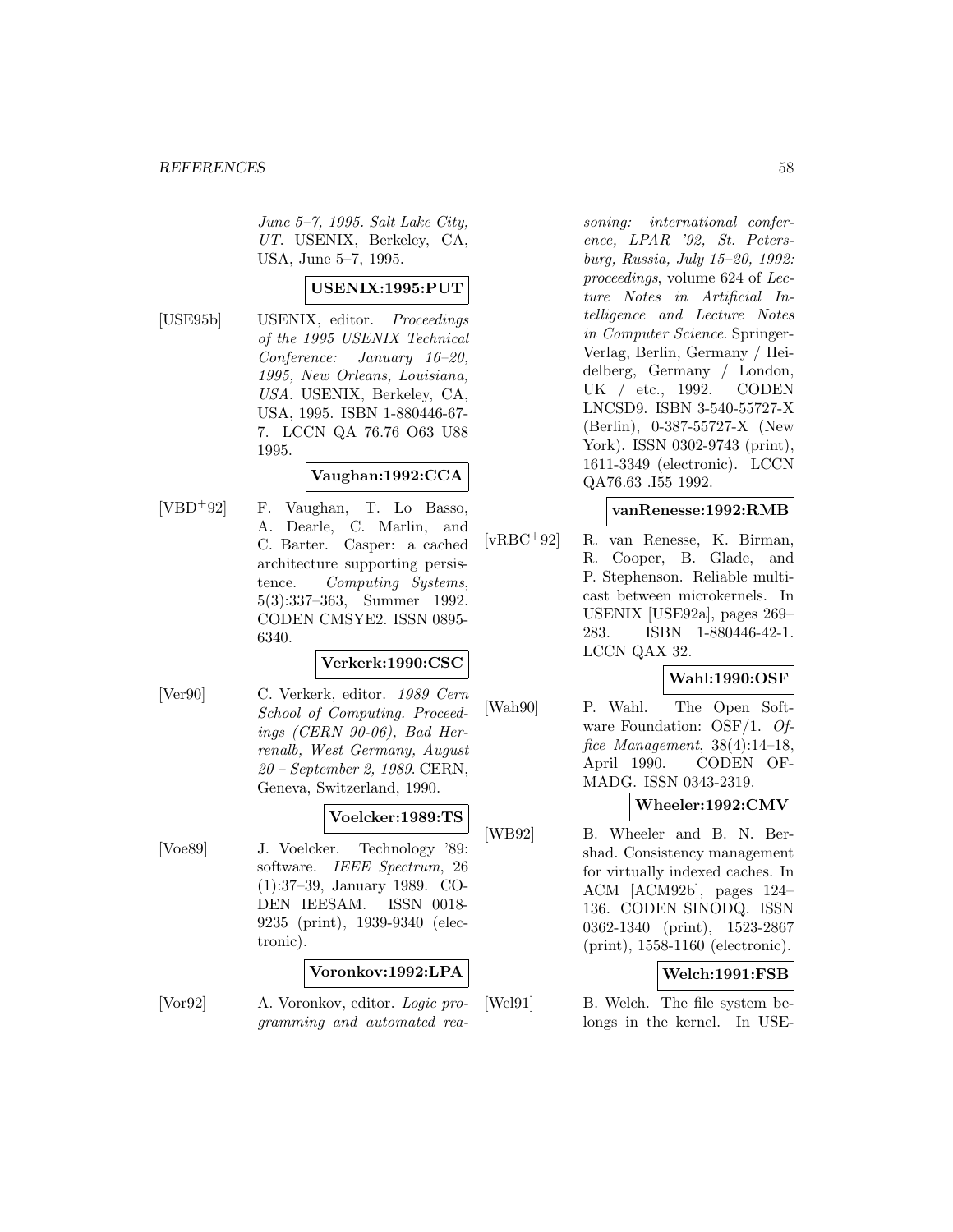*June 5–7, 1995. Salt Lake City, UT*. USENIX, Berkeley, CA, USA, June 5–7, 1995.

**USENIX:1995:PUT**

[USE95b] USENIX, editor. *Proceedings of the 1995 USENIX Technical Conference: January 16–20, 1995, New Orleans, Louisiana, USA*. USENIX, Berkeley, CA, USA, 1995. ISBN 1-880446-67-7. LCCN QA 76.76 O63 U88 1995.

**Vaughan:1992:CCA**

[VBD+92] F. Vaughan, T. Lo Basso, A. Dearle, C. Marlin, and C. Barter. Casper: a cached architecture supporting persistence. *Computing Systems*, 5(3):337–363, Summer 1992. CODEN CMSYE2. ISSN 0895-6340.

**Verkerk:1990:CSC**

[Ver90] C. Verkerk, editor. *1989 Cern School of Computing. Proceedings (CERN 90-06), Bad Herrenalb, West Germany, August 20 – September 2, 1989*. CERN, Geneva, Switzerland, 1990.

**Voelcker:1989:TS**

[Voe89] J. Voelcker. Technology '89: software. *IEEE Spectrum*, 26 (1):37–39, January 1989. CODEN IEESAM. ISSN 0018-9235 (print), 1939-9340 (electronic).

**Voronkov:1992:LPA**

[Vor92] A. Voronkov, editor. *Logic programming and automated reasoning: international conference, LPAR '92, St. Petersburg, Russia, July 15–20, 1992: proceedings*, volume 624 of *Lecture Notes in Artificial Intelligence and Lecture Notes in Computer Science*. Springer-Verlag, Berlin, Germany / Heidelberg, Germany / London, UK / etc., 1992. CODEN LNCSD9. ISBN 3-540-55727-X (Berlin), 0-387-55727-X (New York). ISSN 0302-9743 (print), 1611-3349 (electronic). LCCN QA76.63 .I55 1992.

**vanRenesse:1992:RMB**

[vRBC+92] R. van Renesse, K. Birman, R. Cooper, B. Glade, and P. Stephenson. Reliable multicast between microkernels. In USENIX [USE92a], pages 269–283. ISBN 1-880446-42-1. LCCN QAX 32.

**Wahl:1990:OSF**

[Wah90] P. Wahl. The Open Software Foundation: OSF/1. *Office Management*, 38(4):14–18, April 1990. CODEN OFMADG. ISSN 0343-2319.

**Wheeler:1992:CMV**

[WB92] B. Wheeler and B. N. Bershad. Consistency management for virtually indexed caches. In ACM [ACM92b], pages 124–136. CODEN SINODQ. ISSN 0362-1340 (print), 1523-2867 (print), 1558-1160 (electronic).

**Welch:1991:FSB**

[Wel91] B. Welch. The file system belongs in the kernel. In USE-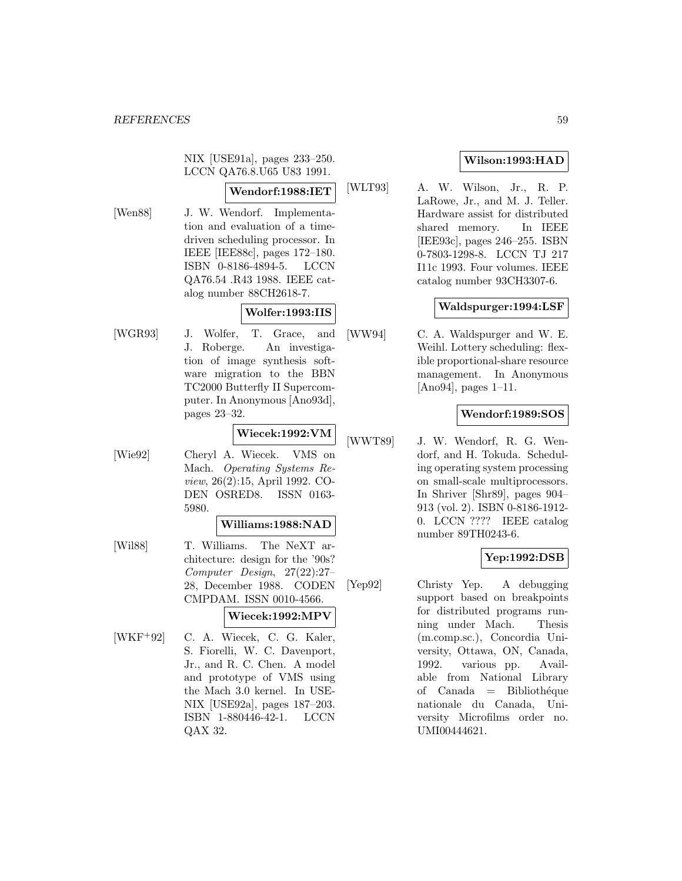NIX [USE91a], pages 233–250. LCCN QA76.8.U65 U83 1991.

**Wendorf:1988:IET**

[Wen88] J. W. Wendorf. Implementation and evaluation of a time-driven scheduling processor. In IEEE [IEE88c], pages 172–180. ISBN 0-8186-4894-5. LCCN QA76.54 .R43 1988. IEEE catalog number 88CH2618-7.

**Wolfer:1993:IIS**

[WGR93] J. Wolfer, T. Grace, and J. Roberge. An investigation of image synthesis software migration to the BBN TC2000 Butterfly II Supercomputer. In Anonymous [Ano93d], pages 23–32.

**Wiecek:1992:VM**

[Wie92] Cheryl A. Wiecek. VMS on Mach. *Operating Systems Review*, 26(2):15, April 1992. CODEN OSRED8. ISSN 0163-5980.

**Williams:1988:NAD**

[Wil88] T. Williams. The NeXT architecture: design for the '90s? *Computer Design*, 27(22):27–28, December 1988. CODEN CMPDAM. ISSN 0010-4566.

**Wiecek:1992:MPV**

[WKF+92] C. A. Wiecek, C. G. Kaler, S. Fiorelli, W. C. Davenport, Jr., and R. C. Chen. A model and prototype of VMS using the Mach 3.0 kernel. In USENIX [USE92a], pages 187–203. ISBN 1-880446-42-1. LCCN QAX 32.

**Wilson:1993:HAD**

[WLT93] A. W. Wilson, Jr., R. P. LaRowe, Jr., and M. J. Teller. Hardware assist for distributed shared memory. In IEEE [IEE93c], pages 246–255. ISBN 0-7803-1298-8. LCCN TJ 217 I11c 1993. Four volumes. IEEE catalog number 93CH3307-6.

**Waldspurger:1994:LSF**

[WW94] C. A. Waldspurger and W. E. Weihl. Lottery scheduling: flexible proportional-share resource management. In Anonymous [Ano94], pages 1–11.

**Wendorf:1989:SOS**

[WWT89] J. W. Wendorf, R. G. Wendorf, and H. Tokuda. Scheduling operating system processing on small-scale multiprocessors. In Shriver [Shr89], pages 904–913 (vol. 2). ISBN 0-8186-1912-0. LCCN ???? IEEE catalog number 89TH0243-6.

**Yep:1992:DSB**

[Yep92] Christy Yep. A debugging support based on breakpoints for distributed programs running under Mach. Thesis (m.comp.sc.), Concordia University, Ottawa, ON, Canada, 1992. various pp. Available from National Library of Canada = Bibliothéque nationale du Canada, University Microfilms order no. UMI00444621.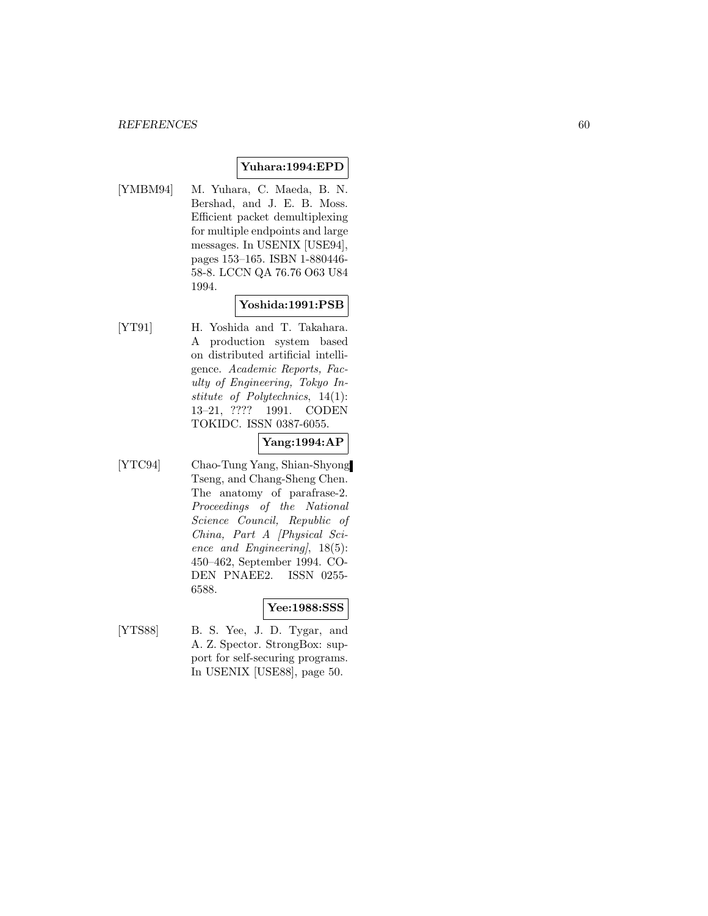**Yuhara:1994:EPD**

[YMBM94] M. Yuhara, C. Maeda, B. N. Bershad, and J. E. B. Moss. Efficient packet demultiplexing for multiple endpoints and large messages. In USENIX [USE94], pages 153–165. ISBN 1-880446-58-8. LCCN QA 76.76 O63 U84 1994.

**Yoshida:1991:PSB**

[YT91] H. Yoshida and T. Takahara. A production system based on distributed artificial intelligence. *Academic Reports, Faculty of Engineering, Tokyo Institute of Polytechnics*, 14(1): 13–21, ???? 1991. CODEN TOKIDC. ISSN 0387-6055.

**Yang:1994:AP**

[YTC94] Chao-Tung Yang, Shian-Shyong Tseng, and Chang-Sheng Chen. The anatomy of parafrase-2. *Proceedings of the National Science Council, Republic of China, Part A [Physical Science and Engineering]*, 18(5): 450–462, September 1994. CODEN PNAEE2. ISSN 0255-6588.

**Yee:1988:SSS**

[YTS88] B. S. Yee, J. D. Tygar, and A. Z. Spector. StrongBox: support for self-securing programs. In USENIX [USE88], page 50.